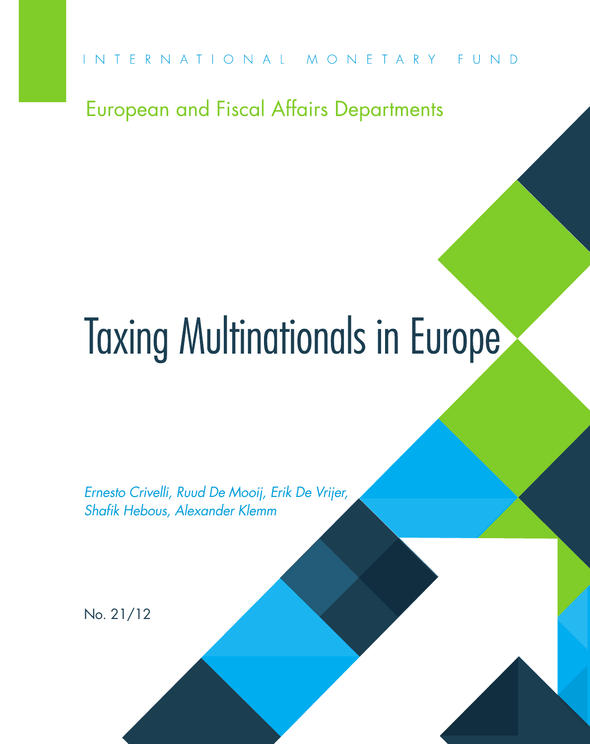INTERNATIONAL MONETARY FUND

European and Fiscal Affairs Departments

# Taxing Multinationals in Europe

*Ernesto Crivelli, Ruud De Mooij, Erik De Vrijer, Shafik Hebous, Alexander Klemm*

No. 21/12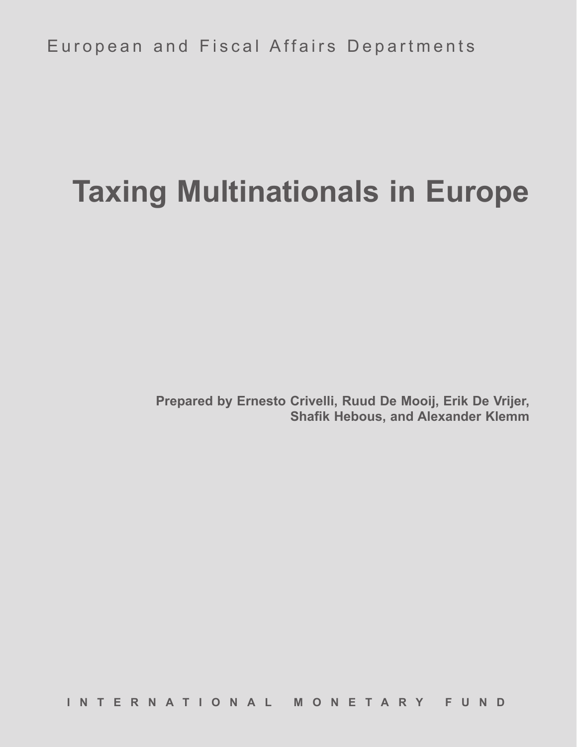European and Fiscal Affairs Departments

# Taxing Multinationals in Europe

**Prepared by Ernesto Crivelli, Ruud De Mooij, Erik De Vrijer, Shafik Hebous, and Alexander Klemm**

INTERNATIONAL MONETARY FUND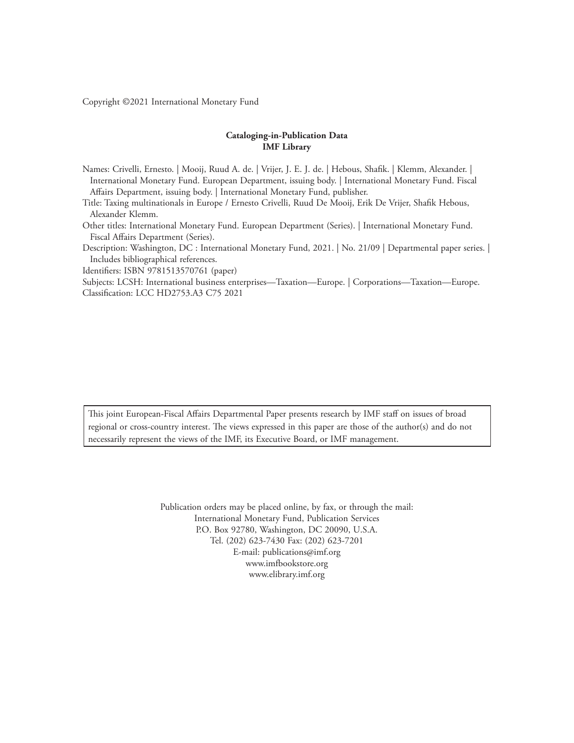Copyright ©2021 International Monetary Fund

**Cataloging-in-Publication Data**
**IMF Library**

Names: Crivelli, Ernesto. | Mooij, Ruud A. de. | Vrijer, J. E. J. de. | Hebous, Shafik. | Klemm, Alexander. | International Monetary Fund. European Department, issuing body. | International Monetary Fund. Fiscal Affairs Department, issuing body. | International Monetary Fund, publisher.

Title: Taxing multinationals in Europe / Ernesto Crivelli, Ruud De Mooij, Erik De Vrijer, Shafik Hebous, Alexander Klemm.

Other titles: International Monetary Fund. European Department (Series). | International Monetary Fund. Fiscal Affairs Department (Series).

Description: Washington, DC : International Monetary Fund, 2021. | No. 21/09 | Departmental paper series. | Includes bibliographical references.

Identifiers: ISBN 9781513570761 (paper)

Subjects: LCSH: International business enterprises—Taxation—Europe. | Corporations—Taxation—Europe.

Classification: LCC HD2753.A3 C75 2021

This joint European-Fiscal Affairs Departmental Paper presents research by IMF staff on issues of broad regional or cross-country interest. The views expressed in this paper are those of the author(s) and do not necessarily represent the views of the IMF, its Executive Board, or IMF management.

Publication orders may be placed online, by fax, or through the mail:
International Monetary Fund, Publication Services
P.O. Box 92780, Washington, DC 20090, U.S.A.
Tel. (202) 623-7430 Fax: (202) 623-7201
E-mail: publications@imf.org
www.imfbookstore.org
www.elibrary.imf.org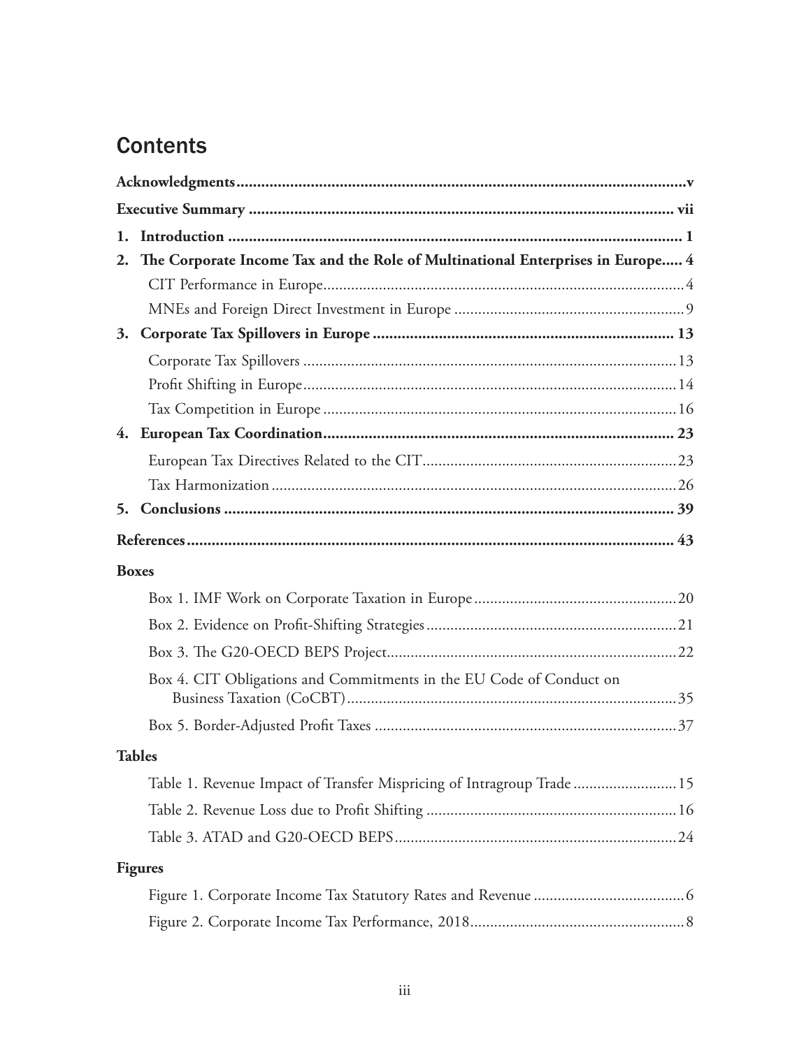## Contents

**Acknowledgments** ..... **v**

**Executive Summary** ..... **vii**

**1. Introduction** ..... **1**

**2. The Corporate Income Tax and the Role of Multinational Enterprises in Europe** ..... **4**

- CIT Performance in Europe ..... 4
- MNEs and Foreign Direct Investment in Europe ..... 9

**3. Corporate Tax Spillovers in Europe** ..... **13**

- Corporate Tax Spillovers ..... 13
- Profit Shifting in Europe ..... 14
- Tax Competition in Europe ..... 16

**4. European Tax Coordination** ..... **23**

- European Tax Directives Related to the CIT ..... 23
- Tax Harmonization ..... 26

**5. Conclusions** ..... **39**

**References** ..... **43**

**Boxes**

- Box 1. IMF Work on Corporate Taxation in Europe ..... 20
- Box 2. Evidence on Profit-Shifting Strategies ..... 21
- Box 3. The G20-OECD BEPS Project ..... 22
- Box 4. CIT Obligations and Commitments in the EU Code of Conduct on Business Taxation (CoCBT) ..... 35
- Box 5. Border-Adjusted Profit Taxes ..... 37

**Tables**

- Table 1. Revenue Impact of Transfer Mispricing of Intragroup Trade ..... 15
- Table 2. Revenue Loss due to Profit Shifting ..... 16
- Table 3. ATAD and G20-OECD BEPS ..... 24

**Figures**

- Figure 1. Corporate Income Tax Statutory Rates and Revenue ..... 6
- Figure 2. Corporate Income Tax Performance, 2018 ..... 8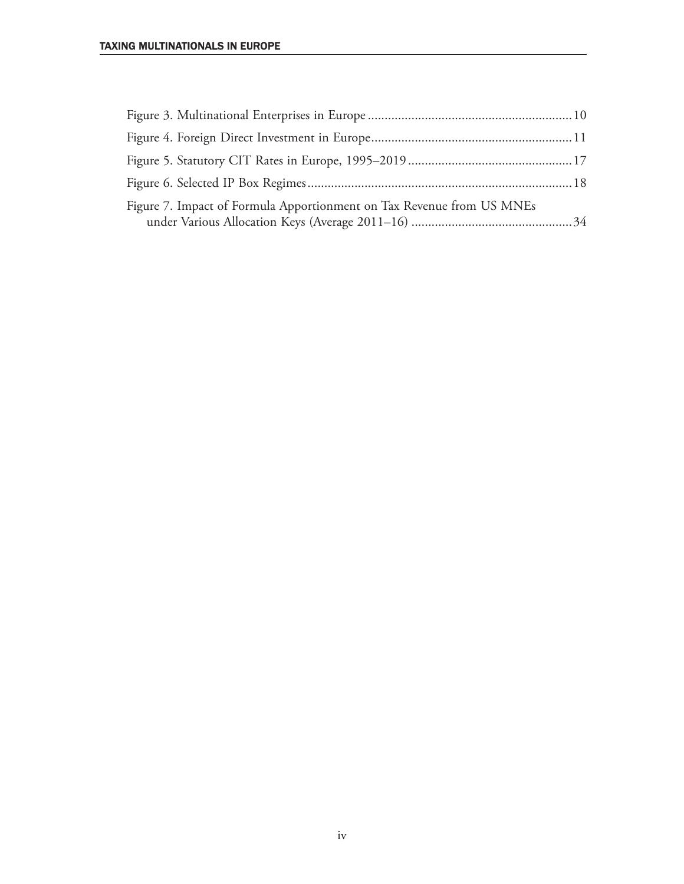Figure 3. Multinational Enterprises in Europe ............................................................ 10

Figure 4. Foreign Direct Investment in Europe............................................................ 11

Figure 5. Statutory CIT Rates in Europe, 1995–2019 ................................................ 17

Figure 6. Selected IP Box Regimes .............................................................................. 18

Figure 7. Impact of Formula Apportionment on Tax Revenue from US MNEs under Various Allocation Keys (Average 2011–16) ................................................ 34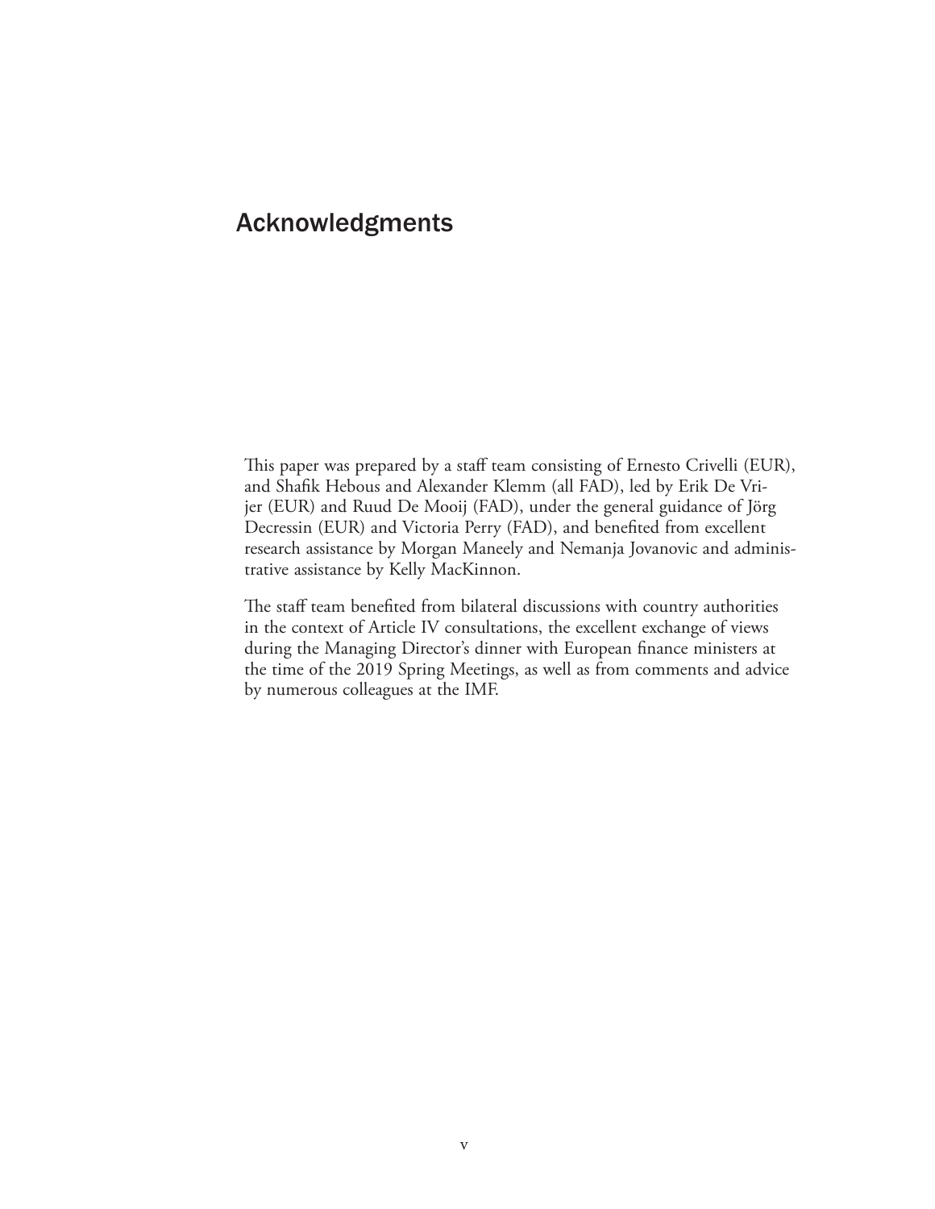# Acknowledgments

This paper was prepared by a staff team consisting of Ernesto Crivelli (EUR), and Shafik Hebous and Alexander Klemm (all FAD), led by Erik De Vrijer (EUR) and Ruud De Mooij (FAD), under the general guidance of Jörg Decressin (EUR) and Victoria Perry (FAD), and benefited from excellent research assistance by Morgan Maneely and Nemanja Jovanovic and administrative assistance by Kelly MacKinnon.

The staff team benefited from bilateral discussions with country authorities in the context of Article IV consultations, the excellent exchange of views during the Managing Director's dinner with European finance ministers at the time of the 2019 Spring Meetings, as well as from comments and advice by numerous colleagues at the IMF.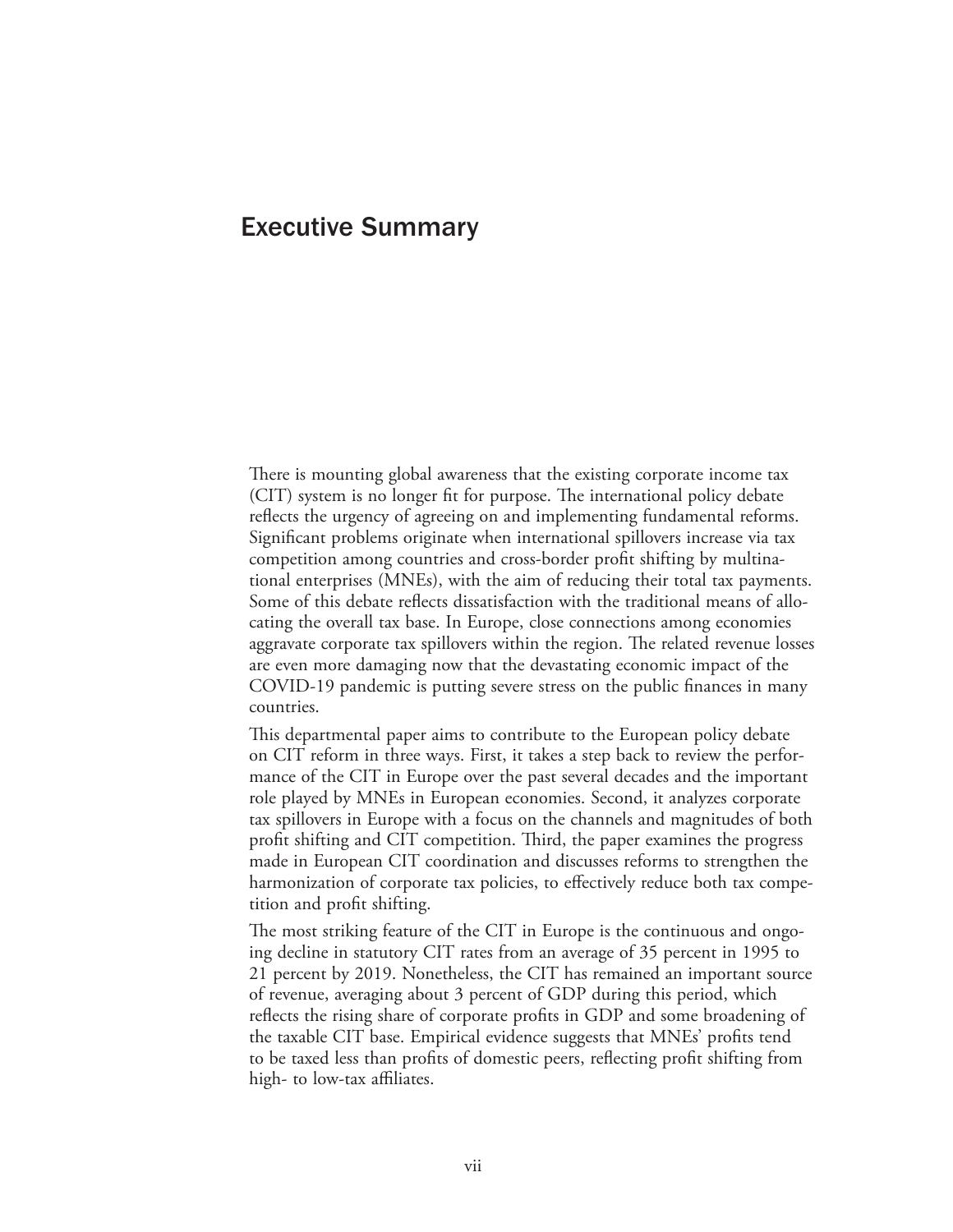# Executive Summary

There is mounting global awareness that the existing corporate income tax (CIT) system is no longer fit for purpose. The international policy debate reflects the urgency of agreeing on and implementing fundamental reforms. Significant problems originate when international spillovers increase via tax competition among countries and cross-border profit shifting by multinational enterprises (MNEs), with the aim of reducing their total tax payments. Some of this debate reflects dissatisfaction with the traditional means of allocating the overall tax base. In Europe, close connections among economies aggravate corporate tax spillovers within the region. The related revenue losses are even more damaging now that the devastating economic impact of the COVID-19 pandemic is putting severe stress on the public finances in many countries.

This departmental paper aims to contribute to the European policy debate on CIT reform in three ways. First, it takes a step back to review the performance of the CIT in Europe over the past several decades and the important role played by MNEs in European economies. Second, it analyzes corporate tax spillovers in Europe with a focus on the channels and magnitudes of both profit shifting and CIT competition. Third, the paper examines the progress made in European CIT coordination and discusses reforms to strengthen the harmonization of corporate tax policies, to effectively reduce both tax competition and profit shifting.

The most striking feature of the CIT in Europe is the continuous and ongoing decline in statutory CIT rates from an average of 35 percent in 1995 to 21 percent by 2019. Nonetheless, the CIT has remained an important source of revenue, averaging about 3 percent of GDP during this period, which reflects the rising share of corporate profits in GDP and some broadening of the taxable CIT base. Empirical evidence suggests that MNEs' profits tend to be taxed less than profits of domestic peers, reflecting profit shifting from high- to low-tax affiliates.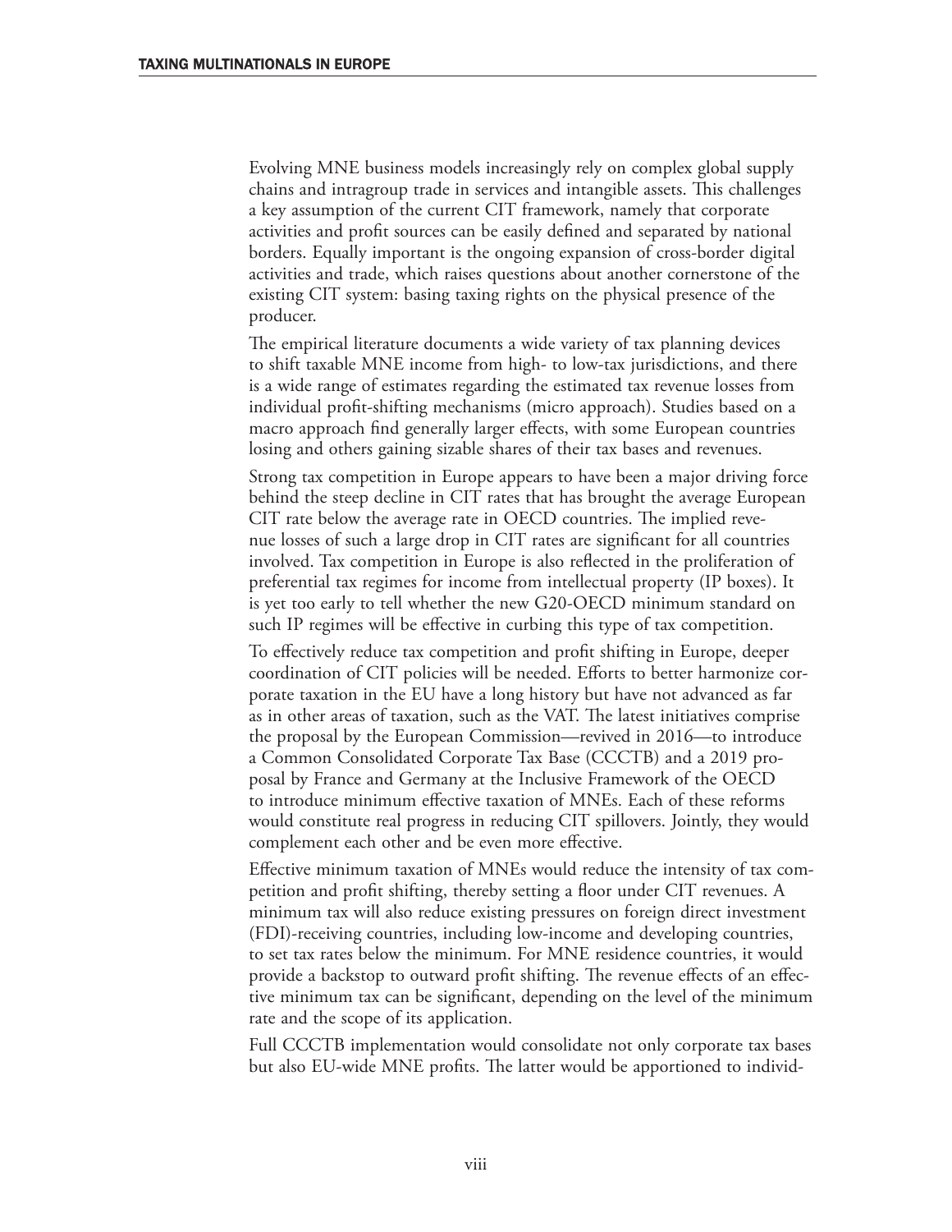Evolving MNE business models increasingly rely on complex global supply chains and intragroup trade in services and intangible assets. This challenges a key assumption of the current CIT framework, namely that corporate activities and profit sources can be easily defined and separated by national borders. Equally important is the ongoing expansion of cross-border digital activities and trade, which raises questions about another cornerstone of the existing CIT system: basing taxing rights on the physical presence of the producer.

The empirical literature documents a wide variety of tax planning devices to shift taxable MNE income from high- to low-tax jurisdictions, and there is a wide range of estimates regarding the estimated tax revenue losses from individual profit-shifting mechanisms (micro approach). Studies based on a macro approach find generally larger effects, with some European countries losing and others gaining sizable shares of their tax bases and revenues.

Strong tax competition in Europe appears to have been a major driving force behind the steep decline in CIT rates that has brought the average European CIT rate below the average rate in OECD countries. The implied revenue losses of such a large drop in CIT rates are significant for all countries involved. Tax competition in Europe is also reflected in the proliferation of preferential tax regimes for income from intellectual property (IP boxes). It is yet too early to tell whether the new G20-OECD minimum standard on such IP regimes will be effective in curbing this type of tax competition.

To effectively reduce tax competition and profit shifting in Europe, deeper coordination of CIT policies will be needed. Efforts to better harmonize corporate taxation in the EU have a long history but have not advanced as far as in other areas of taxation, such as the VAT. The latest initiatives comprise the proposal by the European Commission—revived in 2016—to introduce a Common Consolidated Corporate Tax Base (CCCTB) and a 2019 proposal by France and Germany at the Inclusive Framework of the OECD to introduce minimum effective taxation of MNEs. Each of these reforms would constitute real progress in reducing CIT spillovers. Jointly, they would complement each other and be even more effective.

Effective minimum taxation of MNEs would reduce the intensity of tax competition and profit shifting, thereby setting a floor under CIT revenues. A minimum tax will also reduce existing pressures on foreign direct investment (FDI)-receiving countries, including low-income and developing countries, to set tax rates below the minimum. For MNE residence countries, it would provide a backstop to outward profit shifting. The revenue effects of an effective minimum tax can be significant, depending on the level of the minimum rate and the scope of its application.

Full CCCTB implementation would consolidate not only corporate tax bases but also EU-wide MNE profits. The latter would be apportioned to individ-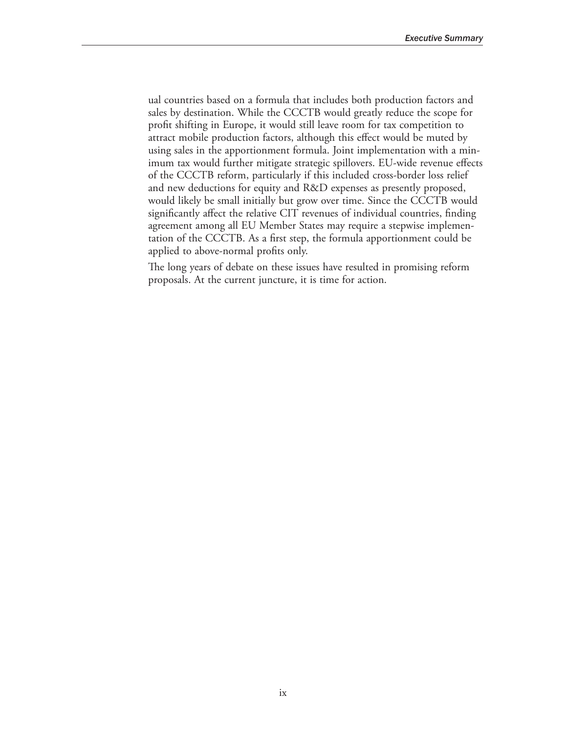ual countries based on a formula that includes both production factors and sales by destination. While the CCCTB would greatly reduce the scope for profit shifting in Europe, it would still leave room for tax competition to attract mobile production factors, although this effect would be muted by using sales in the apportionment formula. Joint implementation with a minimum tax would further mitigate strategic spillovers. EU-wide revenue effects of the CCCTB reform, particularly if this included cross-border loss relief and new deductions for equity and R&D expenses as presently proposed, would likely be small initially but grow over time. Since the CCCTB would significantly affect the relative CIT revenues of individual countries, finding agreement among all EU Member States may require a stepwise implementation of the CCCTB. As a first step, the formula apportionment could be applied to above-normal profits only.

The long years of debate on these issues have resulted in promising reform proposals. At the current juncture, it is time for action.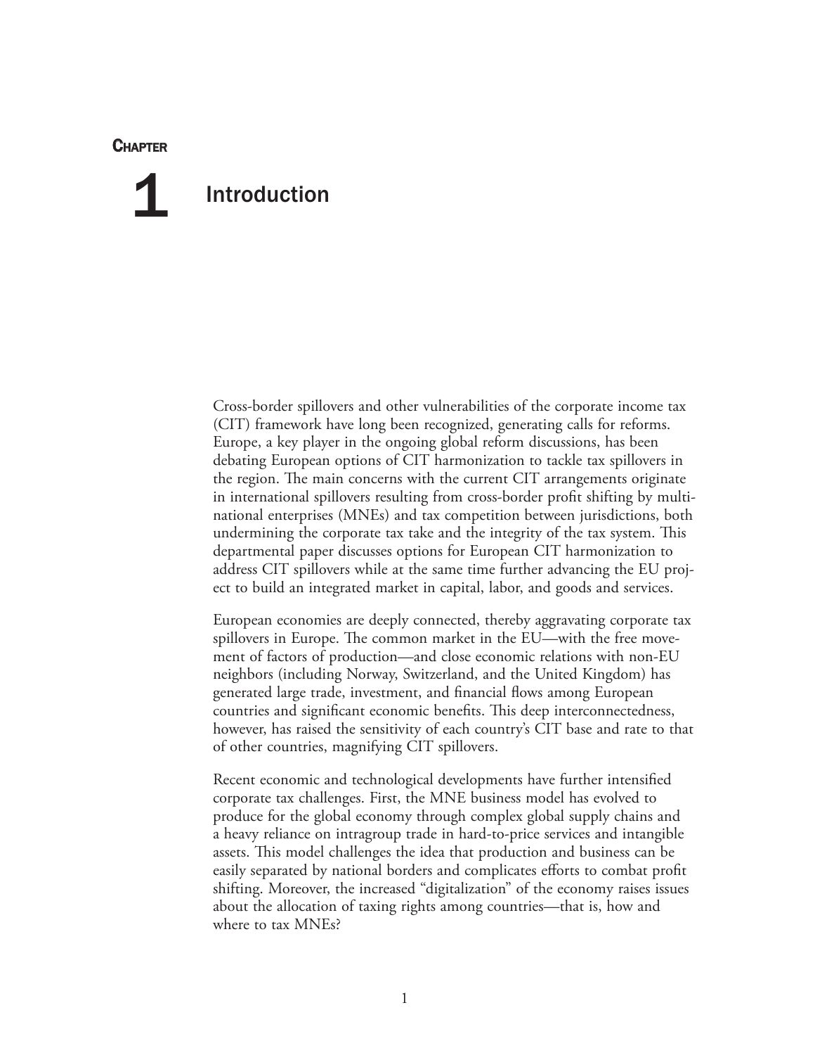# Chapter 1 Introduction

Cross-border spillovers and other vulnerabilities of the corporate income tax (CIT) framework have long been recognized, generating calls for reforms. Europe, a key player in the ongoing global reform discussions, has been debating European options of CIT harmonization to tackle tax spillovers in the region. The main concerns with the current CIT arrangements originate in international spillovers resulting from cross-border profit shifting by multinational enterprises (MNEs) and tax competition between jurisdictions, both undermining the corporate tax take and the integrity of the tax system. This departmental paper discusses options for European CIT harmonization to address CIT spillovers while at the same time further advancing the EU project to build an integrated market in capital, labor, and goods and services.

European economies are deeply connected, thereby aggravating corporate tax spillovers in Europe. The common market in the EU—with the free movement of factors of production—and close economic relations with non-EU neighbors (including Norway, Switzerland, and the United Kingdom) has generated large trade, investment, and financial flows among European countries and significant economic benefits. This deep interconnectedness, however, has raised the sensitivity of each country's CIT base and rate to that of other countries, magnifying CIT spillovers.

Recent economic and technological developments have further intensified corporate tax challenges. First, the MNE business model has evolved to produce for the global economy through complex global supply chains and a heavy reliance on intragroup trade in hard-to-price services and intangible assets. This model challenges the idea that production and business can be easily separated by national borders and complicates efforts to combat profit shifting. Moreover, the increased "digitalization" of the economy raises issues about the allocation of taxing rights among countries—that is, how and where to tax MNEs?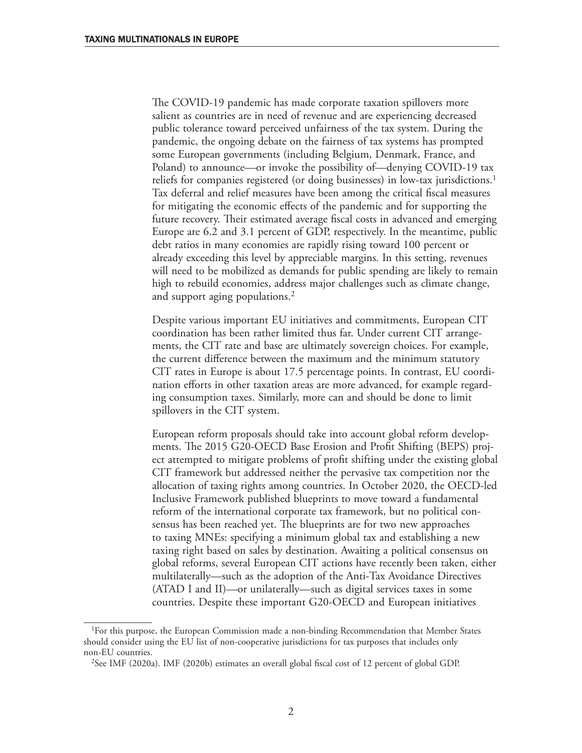The COVID-19 pandemic has made corporate taxation spillovers more salient as countries are in need of revenue and are experiencing decreased public tolerance toward perceived unfairness of the tax system. During the pandemic, the ongoing debate on the fairness of tax systems has prompted some European governments (including Belgium, Denmark, France, and Poland) to announce—or invoke the possibility of—denying COVID-19 tax reliefs for companies registered (or doing businesses) in low-tax jurisdictions.[1] Tax deferral and relief measures have been among the critical fiscal measures for mitigating the economic effects of the pandemic and for supporting the future recovery. Their estimated average fiscal costs in advanced and emerging Europe are 6.2 and 3.1 percent of GDP, respectively. In the meantime, public debt ratios in many economies are rapidly rising toward 100 percent or already exceeding this level by appreciable margins. In this setting, revenues will need to be mobilized as demands for public spending are likely to remain high to rebuild economies, address major challenges such as climate change, and support aging populations.[2]

Despite various important EU initiatives and commitments, European CIT coordination has been rather limited thus far. Under current CIT arrangements, the CIT rate and base are ultimately sovereign choices. For example, the current difference between the maximum and the minimum statutory CIT rates in Europe is about 17.5 percentage points. In contrast, EU coordination efforts in other taxation areas are more advanced, for example regarding consumption taxes. Similarly, more can and should be done to limit spillovers in the CIT system.

European reform proposals should take into account global reform developments. The 2015 G20-OECD Base Erosion and Profit Shifting (BEPS) project attempted to mitigate problems of profit shifting under the existing global CIT framework but addressed neither the pervasive tax competition nor the allocation of taxing rights among countries. In October 2020, the OECD-led Inclusive Framework published blueprints to move toward a fundamental reform of the international corporate tax framework, but no political consensus has been reached yet. The blueprints are for two new approaches to taxing MNEs: specifying a minimum global tax and establishing a new taxing right based on sales by destination. Awaiting a political consensus on global reforms, several European CIT actions have recently been taken, either multilaterally—such as the adoption of the Anti-Tax Avoidance Directives (ATAD I and II)—or unilaterally—such as digital services taxes in some countries. Despite these important G20-OECD and European initiatives

[1]For this purpose, the European Commission made a non-binding Recommendation that Member States should consider using the EU list of non-cooperative jurisdictions for tax purposes that includes only non-EU countries.

[2]See IMF (2020a). IMF (2020b) estimates an overall global fiscal cost of 12 percent of global GDP.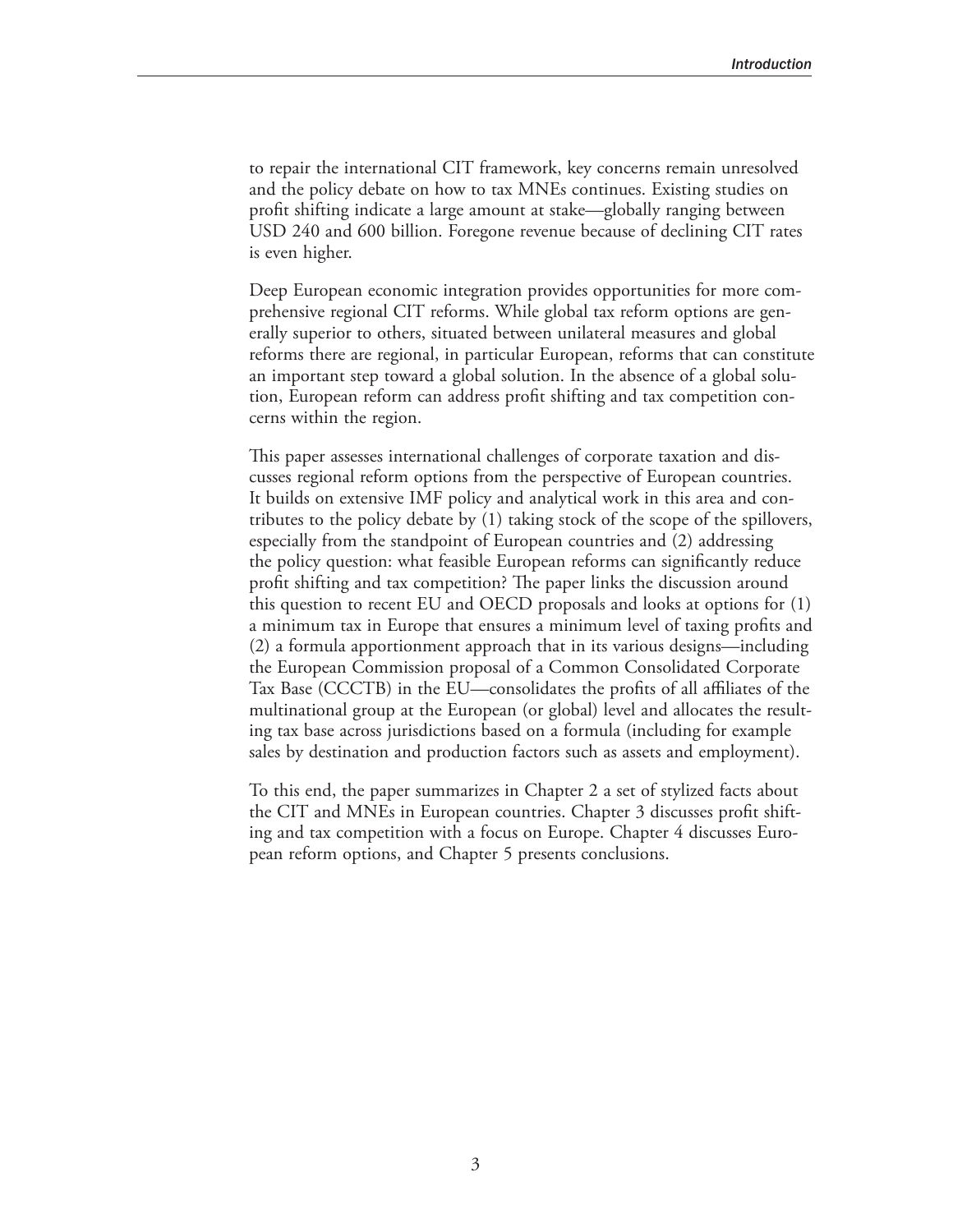to repair the international CIT framework, key concerns remain unresolved and the policy debate on how to tax MNEs continues. Existing studies on profit shifting indicate a large amount at stake—globally ranging between USD 240 and 600 billion. Foregone revenue because of declining CIT rates is even higher.

Deep European economic integration provides opportunities for more comprehensive regional CIT reforms. While global tax reform options are generally superior to others, situated between unilateral measures and global reforms there are regional, in particular European, reforms that can constitute an important step toward a global solution. In the absence of a global solution, European reform can address profit shifting and tax competition concerns within the region.

This paper assesses international challenges of corporate taxation and discusses regional reform options from the perspective of European countries. It builds on extensive IMF policy and analytical work in this area and contributes to the policy debate by (1) taking stock of the scope of the spillovers, especially from the standpoint of European countries and (2) addressing the policy question: what feasible European reforms can significantly reduce profit shifting and tax competition? The paper links the discussion around this question to recent EU and OECD proposals and looks at options for (1) a minimum tax in Europe that ensures a minimum level of taxing profits and (2) a formula apportionment approach that in its various designs—including the European Commission proposal of a Common Consolidated Corporate Tax Base (CCCTB) in the EU—consolidates the profits of all affiliates of the multinational group at the European (or global) level and allocates the resulting tax base across jurisdictions based on a formula (including for example sales by destination and production factors such as assets and employment).

To this end, the paper summarizes in Chapter 2 a set of stylized facts about the CIT and MNEs in European countries. Chapter 3 discusses profit shifting and tax competition with a focus on Europe. Chapter 4 discusses European reform options, and Chapter 5 presents conclusions.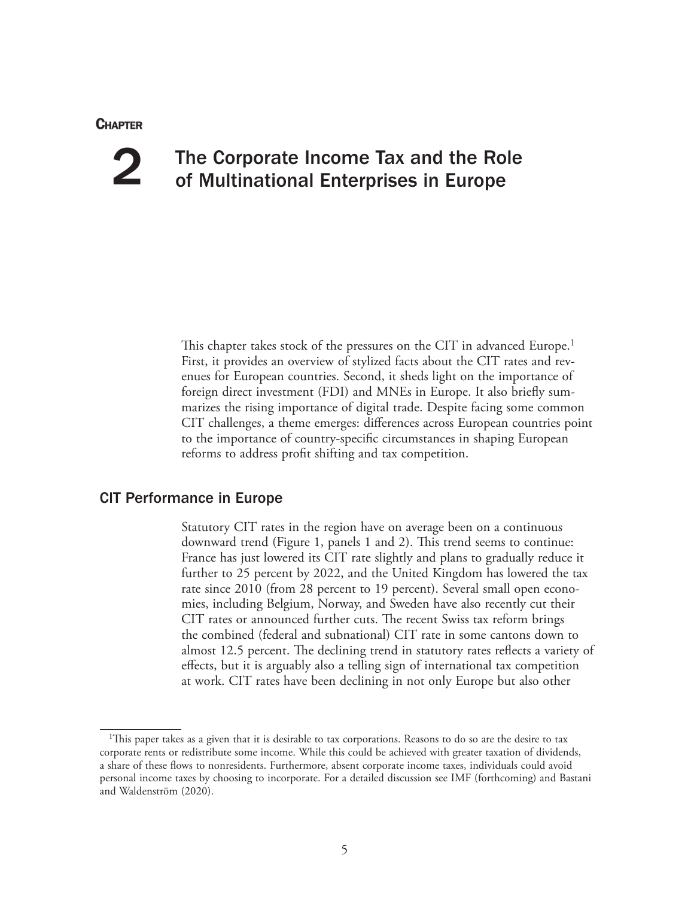**Chapter**

# 2 The Corporate Income Tax and the Role of Multinational Enterprises in Europe

This chapter takes stock of the pressures on the CIT in advanced Europe.[1] First, it provides an overview of stylized facts about the CIT rates and revenues for European countries. Second, it sheds light on the importance of foreign direct investment (FDI) and MNEs in Europe. It also briefly summarizes the rising importance of digital trade. Despite facing some common CIT challenges, a theme emerges: differences across European countries point to the importance of country-specific circumstances in shaping European reforms to address profit shifting and tax competition.

## CIT Performance in Europe

Statutory CIT rates in the region have on average been on a continuous downward trend (Figure 1, panels 1 and 2). This trend seems to continue: France has just lowered its CIT rate slightly and plans to gradually reduce it further to 25 percent by 2022, and the United Kingdom has lowered the tax rate since 2010 (from 28 percent to 19 percent). Several small open economies, including Belgium, Norway, and Sweden have also recently cut their CIT rates or announced further cuts. The recent Swiss tax reform brings the combined (federal and subnational) CIT rate in some cantons down to almost 12.5 percent. The declining trend in statutory rates reflects a variety of effects, but it is arguably also a telling sign of international tax competition at work. CIT rates have been declining in not only Europe but also other

---

[1]This paper takes as a given that it is desirable to tax corporations. Reasons to do so are the desire to tax corporate rents or redistribute some income. While this could be achieved with greater taxation of dividends, a share of these flows to nonresidents. Furthermore, absent corporate income taxes, individuals could avoid personal income taxes by choosing to incorporate. For a detailed discussion see IMF (forthcoming) and Bastani and Waldenström (2020).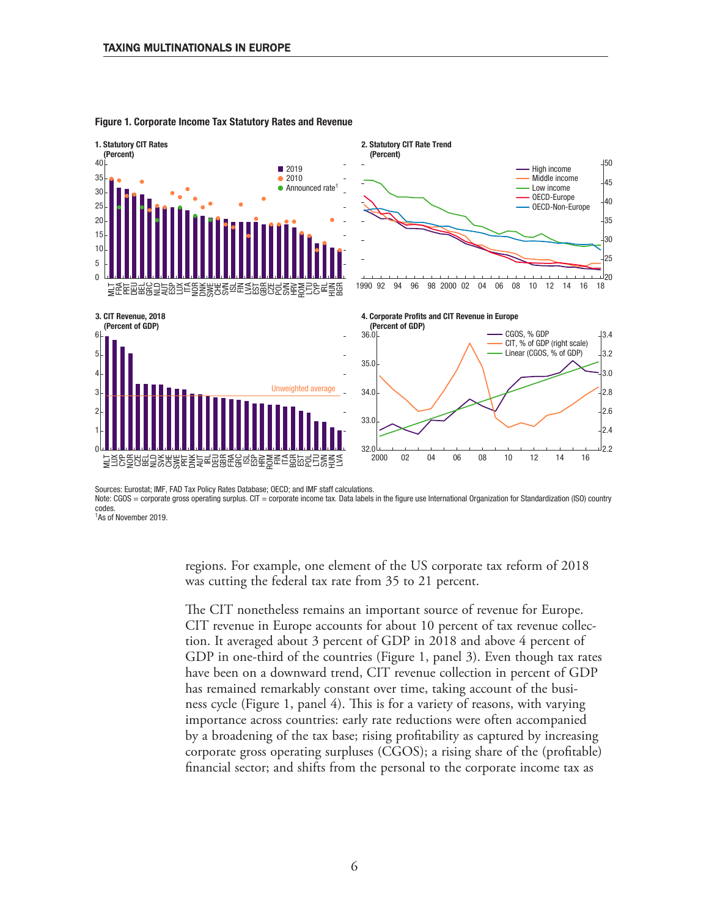**Figure 1. Corporate Income Tax Statutory Rates and Revenue**

Sources: Eurostat; IMF, FAD Tax Policy Rates Database; OECD; and IMF staff calculations.
Note: CGOS = corporate gross operating surplus. CIT = corporate income tax. Data labels in the figure use International Organization for Standardization (ISO) country codes.
[1]As of November 2019.

regions. For example, one element of the US corporate tax reform of 2018 was cutting the federal tax rate from 35 to 21 percent.

The CIT nonetheless remains an important source of revenue for Europe. CIT revenue in Europe accounts for about 10 percent of tax revenue collection. It averaged about 3 percent of GDP in 2018 and above 4 percent of GDP in one-third of the countries (Figure 1, panel 3). Even though tax rates have been on a downward trend, CIT revenue collection in percent of GDP has remained remarkably constant over time, taking account of the business cycle (Figure 1, panel 4). This is for a variety of reasons, with varying importance across countries: early rate reductions were often accompanied by a broadening of the tax base; rising profitability as captured by increasing corporate gross operating surpluses (CGOS); a rising share of the (profitable) financial sector; and shifts from the personal to the corporate income tax as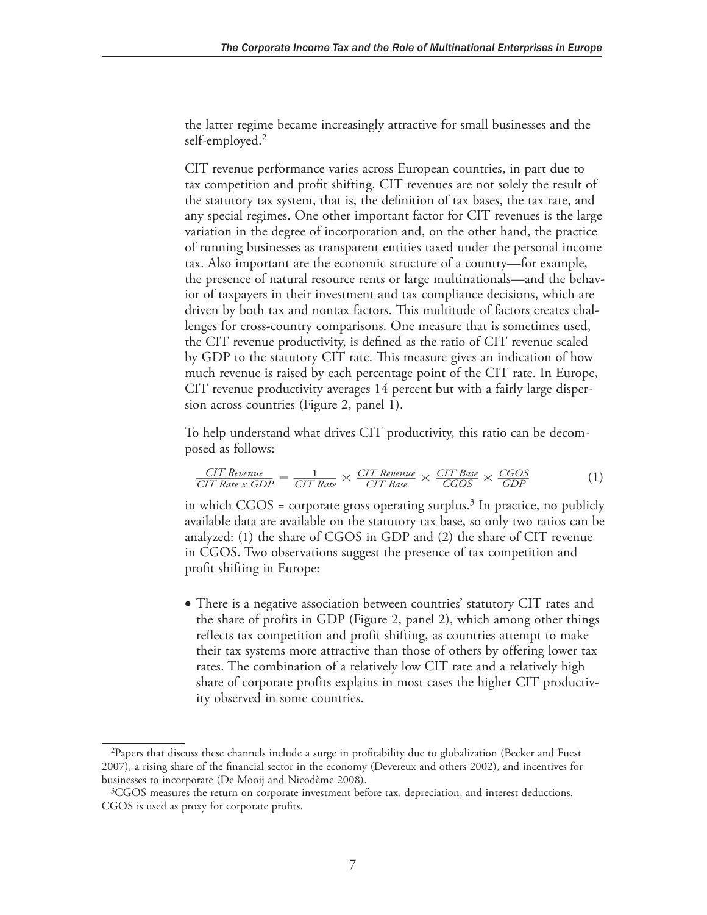the latter regime became increasingly attractive for small businesses and the self-employed.[2]

CIT revenue performance varies across European countries, in part due to tax competition and profit shifting. CIT revenues are not solely the result of the statutory tax system, that is, the definition of tax bases, the tax rate, and any special regimes. One other important factor for CIT revenues is the large variation in the degree of incorporation and, on the other hand, the practice of running businesses as transparent entities taxed under the personal income tax. Also important are the economic structure of a country—for example, the presence of natural resource rents or large multinationals—and the behavior of taxpayers in their investment and tax compliance decisions, which are driven by both tax and nontax factors. This multitude of factors creates challenges for cross-country comparisons. One measure that is sometimes used, the CIT revenue productivity, is defined as the ratio of CIT revenue scaled by GDP to the statutory CIT rate. This measure gives an indication of how much revenue is raised by each percentage point of the CIT rate. In Europe, CIT revenue productivity averages 14 percent but with a fairly large dispersion across countries (Figure 2, panel 1).

To help understand what drives CIT productivity, this ratio can be decomposed as follows:

$$\frac{CIT\ Revenue}{CIT\ Rate\ x\ GDP} = \frac{1}{CIT\ Rate} \times \frac{CIT\ Revenue}{CIT\ Base} \times \frac{CIT\ Base}{CGOS} \times \frac{CGOS}{GDP} \tag{1}$$

in which CGOS = corporate gross operating surplus.[3] In practice, no publicly available data are available on the statutory tax base, so only two ratios can be analyzed: (1) the share of CGOS in GDP and (2) the share of CIT revenue in CGOS. Two observations suggest the presence of tax competition and profit shifting in Europe:

- There is a negative association between countries' statutory CIT rates and the share of profits in GDP (Figure 2, panel 2), which among other things reflects tax competition and profit shifting, as countries attempt to make their tax systems more attractive than those of others by offering lower tax rates. The combination of a relatively low CIT rate and a relatively high share of corporate profits explains in most cases the higher CIT productivity observed in some countries.

---

[2]Papers that discuss these channels include a surge in profitability due to globalization (Becker and Fuest 2007), a rising share of the financial sector in the economy (Devereux and others 2002), and incentives for businesses to incorporate (De Mooij and Nicodème 2008).

[3]CGOS measures the return on corporate investment before tax, depreciation, and interest deductions. CGOS is used as proxy for corporate profits.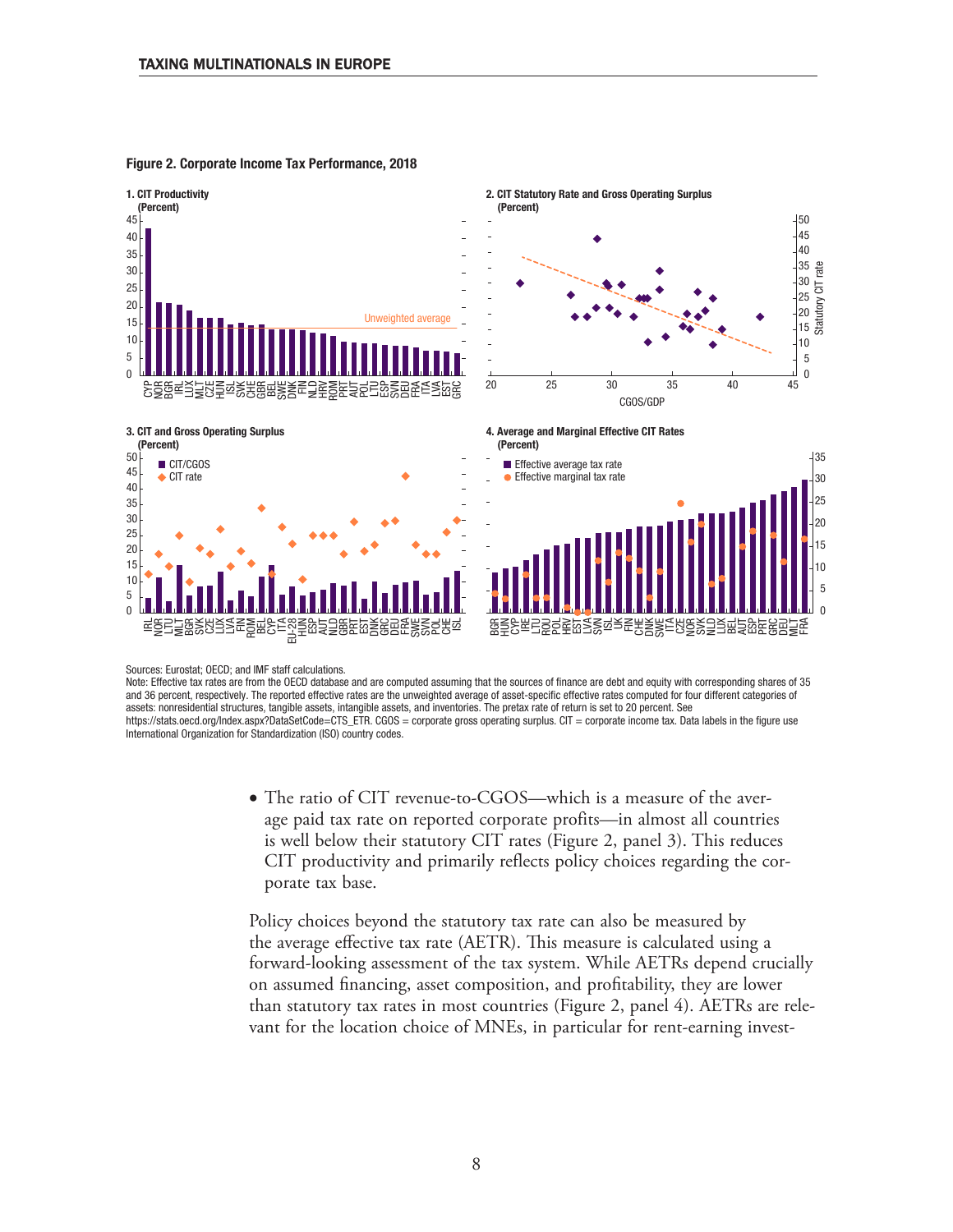**Figure 2. Corporate Income Tax Performance, 2018**

Sources: Eurostat; OECD; and IMF staff calculations.
Note: Effective tax rates are from the OECD database and are computed assuming that the sources of finance are debt and equity with corresponding shares of 35 and 36 percent, respectively. The reported effective rates are the unweighted average of asset-specific effective rates computed for four different categories of assets: nonresidential structures, tangible assets, intangible assets, and inventories. The pretax rate of return is set to 20 percent. See https://stats.oecd.org/Index.aspx?DataSetCode=CTS_ETR. CGOS = corporate gross operating surplus. CIT = corporate income tax. Data labels in the figure use International Organization for Standardization (ISO) country codes.

- The ratio of CIT revenue-to-CGOS—which is a measure of the average paid tax rate on reported corporate profits—in almost all countries is well below their statutory CIT rates (Figure 2, panel 3). This reduces CIT productivity and primarily reflects policy choices regarding the corporate tax base.

Policy choices beyond the statutory tax rate can also be measured by the average effective tax rate (AETR). This measure is calculated using a forward-looking assessment of the tax system. While AETRs depend crucially on assumed financing, asset composition, and profitability, they are lower than statutory tax rates in most countries (Figure 2, panel 4). AETRs are relevant for the location choice of MNEs, in particular for rent-earning invest-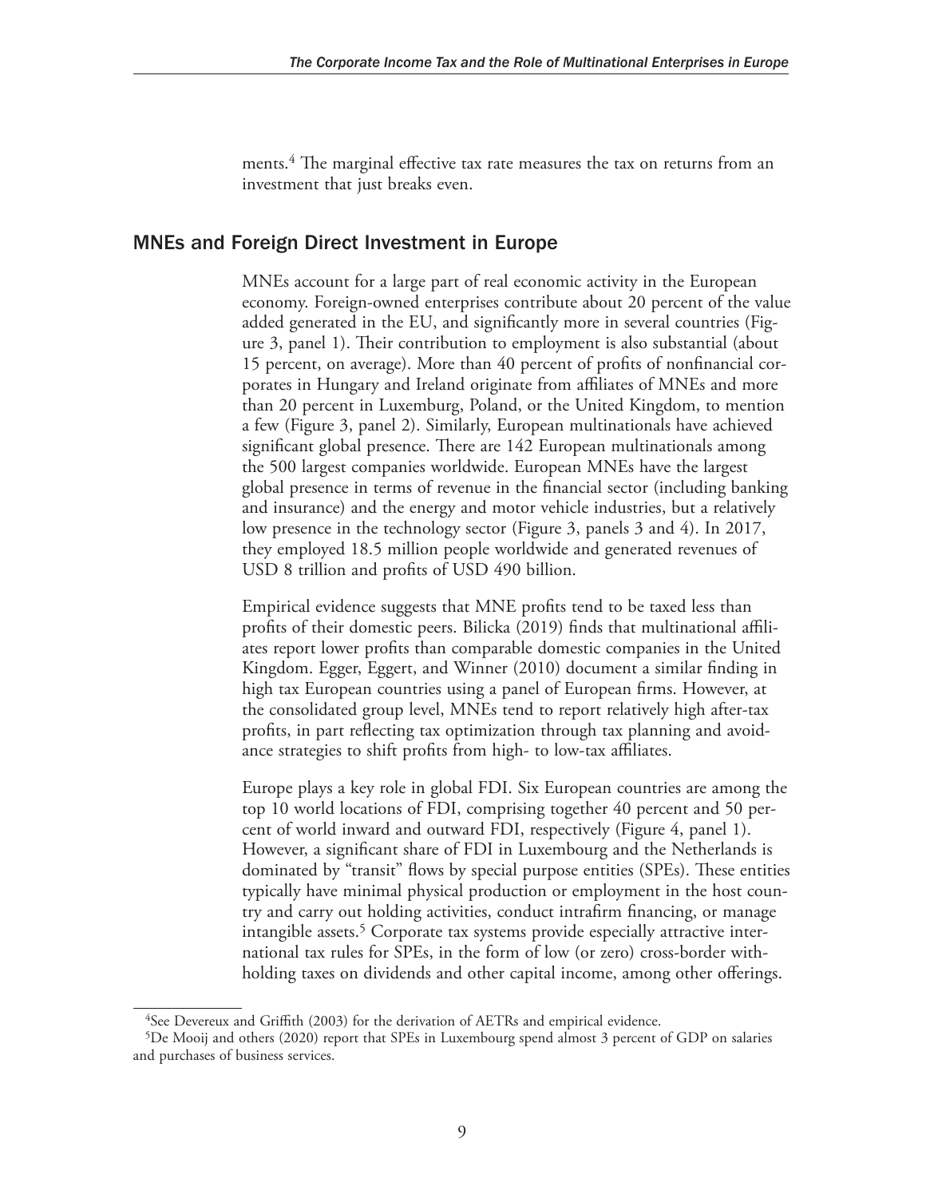ments.[4] The marginal effective tax rate measures the tax on returns from an investment that just breaks even.

## MNEs and Foreign Direct Investment in Europe

MNEs account for a large part of real economic activity in the European economy. Foreign-owned enterprises contribute about 20 percent of the value added generated in the EU, and significantly more in several countries (Figure 3, panel 1). Their contribution to employment is also substantial (about 15 percent, on average). More than 40 percent of profits of nonfinancial corporates in Hungary and Ireland originate from affiliates of MNEs and more than 20 percent in Luxemburg, Poland, or the United Kingdom, to mention a few (Figure 3, panel 2). Similarly, European multinationals have achieved significant global presence. There are 142 European multinationals among the 500 largest companies worldwide. European MNEs have the largest global presence in terms of revenue in the financial sector (including banking and insurance) and the energy and motor vehicle industries, but a relatively low presence in the technology sector (Figure 3, panels 3 and 4). In 2017, they employed 18.5 million people worldwide and generated revenues of USD 8 trillion and profits of USD 490 billion.

Empirical evidence suggests that MNE profits tend to be taxed less than profits of their domestic peers. Bilicka (2019) finds that multinational affiliates report lower profits than comparable domestic companies in the United Kingdom. Egger, Eggert, and Winner (2010) document a similar finding in high tax European countries using a panel of European firms. However, at the consolidated group level, MNEs tend to report relatively high after-tax profits, in part reflecting tax optimization through tax planning and avoidance strategies to shift profits from high- to low-tax affiliates.

Europe plays a key role in global FDI. Six European countries are among the top 10 world locations of FDI, comprising together 40 percent and 50 percent of world inward and outward FDI, respectively (Figure 4, panel 1). However, a significant share of FDI in Luxembourg and the Netherlands is dominated by "transit" flows by special purpose entities (SPEs). These entities typically have minimal physical production or employment in the host country and carry out holding activities, conduct intrafirm financing, or manage intangible assets.[5] Corporate tax systems provide especially attractive international tax rules for SPEs, in the form of low (or zero) cross-border withholding taxes on dividends and other capital income, among other offerings.

---

[4] See Devereux and Griffith (2003) for the derivation of AETRs and empirical evidence.

[5] De Mooij and others (2020) report that SPEs in Luxembourg spend almost 3 percent of GDP on salaries and purchases of business services.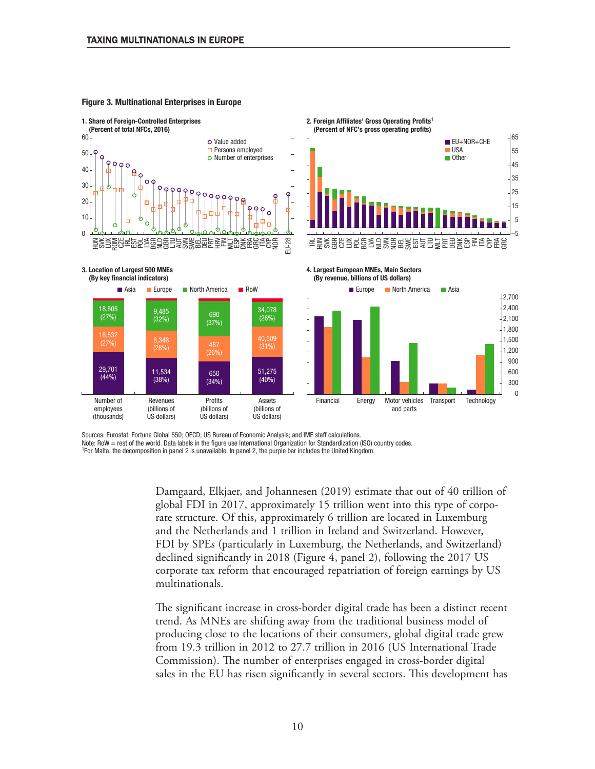**Figure 3. Multinational Enterprises in Europe**

**1. Share of Foreign-Controlled Enterprises (Percent of total NFCs, 2016)**

**2. Foreign Affiliates' Gross Operating Profits[1] (Percent of NFC's gross operating profits)**

**3. Location of Largest 500 MNEs (By key financial indicators)**

| | Number of employees (thousands) | Revenues (billions of US dollars) | Profits (billions of US dollars) | Assets (billions of US dollars) |
|---|---|---|---|---|
| North America | 18,505 (27%) | 9,485 (32%) | 690 (37%) | 34,078 (26%) |
| Europe | 18,532 (27%) | 8,348 (28%) | 487 (26%) | 40,509 (31%) |
| Asia | 29,701 (44%) | 11,534 (38%) | 650 (34%) | 51,275 (40%) |

**4. Largest European MNEs, Main Sectors (By revenue, billions of US dollars)**

Sources: Eurostat; Fortune Global 550; OECD; US Bureau of Economic Analysis; and IMF staff calculations.
Note: RoW = rest of the world. Data labels in the figure use International Organization for Standardization (ISO) country codes.
[1]For Malta, the decomposition in panel 2 is unavailable. In panel 2, the purple bar includes the United Kingdom.

Damgaard, Elkjaer, and Johannesen (2019) estimate that out of 40 trillion of global FDI in 2017, approximately 15 trillion went into this type of corporate structure. Of this, approximately 6 trillion are located in Luxemburg and the Netherlands and 1 trillion in Ireland and Switzerland. However, FDI by SPEs (particularly in Luxemburg, the Netherlands, and Switzerland) declined significantly in 2018 (Figure 4, panel 2), following the 2017 US corporate tax reform that encouraged repatriation of foreign earnings by US multinationals.

The significant increase in cross-border digital trade has been a distinct recent trend. As MNEs are shifting away from the traditional business model of producing close to the locations of their consumers, global digital trade grew from 19.3 trillion in 2012 to 27.7 trillion in 2016 (US International Trade Commission). The number of enterprises engaged in cross-border digital sales in the EU has risen significantly in several sectors. This development has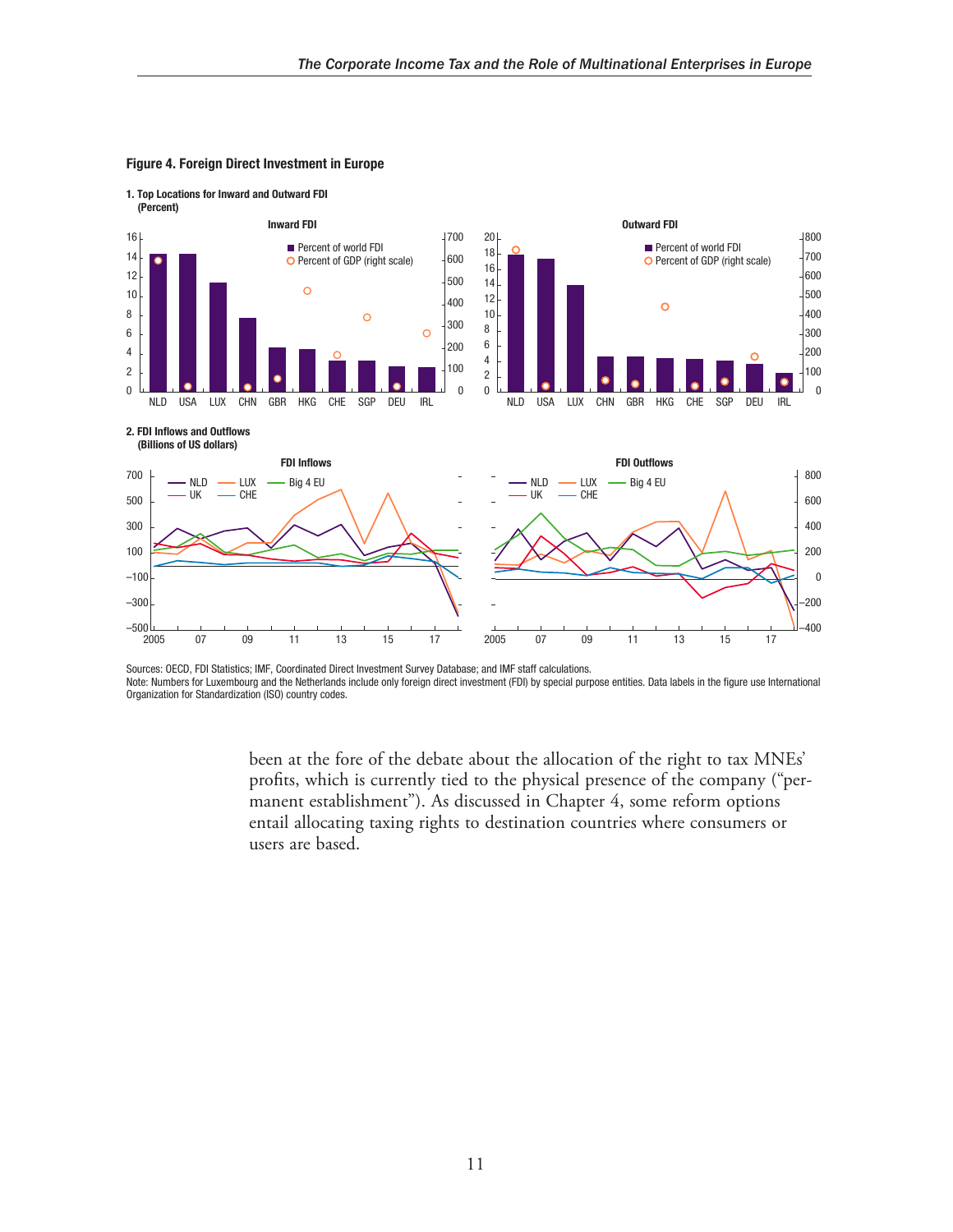**Figure 4. Foreign Direct Investment in Europe**

**1. Top Locations for Inward and Outward FDI (Percent)**

Inward FDI

Outward FDI

**2. FDI Inflows and Outflows (Billions of US dollars)**

FDI Inflows

FDI Outflows

Sources: OECD, FDI Statistics; IMF, Coordinated Direct Investment Survey Database; and IMF staff calculations.
Note: Numbers for Luxembourg and the Netherlands include only foreign direct investment (FDI) by special purpose entities. Data labels in the figure use International Organization for Standardization (ISO) country codes.

been at the fore of the debate about the allocation of the right to tax MNEs' profits, which is currently tied to the physical presence of the company ("permanent establishment"). As discussed in Chapter 4, some reform options entail allocating taxing rights to destination countries where consumers or users are based.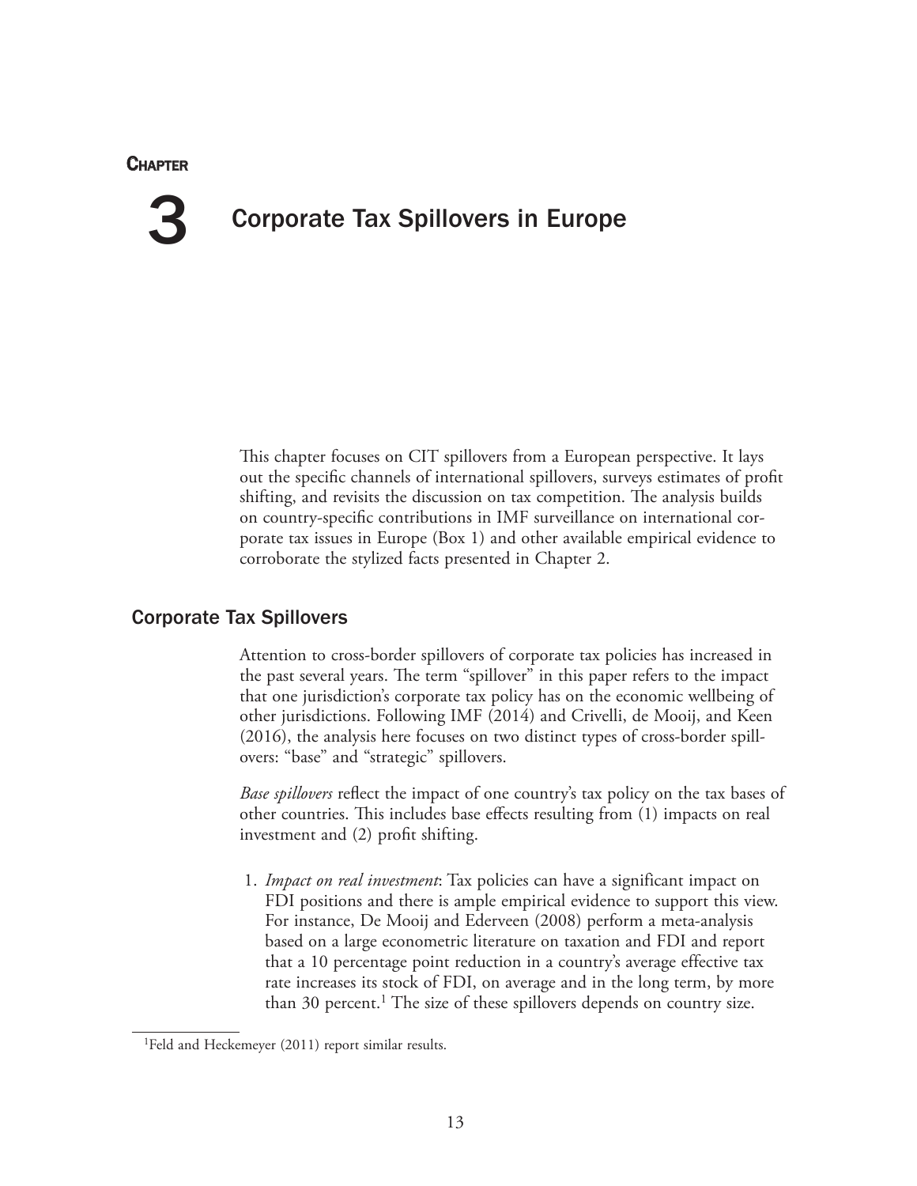# Chapter 3

# Corporate Tax Spillovers in Europe

This chapter focuses on CIT spillovers from a European perspective. It lays out the specific channels of international spillovers, surveys estimates of profit shifting, and revisits the discussion on tax competition. The analysis builds on country-specific contributions in IMF surveillance on international corporate tax issues in Europe (Box 1) and other available empirical evidence to corroborate the stylized facts presented in Chapter 2.

## Corporate Tax Spillovers

Attention to cross-border spillovers of corporate tax policies has increased in the past several years. The term "spillover" in this paper refers to the impact that one jurisdiction's corporate tax policy has on the economic wellbeing of other jurisdictions. Following IMF (2014) and Crivelli, de Mooij, and Keen (2016), the analysis here focuses on two distinct types of cross-border spillovers: "base" and "strategic" spillovers.

*Base spillovers* reflect the impact of one country's tax policy on the tax bases of other countries. This includes base effects resulting from (1) impacts on real investment and (2) profit shifting.

1. *Impact on real investment*: Tax policies can have a significant impact on FDI positions and there is ample empirical evidence to support this view. For instance, De Mooij and Ederveen (2008) perform a meta-analysis based on a large econometric literature on taxation and FDI and report that a 10 percentage point reduction in a country's average effective tax rate increases its stock of FDI, on average and in the long term, by more than 30 percent.[1] The size of these spillovers depends on country size.

[1] Feld and Heckemeyer (2011) report similar results.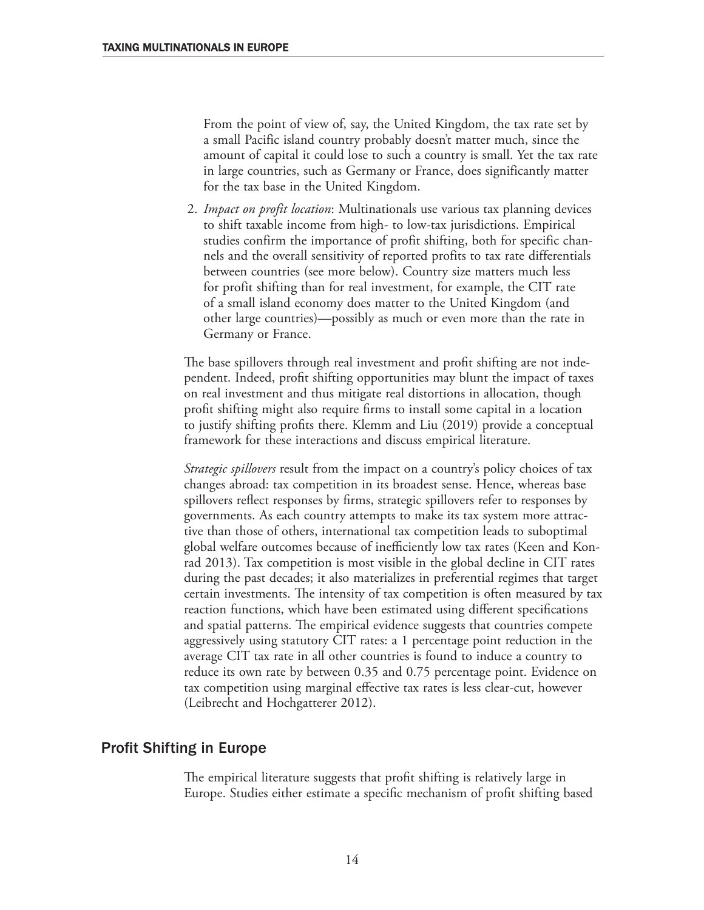From the point of view of, say, the United Kingdom, the tax rate set by a small Pacific island country probably doesn't matter much, since the amount of capital it could lose to such a country is small. Yet the tax rate in large countries, such as Germany or France, does significantly matter for the tax base in the United Kingdom.

2. *Impact on profit location*: Multinationals use various tax planning devices to shift taxable income from high- to low-tax jurisdictions. Empirical studies confirm the importance of profit shifting, both for specific channels and the overall sensitivity of reported profits to tax rate differentials between countries (see more below). Country size matters much less for profit shifting than for real investment, for example, the CIT rate of a small island economy does matter to the United Kingdom (and other large countries)—possibly as much or even more than the rate in Germany or France.

The base spillovers through real investment and profit shifting are not independent. Indeed, profit shifting opportunities may blunt the impact of taxes on real investment and thus mitigate real distortions in allocation, though profit shifting might also require firms to install some capital in a location to justify shifting profits there. Klemm and Liu (2019) provide a conceptual framework for these interactions and discuss empirical literature.

*Strategic spillovers* result from the impact on a country's policy choices of tax changes abroad: tax competition in its broadest sense. Hence, whereas base spillovers reflect responses by firms, strategic spillovers refer to responses by governments. As each country attempts to make its tax system more attractive than those of others, international tax competition leads to suboptimal global welfare outcomes because of inefficiently low tax rates (Keen and Konrad 2013). Tax competition is most visible in the global decline in CIT rates during the past decades; it also materializes in preferential regimes that target certain investments. The intensity of tax competition is often measured by tax reaction functions, which have been estimated using different specifications and spatial patterns. The empirical evidence suggests that countries compete aggressively using statutory CIT rates: a 1 percentage point reduction in the average CIT tax rate in all other countries is found to induce a country to reduce its own rate by between 0.35 and 0.75 percentage point. Evidence on tax competition using marginal effective tax rates is less clear-cut, however (Leibrecht and Hochgatterer 2012).

## Profit Shifting in Europe

The empirical literature suggests that profit shifting is relatively large in Europe. Studies either estimate a specific mechanism of profit shifting based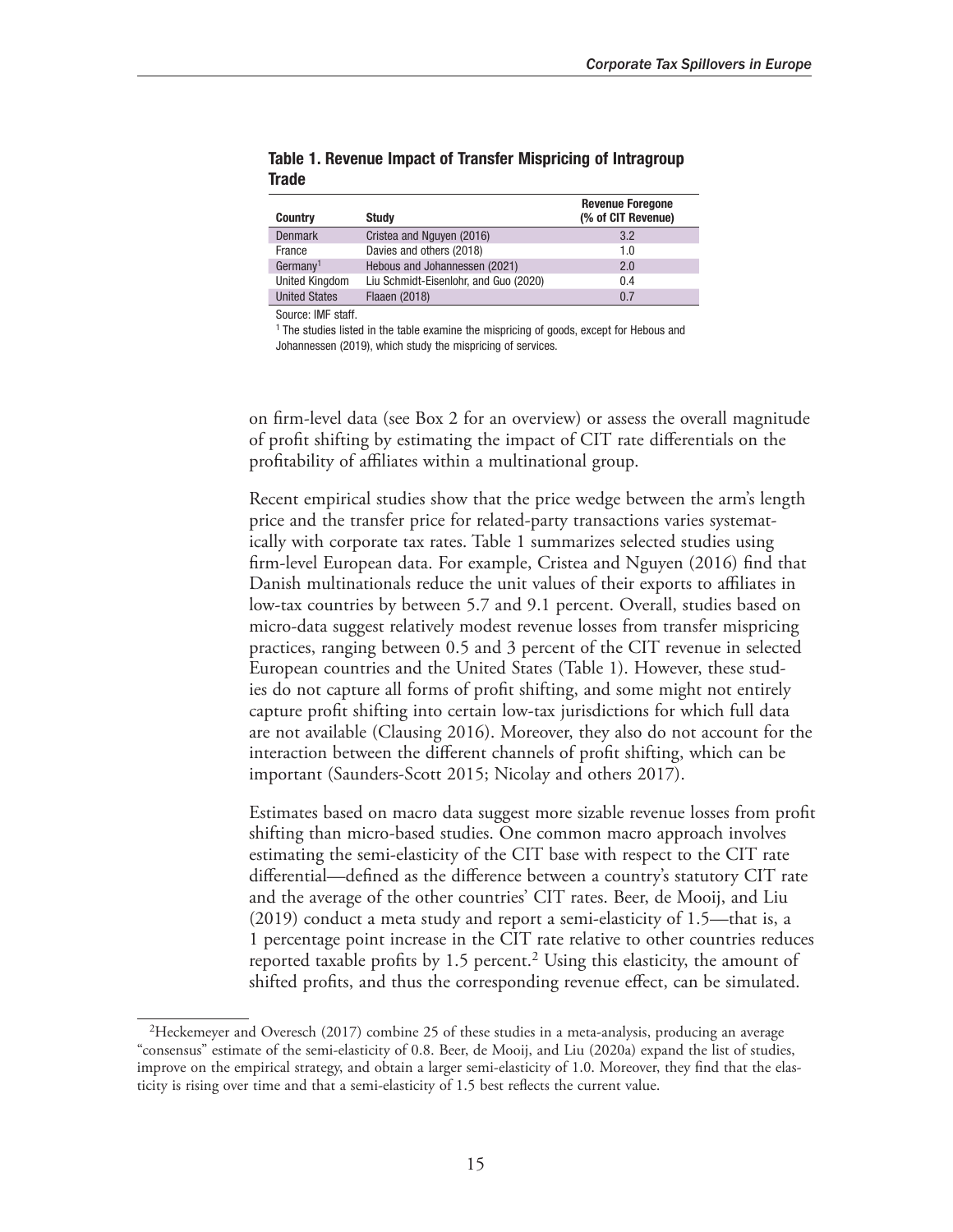**Table 1. Revenue Impact of Transfer Mispricing of Intragroup Trade**

| Country | Study | Revenue Foregone (% of CIT Revenue) |
|---|---|---|
| Denmark | Cristea and Nguyen (2016) | 3.2 |
| France | Davies and others (2018) | 1.0 |
| Germany[1] | Hebous and Johannessen (2021) | 2.0 |
| United Kingdom | Liu Schmidt-Eisenlohr, and Guo (2020) | 0.4 |
| United States | Flaaen (2018) | 0.7 |

Source: IMF staff.

[1] The studies listed in the table examine the mispricing of goods, except for Hebous and Johannessen (2019), which study the mispricing of services.

on firm-level data (see Box 2 for an overview) or assess the overall magnitude of profit shifting by estimating the impact of CIT rate differentials on the profitability of affiliates within a multinational group.

Recent empirical studies show that the price wedge between the arm's length price and the transfer price for related-party transactions varies systematically with corporate tax rates. Table 1 summarizes selected studies using firm-level European data. For example, Cristea and Nguyen (2016) find that Danish multinationals reduce the unit values of their exports to affiliates in low-tax countries by between 5.7 and 9.1 percent. Overall, studies based on micro-data suggest relatively modest revenue losses from transfer mispricing practices, ranging between 0.5 and 3 percent of the CIT revenue in selected European countries and the United States (Table 1). However, these studies do not capture all forms of profit shifting, and some might not entirely capture profit shifting into certain low-tax jurisdictions for which full data are not available (Clausing 2016). Moreover, they also do not account for the interaction between the different channels of profit shifting, which can be important (Saunders-Scott 2015; Nicolay and others 2017).

Estimates based on macro data suggest more sizable revenue losses from profit shifting than micro-based studies. One common macro approach involves estimating the semi-elasticity of the CIT base with respect to the CIT rate differential—defined as the difference between a country's statutory CIT rate and the average of the other countries' CIT rates. Beer, de Mooij, and Liu (2019) conduct a meta study and report a semi-elasticity of 1.5—that is, a 1 percentage point increase in the CIT rate relative to other countries reduces reported taxable profits by 1.5 percent.[2] Using this elasticity, the amount of shifted profits, and thus the corresponding revenue effect, can be simulated.

[2] Heckemeyer and Overesch (2017) combine 25 of these studies in a meta-analysis, producing an average "consensus" estimate of the semi-elasticity of 0.8. Beer, de Mooij, and Liu (2020a) expand the list of studies, improve on the empirical strategy, and obtain a larger semi-elasticity of 1.0. Moreover, they find that the elasticity is rising over time and that a semi-elasticity of 1.5 best reflects the current value.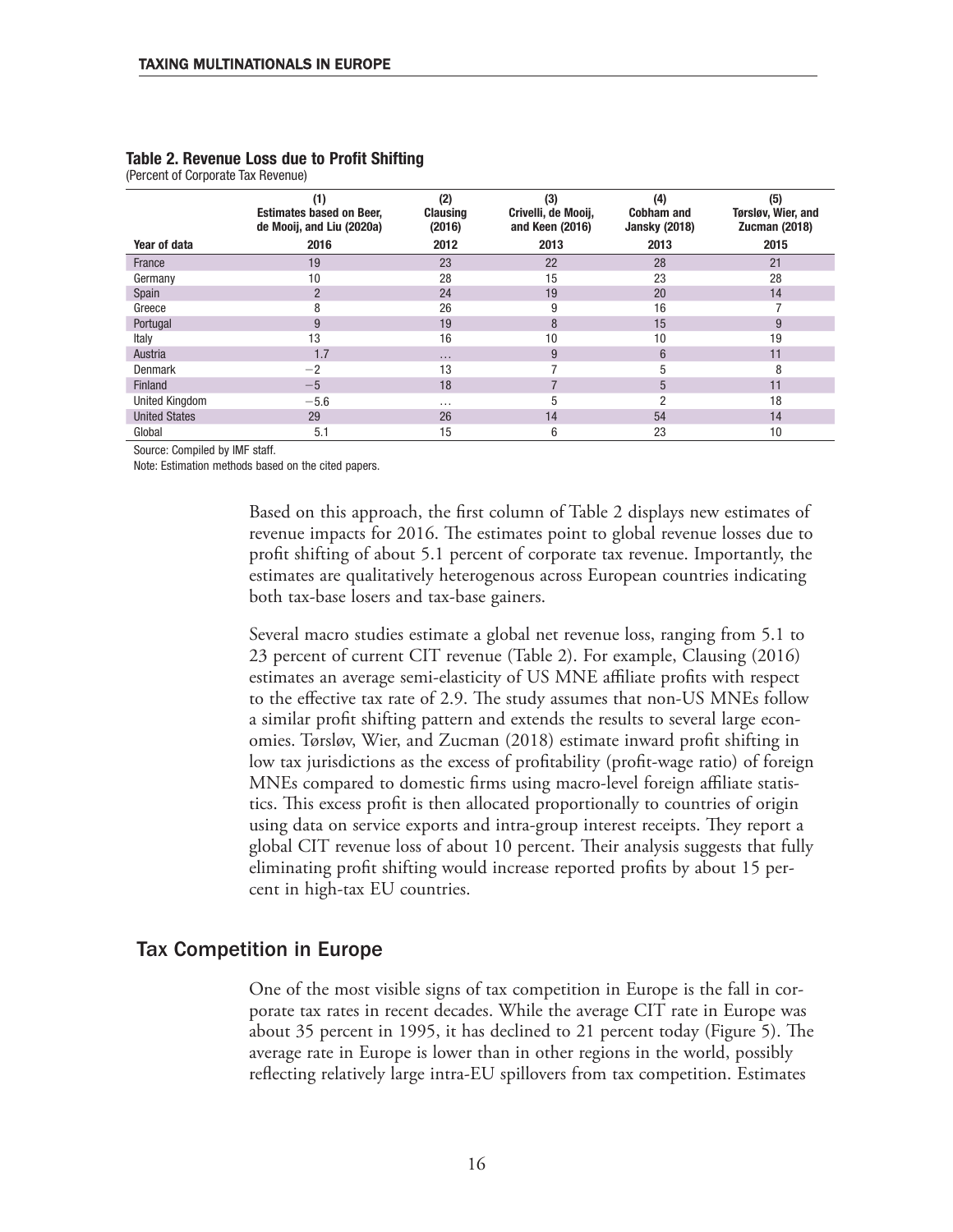**Table 2. Revenue Loss due to Profit Shifting**
(Percent of Corporate Tax Revenue)

| | (1) Estimates based on Beer, de Mooij, and Liu (2020a) | (2) Clausing (2016) | (3) Crivelli, de Mooij, and Keen (2016) | (4) Cobham and Jansky (2018) | (5) Tørsløv, Wier, and Zucman (2018) |
|---|---|---|---|---|---|
| **Year of data** | **2016** | **2012** | **2013** | **2013** | **2015** |
| France | 19 | 23 | 22 | 28 | 21 |
| Germany | 10 | 28 | 15 | 23 | 28 |
| Spain | 2 | 24 | 19 | 20 | 14 |
| Greece | 8 | 26 | 9 | 16 | 7 |
| Portugal | 9 | 19 | 8 | 15 | 9 |
| Italy | 13 | 16 | 10 | 10 | 19 |
| Austria | 1.7 | . . . | 9 | 6 | 11 |
| Denmark | −2 | 13 | 7 | 5 | 8 |
| Finland | −5 | 18 | 7 | 5 | 11 |
| United Kingdom | −5.6 | . . . | 5 | 2 | 18 |
| United States | 29 | 26 | 14 | 54 | 14 |
| Global | 5.1 | 15 | 6 | 23 | 10 |

Source: Compiled by IMF staff.
Note: Estimation methods based on the cited papers.

Based on this approach, the first column of Table 2 displays new estimates of revenue impacts for 2016. The estimates point to global revenue losses due to profit shifting of about 5.1 percent of corporate tax revenue. Importantly, the estimates are qualitatively heterogenous across European countries indicating both tax-base losers and tax-base gainers.

Several macro studies estimate a global net revenue loss, ranging from 5.1 to 23 percent of current CIT revenue (Table 2). For example, Clausing (2016) estimates an average semi-elasticity of US MNE affiliate profits with respect to the effective tax rate of 2.9. The study assumes that non-US MNEs follow a similar profit shifting pattern and extends the results to several large economies. Tørsløv, Wier, and Zucman (2018) estimate inward profit shifting in low tax jurisdictions as the excess of profitability (profit-wage ratio) of foreign MNEs compared to domestic firms using macro-level foreign affiliate statistics. This excess profit is then allocated proportionally to countries of origin using data on service exports and intra-group interest receipts. They report a global CIT revenue loss of about 10 percent. Their analysis suggests that fully eliminating profit shifting would increase reported profits by about 15 percent in high-tax EU countries.

## Tax Competition in Europe

One of the most visible signs of tax competition in Europe is the fall in corporate tax rates in recent decades. While the average CIT rate in Europe was about 35 percent in 1995, it has declined to 21 percent today (Figure 5). The average rate in Europe is lower than in other regions in the world, possibly reflecting relatively large intra-EU spillovers from tax competition. Estimates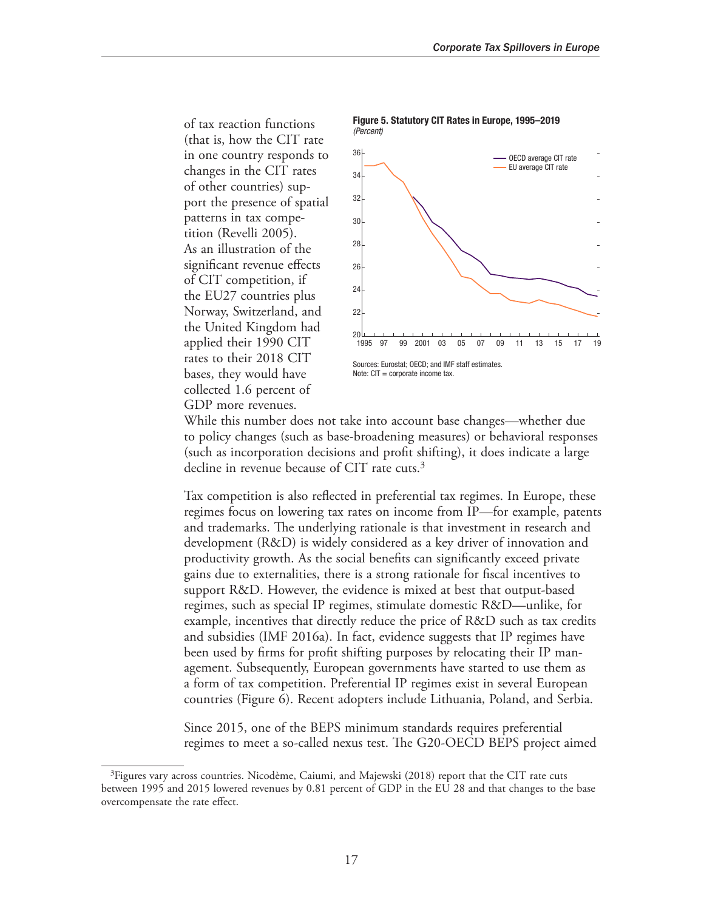of tax reaction functions (that is, how the CIT rate in one country responds to changes in the CIT rates of other countries) support the presence of spatial patterns in tax competition (Revelli 2005). As an illustration of the significant revenue effects of CIT competition, if the EU27 countries plus Norway, Switzerland, and the United Kingdom had applied their 1990 CIT rates to their 2018 CIT bases, they would have collected 1.6 percent of GDP more revenues. While this number does not take into account base changes—whether due to policy changes (such as base-broadening measures) or behavioral responses (such as incorporation decisions and profit shifting), it does indicate a large decline in revenue because of CIT rate cuts.[3]

**Figure 5. Statutory CIT Rates in Europe, 1995–2019**
*(Percent)*

Sources: Eurostat; OECD; and IMF staff estimates.
Note: CIT = corporate income tax.

Tax competition is also reflected in preferential tax regimes. In Europe, these regimes focus on lowering tax rates on income from IP—for example, patents and trademarks. The underlying rationale is that investment in research and development (R&D) is widely considered as a key driver of innovation and productivity growth. As the social benefits can significantly exceed private gains due to externalities, there is a strong rationale for fiscal incentives to support R&D. However, the evidence is mixed at best that output-based regimes, such as special IP regimes, stimulate domestic R&D—unlike, for example, incentives that directly reduce the price of R&D such as tax credits and subsidies (IMF 2016a). In fact, evidence suggests that IP regimes have been used by firms for profit shifting purposes by relocating their IP management. Subsequently, European governments have started to use them as a form of tax competition. Preferential IP regimes exist in several European countries (Figure 6). Recent adopters include Lithuania, Poland, and Serbia.

Since 2015, one of the BEPS minimum standards requires preferential regimes to meet a so-called nexus test. The G20-OECD BEPS project aimed

---

[3]Figures vary across countries. Nicodème, Caiumi, and Majewski (2018) report that the CIT rate cuts between 1995 and 2015 lowered revenues by 0.81 percent of GDP in the EU 28 and that changes to the base overcompensate the rate effect.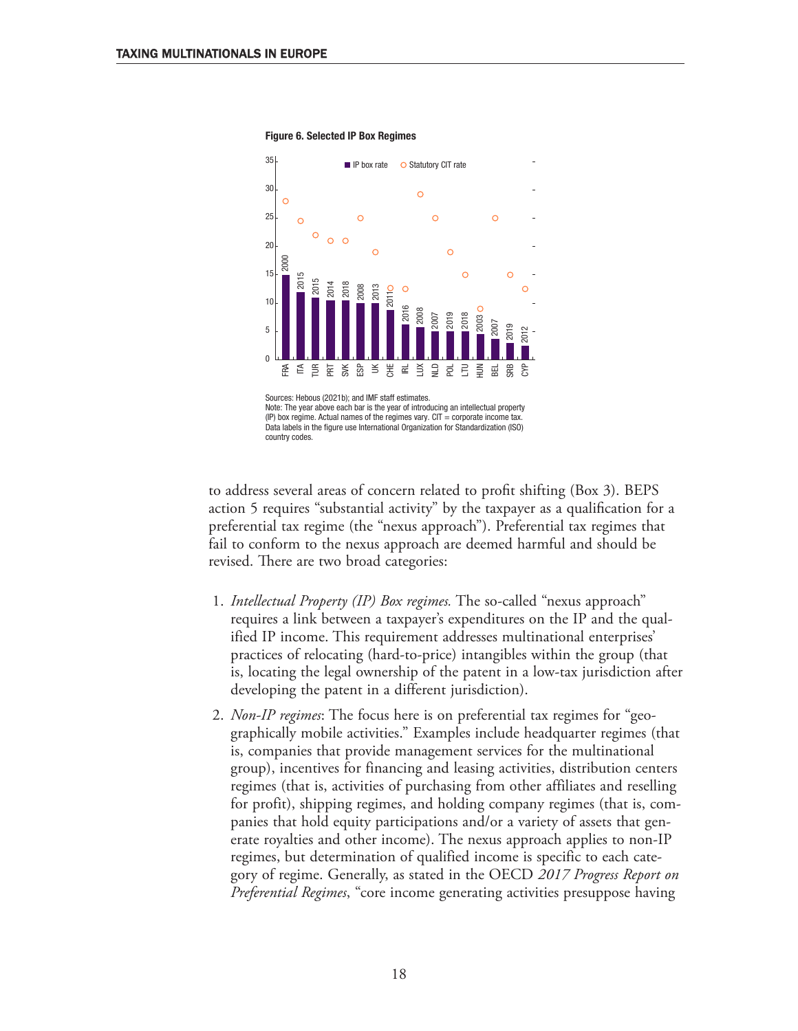**Figure 6. Selected IP Box Regimes**

Sources: Hebous (2021b); and IMF staff estimates.
Note: The year above each bar is the year of introducing an intellectual property (IP) box regime. Actual names of the regimes vary. CIT = corporate income tax. Data labels in the figure use International Organization for Standardization (ISO) country codes.

to address several areas of concern related to profit shifting (Box 3). BEPS action 5 requires "substantial activity" by the taxpayer as a qualification for a preferential tax regime (the "nexus approach"). Preferential tax regimes that fail to conform to the nexus approach are deemed harmful and should be revised. There are two broad categories:

1. *Intellectual Property (IP) Box regimes.* The so-called "nexus approach" requires a link between a taxpayer's expenditures on the IP and the qualified IP income. This requirement addresses multinational enterprises' practices of relocating (hard-to-price) intangibles within the group (that is, locating the legal ownership of the patent in a low-tax jurisdiction after developing the patent in a different jurisdiction).
2. *Non-IP regimes*: The focus here is on preferential tax regimes for "geographically mobile activities." Examples include headquarter regimes (that is, companies that provide management services for the multinational group), incentives for financing and leasing activities, distribution centers regimes (that is, activities of purchasing from other affiliates and reselling for profit), shipping regimes, and holding company regimes (that is, companies that hold equity participations and/or a variety of assets that generate royalties and other income). The nexus approach applies to non-IP regimes, but determination of qualified income is specific to each category of regime. Generally, as stated in the OECD *2017 Progress Report on Preferential Regimes*, "core income generating activities presuppose having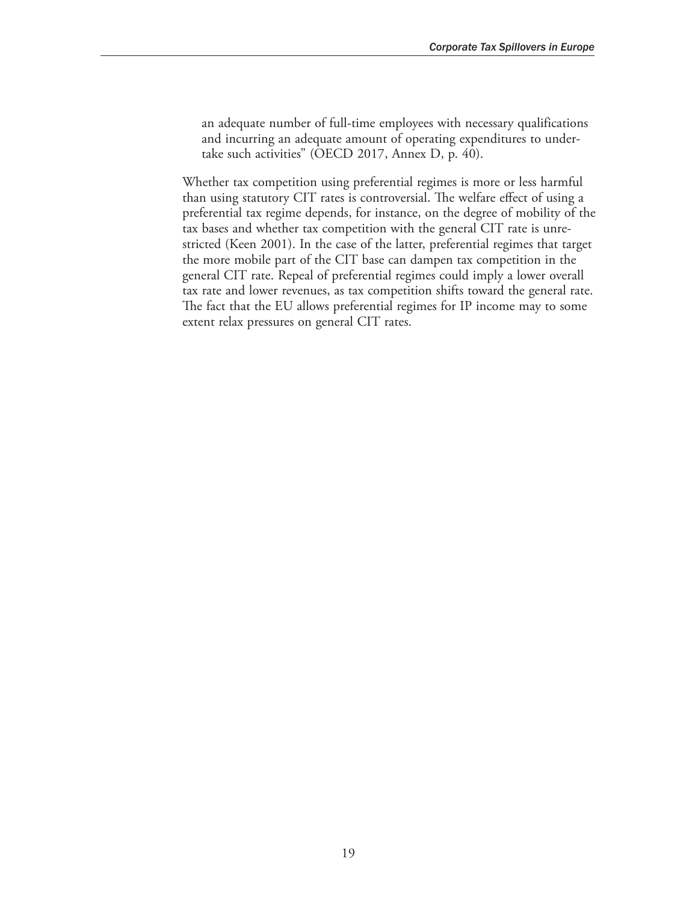> an adequate number of full-time employees with necessary qualifications and incurring an adequate amount of operating expenditures to undertake such activities" (OECD 2017, Annex D, p. 40).

Whether tax competition using preferential regimes is more or less harmful than using statutory CIT rates is controversial. The welfare effect of using a preferential tax regime depends, for instance, on the degree of mobility of the tax bases and whether tax competition with the general CIT rate is unrestricted (Keen 2001). In the case of the latter, preferential regimes that target the more mobile part of the CIT base can dampen tax competition in the general CIT rate. Repeal of preferential regimes could imply a lower overall tax rate and lower revenues, as tax competition shifts toward the general rate. The fact that the EU allows preferential regimes for IP income may to some extent relax pressures on general CIT rates.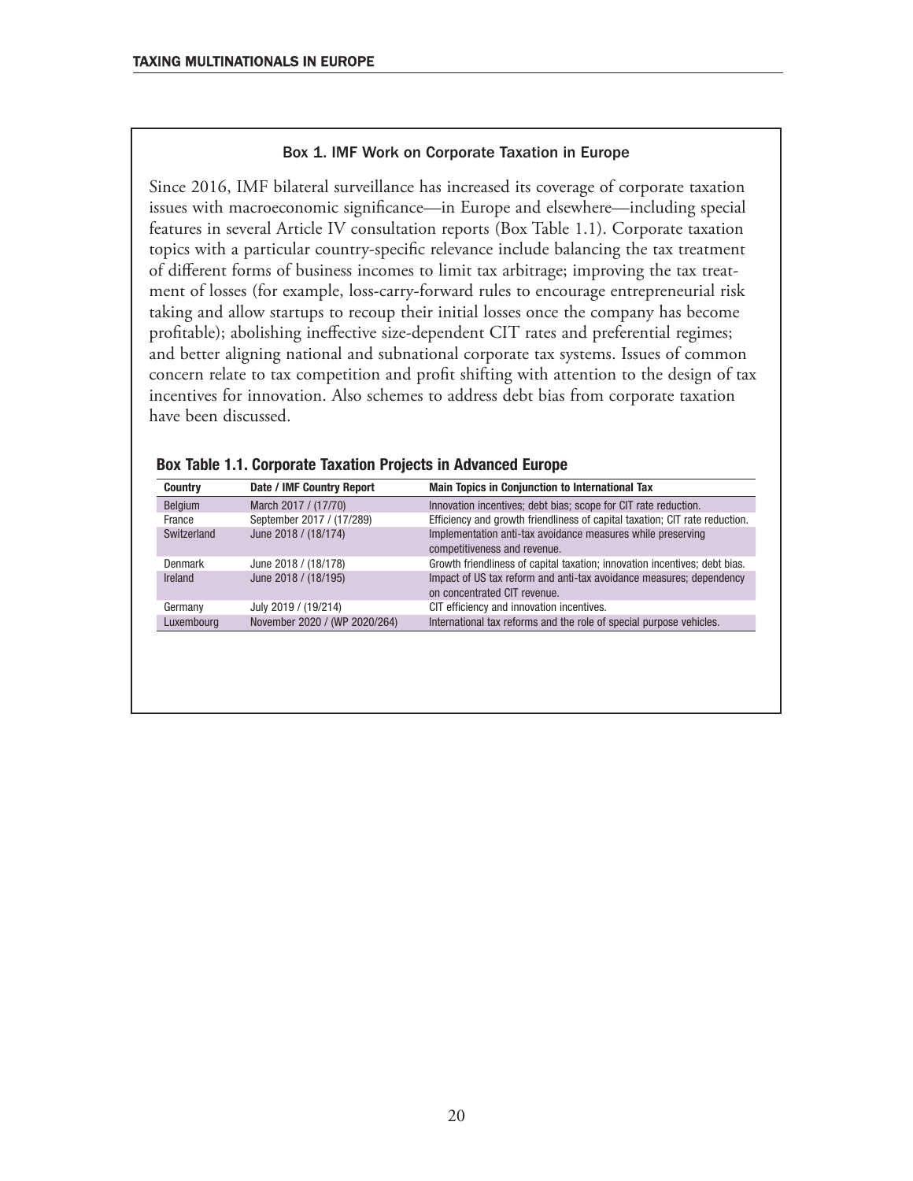### Box 1. IMF Work on Corporate Taxation in Europe

Since 2016, IMF bilateral surveillance has increased its coverage of corporate taxation issues with macroeconomic significance—in Europe and elsewhere—including special features in several Article IV consultation reports (Box Table 1.1). Corporate taxation topics with a particular country-specific relevance include balancing the tax treatment of different forms of business incomes to limit tax arbitrage; improving the tax treatment of losses (for example, loss-carry-forward rules to encourage entrepreneurial risk taking and allow startups to recoup their initial losses once the company has become profitable); abolishing ineffective size-dependent CIT rates and preferential regimes; and better aligning national and subnational corporate tax systems. Issues of common concern relate to tax competition and profit shifting with attention to the design of tax incentives for innovation. Also schemes to address debt bias from corporate taxation have been discussed.

**Box Table 1.1. Corporate Taxation Projects in Advanced Europe**

| Country | Date / IMF Country Report | Main Topics in Conjunction to International Tax |
|---|---|---|
| Belgium | March 2017 / (17/70) | Innovation incentives; debt bias; scope for CIT rate reduction. |
| France | September 2017 / (17/289) | Efficiency and growth friendliness of capital taxation; CIT rate reduction. |
| Switzerland | June 2018 / (18/174) | Implementation anti-tax avoidance measures while preserving competitiveness and revenue. |
| Denmark | June 2018 / (18/178) | Growth friendliness of capital taxation; innovation incentives; debt bias. |
| Ireland | June 2018 / (18/195) | Impact of US tax reform and anti-tax avoidance measures; dependency on concentrated CIT revenue. |
| Germany | July 2019 / (19/214) | CIT efficiency and innovation incentives. |
| Luxembourg | November 2020 / (WP 2020/264) | International tax reforms and the role of special purpose vehicles. |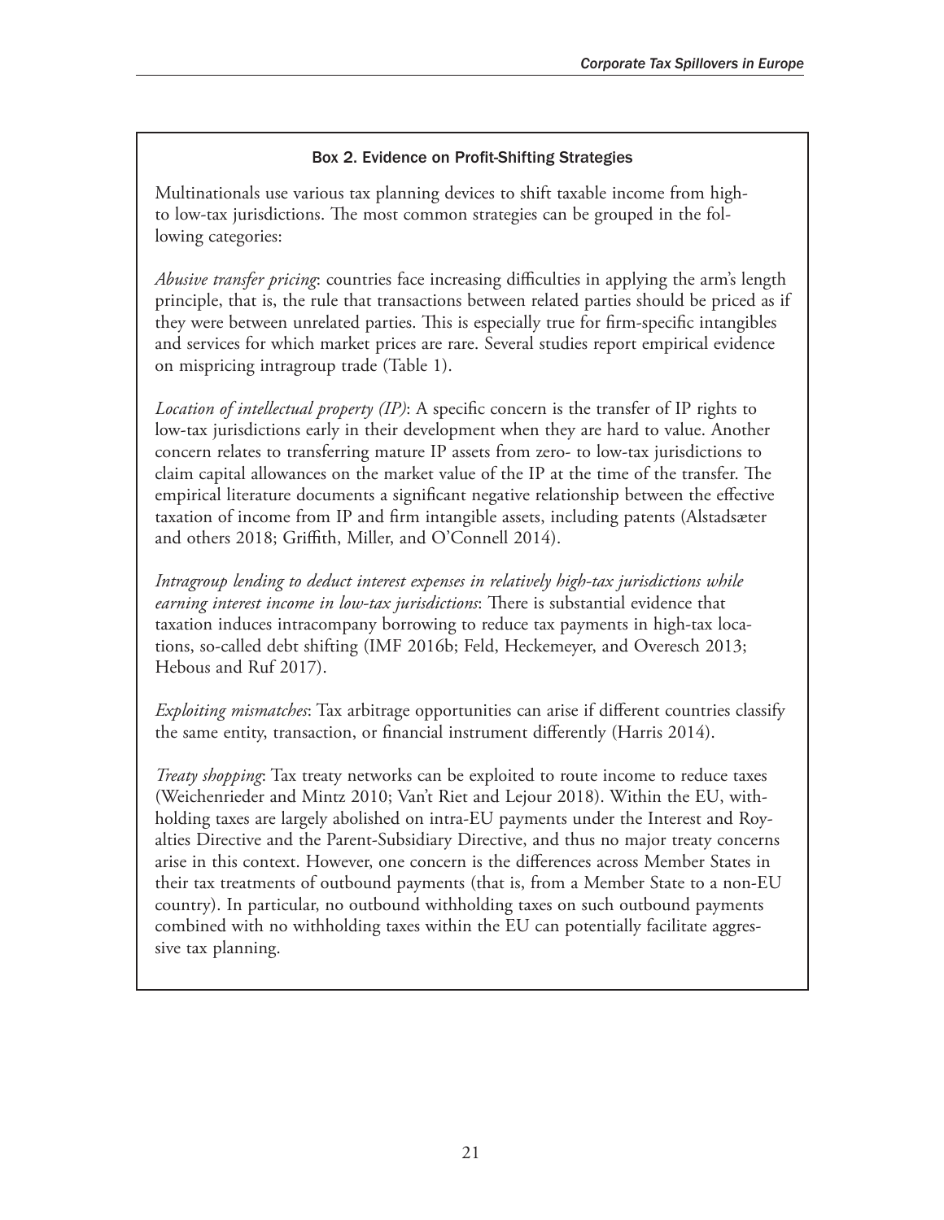### Box 2. Evidence on Profit-Shifting Strategies

Multinationals use various tax planning devices to shift taxable income from high- to low-tax jurisdictions. The most common strategies can be grouped in the following categories:

*Abusive transfer pricing*: countries face increasing difficulties in applying the arm's length principle, that is, the rule that transactions between related parties should be priced as if they were between unrelated parties. This is especially true for firm-specific intangibles and services for which market prices are rare. Several studies report empirical evidence on mispricing intragroup trade (Table 1).

*Location of intellectual property (IP)*: A specific concern is the transfer of IP rights to low-tax jurisdictions early in their development when they are hard to value. Another concern relates to transferring mature IP assets from zero- to low-tax jurisdictions to claim capital allowances on the market value of the IP at the time of the transfer. The empirical literature documents a significant negative relationship between the effective taxation of income from IP and firm intangible assets, including patents (Alstadsæter and others 2018; Griffith, Miller, and O'Connell 2014).

*Intragroup lending to deduct interest expenses in relatively high-tax jurisdictions while earning interest income in low-tax jurisdictions*: There is substantial evidence that taxation induces intracompany borrowing to reduce tax payments in high-tax locations, so-called debt shifting (IMF 2016b; Feld, Heckemeyer, and Overesch 2013; Hebous and Ruf 2017).

*Exploiting mismatches*: Tax arbitrage opportunities can arise if different countries classify the same entity, transaction, or financial instrument differently (Harris 2014).

*Treaty shopping*: Tax treaty networks can be exploited to route income to reduce taxes (Weichenrieder and Mintz 2010; Van't Riet and Lejour 2018). Within the EU, withholding taxes are largely abolished on intra-EU payments under the Interest and Royalties Directive and the Parent-Subsidiary Directive, and thus no major treaty concerns arise in this context. However, one concern is the differences across Member States in their tax treatments of outbound payments (that is, from a Member State to a non-EU country). In particular, no outbound withholding taxes on such outbound payments combined with no withholding taxes within the EU can potentially facilitate aggressive tax planning.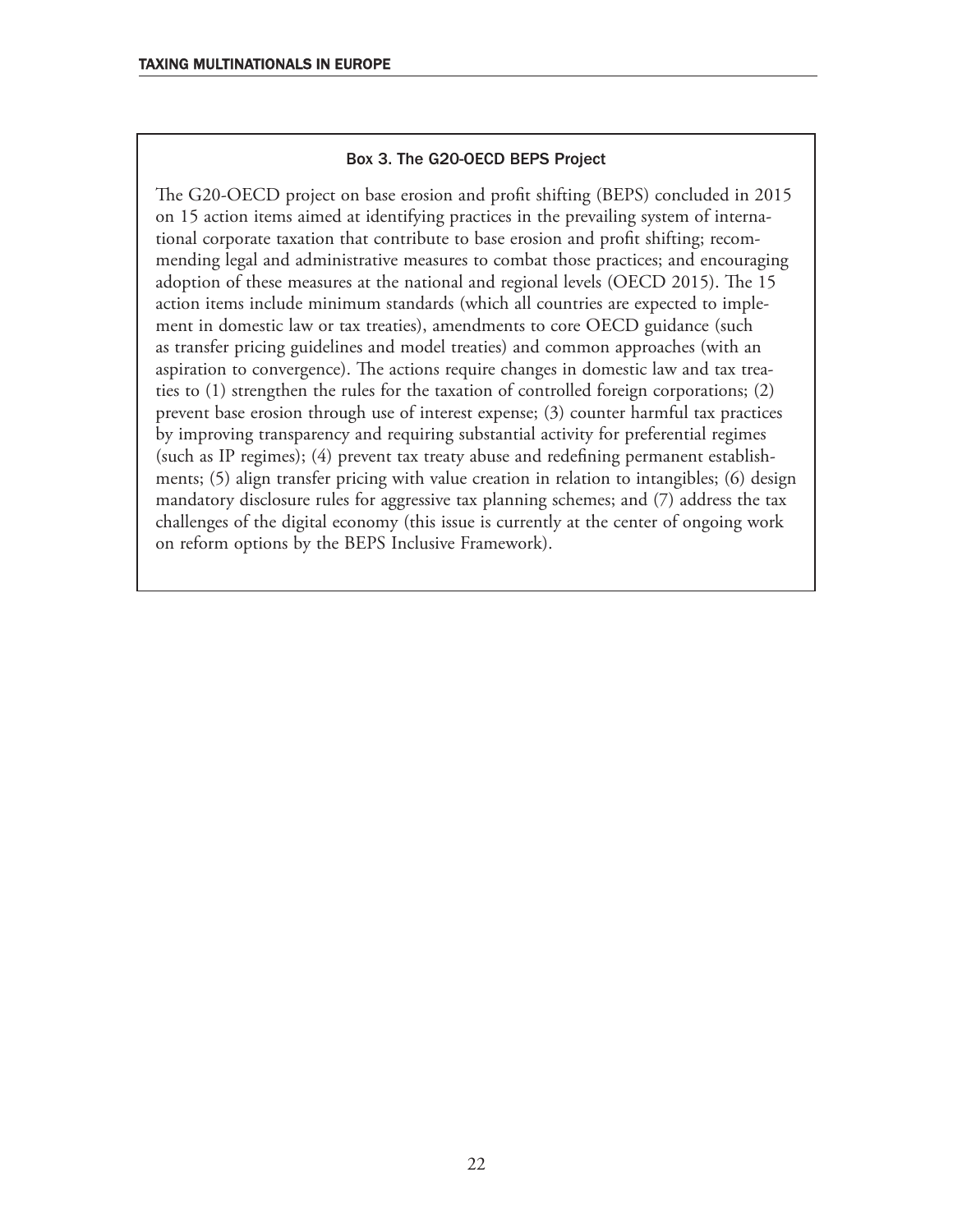### Box 3. The G20-OECD BEPS Project

The G20-OECD project on base erosion and profit shifting (BEPS) concluded in 2015 on 15 action items aimed at identifying practices in the prevailing system of international corporate taxation that contribute to base erosion and profit shifting; recommending legal and administrative measures to combat those practices; and encouraging adoption of these measures at the national and regional levels (OECD 2015). The 15 action items include minimum standards (which all countries are expected to implement in domestic law or tax treaties), amendments to core OECD guidance (such as transfer pricing guidelines and model treaties) and common approaches (with an aspiration to convergence). The actions require changes in domestic law and tax treaties to (1) strengthen the rules for the taxation of controlled foreign corporations; (2) prevent base erosion through use of interest expense; (3) counter harmful tax practices by improving transparency and requiring substantial activity for preferential regimes (such as IP regimes); (4) prevent tax treaty abuse and redefining permanent establishments; (5) align transfer pricing with value creation in relation to intangibles; (6) design mandatory disclosure rules for aggressive tax planning schemes; and (7) address the tax challenges of the digital economy (this issue is currently at the center of ongoing work on reform options by the BEPS Inclusive Framework).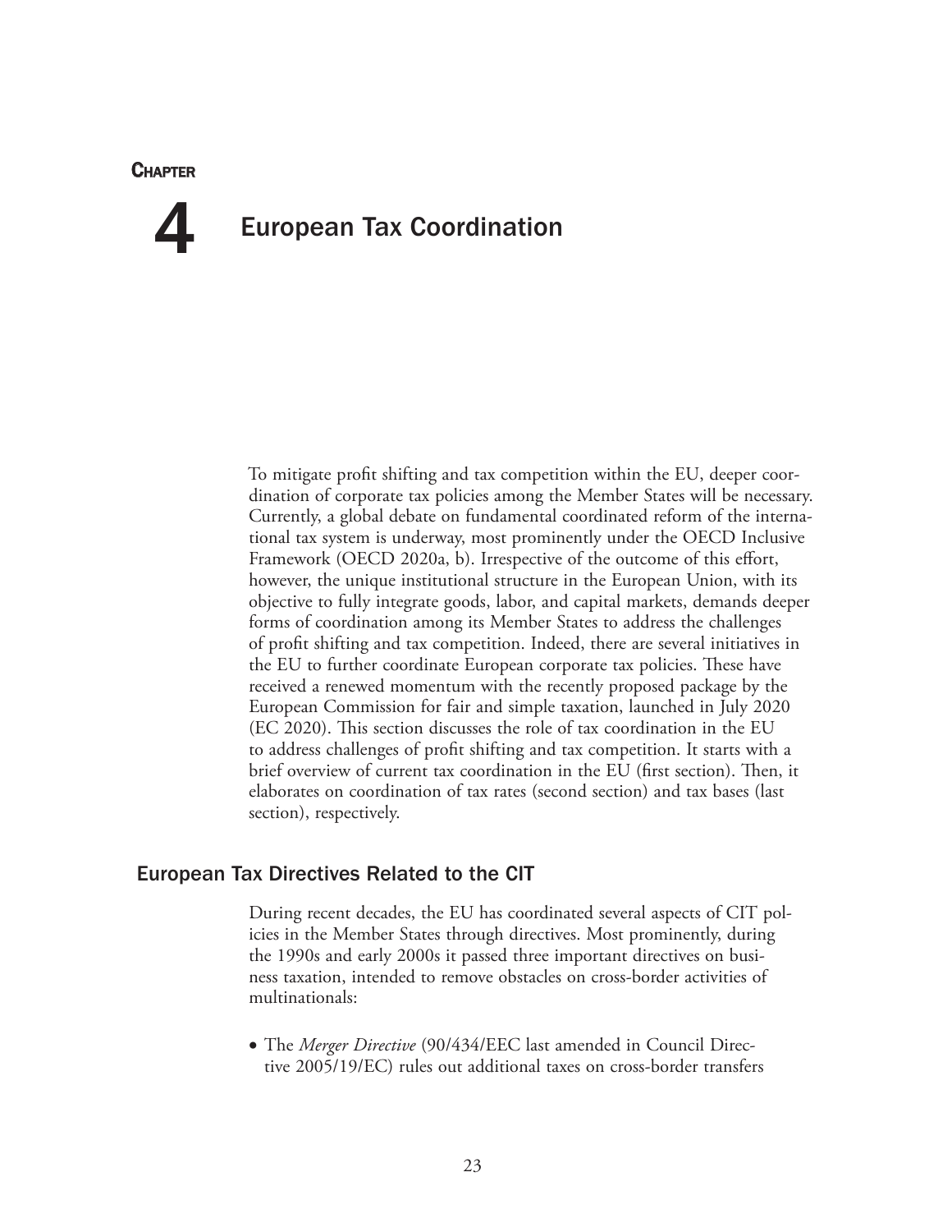# Chapter 4 European Tax Coordination

To mitigate profit shifting and tax competition within the EU, deeper coordination of corporate tax policies among the Member States will be necessary. Currently, a global debate on fundamental coordinated reform of the international tax system is underway, most prominently under the OECD Inclusive Framework (OECD 2020a, b). Irrespective of the outcome of this effort, however, the unique institutional structure in the European Union, with its objective to fully integrate goods, labor, and capital markets, demands deeper forms of coordination among its Member States to address the challenges of profit shifting and tax competition. Indeed, there are several initiatives in the EU to further coordinate European corporate tax policies. These have received a renewed momentum with the recently proposed package by the European Commission for fair and simple taxation, launched in July 2020 (EC 2020). This section discusses the role of tax coordination in the EU to address challenges of profit shifting and tax competition. It starts with a brief overview of current tax coordination in the EU (first section). Then, it elaborates on coordination of tax rates (second section) and tax bases (last section), respectively.

## European Tax Directives Related to the CIT

During recent decades, the EU has coordinated several aspects of CIT policies in the Member States through directives. Most prominently, during the 1990s and early 2000s it passed three important directives on business taxation, intended to remove obstacles on cross-border activities of multinationals:

- The *Merger Directive* (90/434/EEC last amended in Council Directive 2005/19/EC) rules out additional taxes on cross-border transfers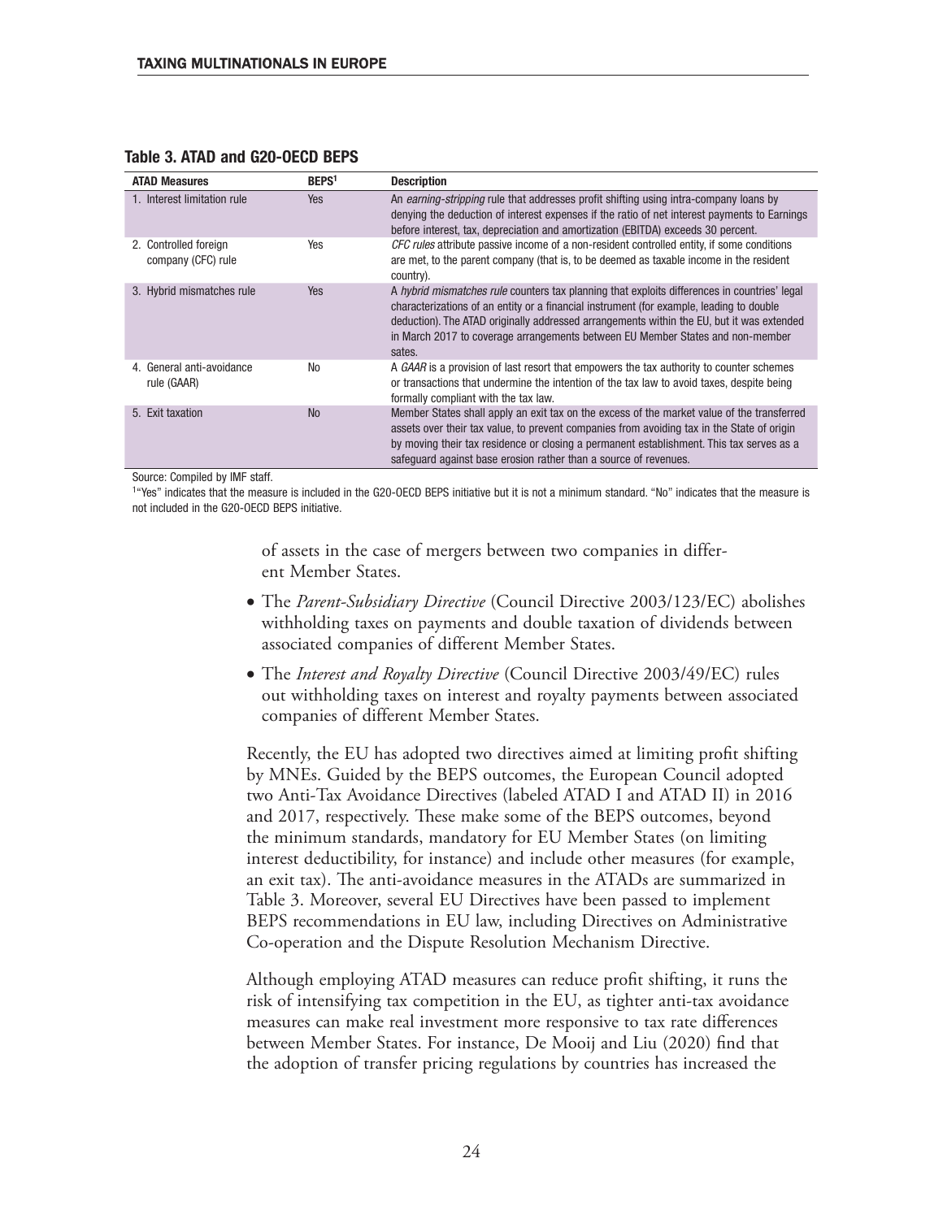**Table 3. ATAD and G20-OECD BEPS**

| ATAD Measures | BEPS[1] | Description |
|---|---|---|
| 1. Interest limitation rule | Yes | An *earning-stripping* rule that addresses profit shifting using intra-company loans by denying the deduction of interest expenses if the ratio of net interest payments to Earnings before interest, tax, depreciation and amortization (EBITDA) exceeds 30 percent. |
| 2. Controlled foreign company (CFC) rule | Yes | *CFC rules* attribute passive income of a non-resident controlled entity, if some conditions are met, to the parent company (that is, to be deemed as taxable income in the resident country). |
| 3. Hybrid mismatches rule | Yes | A *hybrid mismatches rule* counters tax planning that exploits differences in countries' legal characterizations of an entity or a financial instrument (for example, leading to double deduction). The ATAD originally addressed arrangements within the EU, but it was extended in March 2017 to coverage arrangements between EU Member States and non-member sates. |
| 4. General anti-avoidance rule (GAAR) | No | A *GAAR* is a provision of last resort that empowers the tax authority to counter schemes or transactions that undermine the intention of the tax law to avoid taxes, despite being formally compliant with the tax law. |
| 5. Exit taxation | No | Member States shall apply an exit tax on the excess of the market value of the transferred assets over their tax value, to prevent companies from avoiding tax in the State of origin by moving their tax residence or closing a permanent establishment. This tax serves as a safeguard against base erosion rather than a source of revenues. |

Source: Compiled by IMF staff.

[1] "Yes" indicates that the measure is included in the G20-OECD BEPS initiative but it is not a minimum standard. "No" indicates that the measure is not included in the G20-OECD BEPS initiative.

of assets in the case of mergers between two companies in different Member States.

- The *Parent-Subsidiary Directive* (Council Directive 2003/123/EC) abolishes withholding taxes on payments and double taxation of dividends between associated companies of different Member States.
- The *Interest and Royalty Directive* (Council Directive 2003/49/EC) rules out withholding taxes on interest and royalty payments between associated companies of different Member States.

Recently, the EU has adopted two directives aimed at limiting profit shifting by MNEs. Guided by the BEPS outcomes, the European Council adopted two Anti-Tax Avoidance Directives (labeled ATAD I and ATAD II) in 2016 and 2017, respectively. These make some of the BEPS outcomes, beyond the minimum standards, mandatory for EU Member States (on limiting interest deductibility, for instance) and include other measures (for example, an exit tax). The anti-avoidance measures in the ATADs are summarized in Table 3. Moreover, several EU Directives have been passed to implement BEPS recommendations in EU law, including Directives on Administrative Co-operation and the Dispute Resolution Mechanism Directive.

Although employing ATAD measures can reduce profit shifting, it runs the risk of intensifying tax competition in the EU, as tighter anti-tax avoidance measures can make real investment more responsive to tax rate differences between Member States. For instance, De Mooij and Liu (2020) find that the adoption of transfer pricing regulations by countries has increased the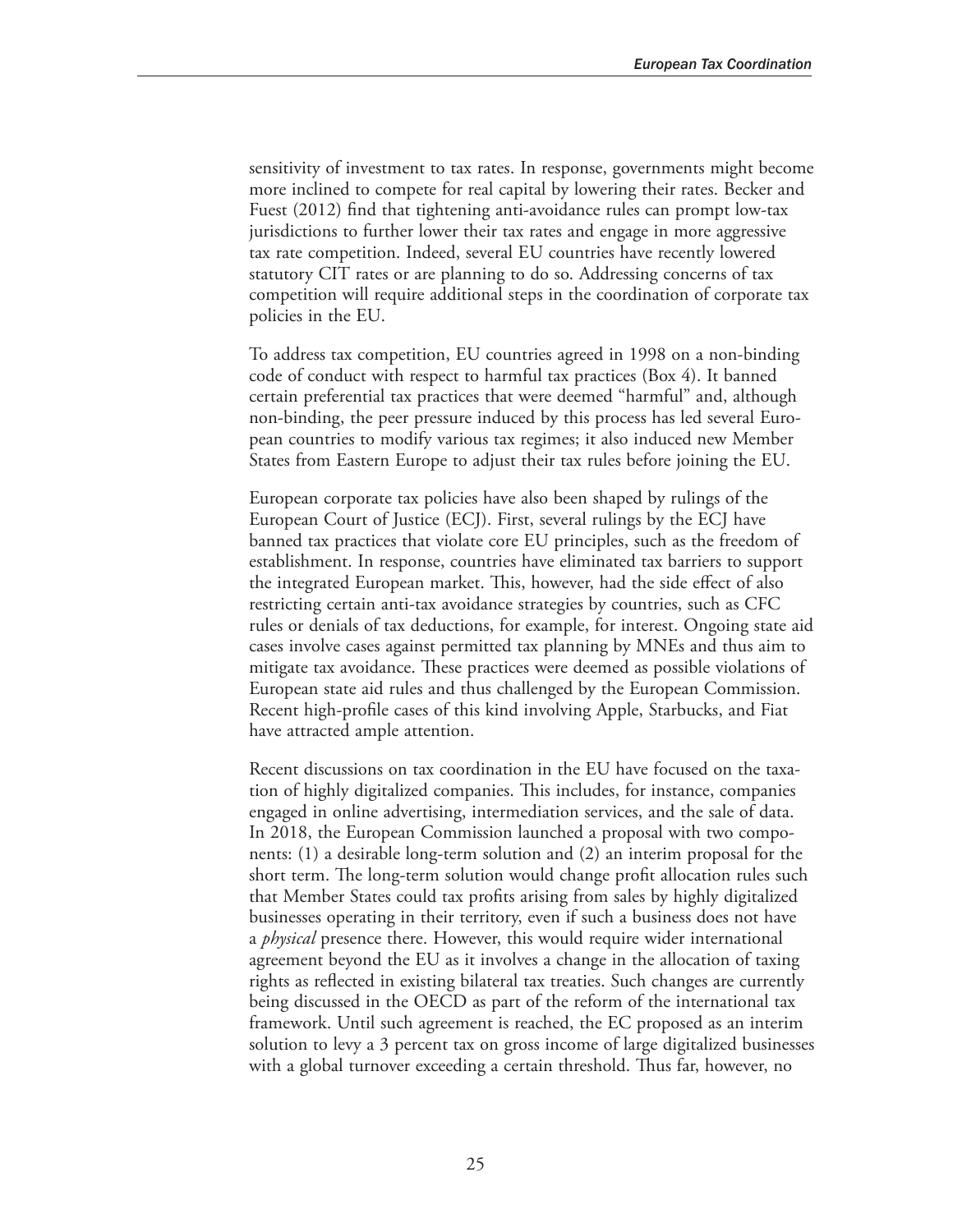sensitivity of investment to tax rates. In response, governments might become more inclined to compete for real capital by lowering their rates. Becker and Fuest (2012) find that tightening anti-avoidance rules can prompt low-tax jurisdictions to further lower their tax rates and engage in more aggressive tax rate competition. Indeed, several EU countries have recently lowered statutory CIT rates or are planning to do so. Addressing concerns of tax competition will require additional steps in the coordination of corporate tax policies in the EU.

To address tax competition, EU countries agreed in 1998 on a non-binding code of conduct with respect to harmful tax practices (Box 4). It banned certain preferential tax practices that were deemed "harmful" and, although non-binding, the peer pressure induced by this process has led several European countries to modify various tax regimes; it also induced new Member States from Eastern Europe to adjust their tax rules before joining the EU.

European corporate tax policies have also been shaped by rulings of the European Court of Justice (ECJ). First, several rulings by the ECJ have banned tax practices that violate core EU principles, such as the freedom of establishment. In response, countries have eliminated tax barriers to support the integrated European market. This, however, had the side effect of also restricting certain anti-tax avoidance strategies by countries, such as CFC rules or denials of tax deductions, for example, for interest. Ongoing state aid cases involve cases against permitted tax planning by MNEs and thus aim to mitigate tax avoidance. These practices were deemed as possible violations of European state aid rules and thus challenged by the European Commission. Recent high-profile cases of this kind involving Apple, Starbucks, and Fiat have attracted ample attention.

Recent discussions on tax coordination in the EU have focused on the taxation of highly digitalized companies. This includes, for instance, companies engaged in online advertising, intermediation services, and the sale of data. In 2018, the European Commission launched a proposal with two components: (1) a desirable long-term solution and (2) an interim proposal for the short term. The long-term solution would change profit allocation rules such that Member States could tax profits arising from sales by highly digitalized businesses operating in their territory, even if such a business does not have a *physical* presence there. However, this would require wider international agreement beyond the EU as it involves a change in the allocation of taxing rights as reflected in existing bilateral tax treaties. Such changes are currently being discussed in the OECD as part of the reform of the international tax framework. Until such agreement is reached, the EC proposed as an interim solution to levy a 3 percent tax on gross income of large digitalized businesses with a global turnover exceeding a certain threshold. Thus far, however, no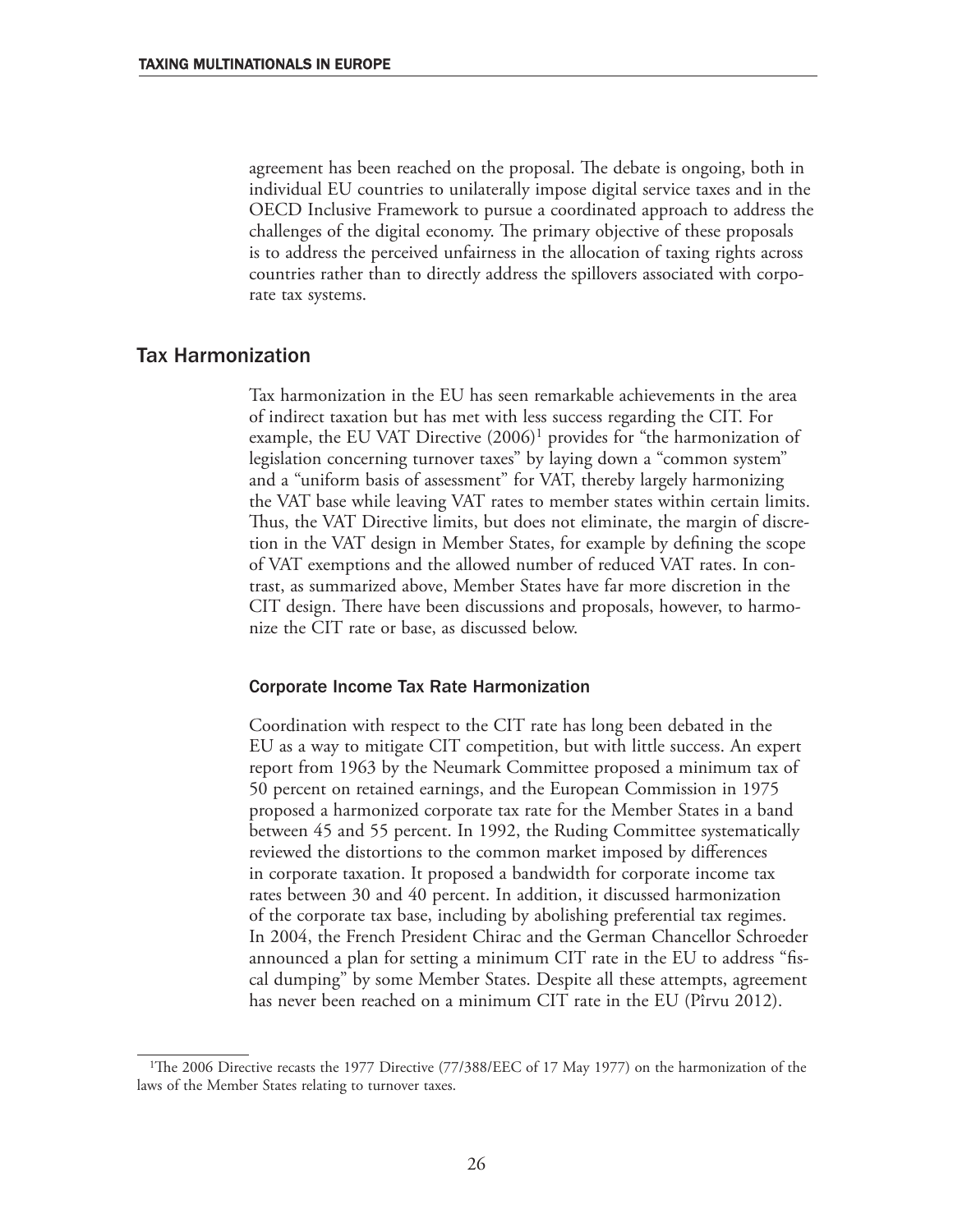agreement has been reached on the proposal. The debate is ongoing, both in individual EU countries to unilaterally impose digital service taxes and in the OECD Inclusive Framework to pursue a coordinated approach to address the challenges of the digital economy. The primary objective of these proposals is to address the perceived unfairness in the allocation of taxing rights across countries rather than to directly address the spillovers associated with corporate tax systems.

## Tax Harmonization

Tax harmonization in the EU has seen remarkable achievements in the area of indirect taxation but has met with less success regarding the CIT. For example, the EU VAT Directive (2006)[1] provides for "the harmonization of legislation concerning turnover taxes" by laying down a "common system" and a "uniform basis of assessment" for VAT, thereby largely harmonizing the VAT base while leaving VAT rates to member states within certain limits. Thus, the VAT Directive limits, but does not eliminate, the margin of discretion in the VAT design in Member States, for example by defining the scope of VAT exemptions and the allowed number of reduced VAT rates. In contrast, as summarized above, Member States have far more discretion in the CIT design. There have been discussions and proposals, however, to harmonize the CIT rate or base, as discussed below.

### Corporate Income Tax Rate Harmonization

Coordination with respect to the CIT rate has long been debated in the EU as a way to mitigate CIT competition, but with little success. An expert report from 1963 by the Neumark Committee proposed a minimum tax of 50 percent on retained earnings, and the European Commission in 1975 proposed a harmonized corporate tax rate for the Member States in a band between 45 and 55 percent. In 1992, the Ruding Committee systematically reviewed the distortions to the common market imposed by differences in corporate taxation. It proposed a bandwidth for corporate income tax rates between 30 and 40 percent. In addition, it discussed harmonization of the corporate tax base, including by abolishing preferential tax regimes. In 2004, the French President Chirac and the German Chancellor Schroeder announced a plan for setting a minimum CIT rate in the EU to address "fiscal dumping" by some Member States. Despite all these attempts, agreement has never been reached on a minimum CIT rate in the EU (Pîrvu 2012).

[1]The 2006 Directive recasts the 1977 Directive (77/388/EEC of 17 May 1977) on the harmonization of the laws of the Member States relating to turnover taxes.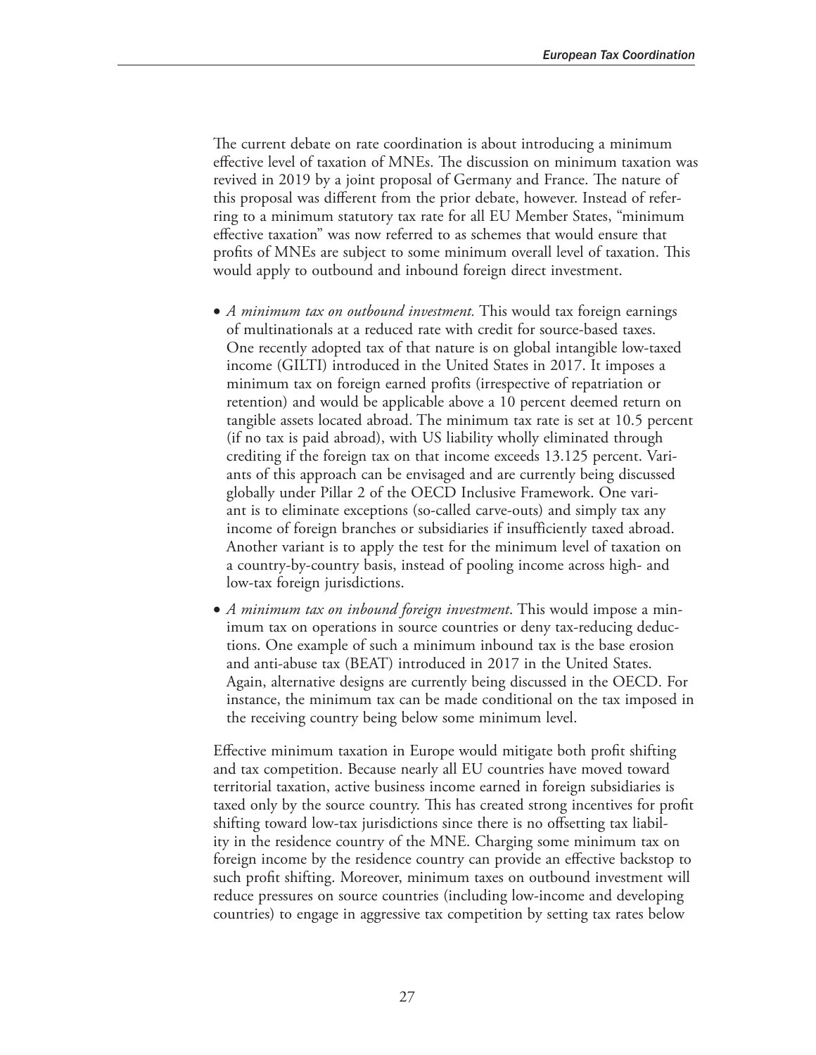The current debate on rate coordination is about introducing a minimum effective level of taxation of MNEs. The discussion on minimum taxation was revived in 2019 by a joint proposal of Germany and France. The nature of this proposal was different from the prior debate, however. Instead of referring to a minimum statutory tax rate for all EU Member States, "minimum effective taxation" was now referred to as schemes that would ensure that profits of MNEs are subject to some minimum overall level of taxation. This would apply to outbound and inbound foreign direct investment.

- *A minimum tax on outbound investment*. This would tax foreign earnings of multinationals at a reduced rate with credit for source-based taxes. One recently adopted tax of that nature is on global intangible low-taxed income (GILTI) introduced in the United States in 2017. It imposes a minimum tax on foreign earned profits (irrespective of repatriation or retention) and would be applicable above a 10 percent deemed return on tangible assets located abroad. The minimum tax rate is set at 10.5 percent (if no tax is paid abroad), with US liability wholly eliminated through crediting if the foreign tax on that income exceeds 13.125 percent. Variants of this approach can be envisaged and are currently being discussed globally under Pillar 2 of the OECD Inclusive Framework. One variant is to eliminate exceptions (so-called carve-outs) and simply tax any income of foreign branches or subsidiaries if insufficiently taxed abroad. Another variant is to apply the test for the minimum level of taxation on a country-by-country basis, instead of pooling income across high- and low-tax foreign jurisdictions.
- *A minimum tax on inbound foreign investment*. This would impose a minimum tax on operations in source countries or deny tax-reducing deductions. One example of such a minimum inbound tax is the base erosion and anti-abuse tax (BEAT) introduced in 2017 in the United States. Again, alternative designs are currently being discussed in the OECD. For instance, the minimum tax can be made conditional on the tax imposed in the receiving country being below some minimum level.

Effective minimum taxation in Europe would mitigate both profit shifting and tax competition. Because nearly all EU countries have moved toward territorial taxation, active business income earned in foreign subsidiaries is taxed only by the source country. This has created strong incentives for profit shifting toward low-tax jurisdictions since there is no offsetting tax liability in the residence country of the MNE. Charging some minimum tax on foreign income by the residence country can provide an effective backstop to such profit shifting. Moreover, minimum taxes on outbound investment will reduce pressures on source countries (including low-income and developing countries) to engage in aggressive tax competition by setting tax rates below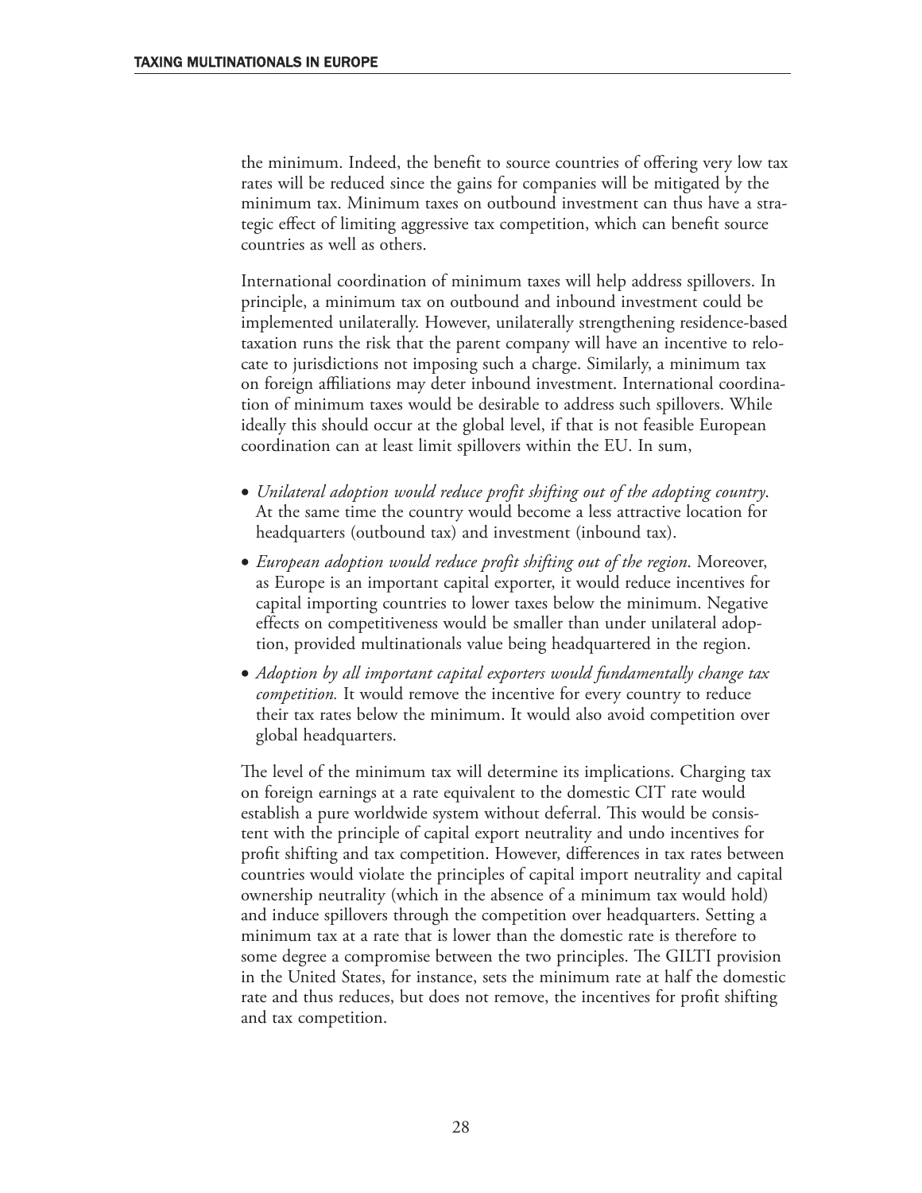the minimum. Indeed, the benefit to source countries of offering very low tax rates will be reduced since the gains for companies will be mitigated by the minimum tax. Minimum taxes on outbound investment can thus have a strategic effect of limiting aggressive tax competition, which can benefit source countries as well as others.

International coordination of minimum taxes will help address spillovers. In principle, a minimum tax on outbound and inbound investment could be implemented unilaterally. However, unilaterally strengthening residence-based taxation runs the risk that the parent company will have an incentive to relocate to jurisdictions not imposing such a charge. Similarly, a minimum tax on foreign affiliations may deter inbound investment. International coordination of minimum taxes would be desirable to address such spillovers. While ideally this should occur at the global level, if that is not feasible European coordination can at least limit spillovers within the EU. In sum,

- *Unilateral adoption would reduce profit shifting out of the adopting country*. At the same time the country would become a less attractive location for headquarters (outbound tax) and investment (inbound tax).
- *European adoption would reduce profit shifting out of the region*. Moreover, as Europe is an important capital exporter, it would reduce incentives for capital importing countries to lower taxes below the minimum. Negative effects on competitiveness would be smaller than under unilateral adoption, provided multinationals value being headquartered in the region.
- *Adoption by all important capital exporters would fundamentally change tax competition.* It would remove the incentive for every country to reduce their tax rates below the minimum. It would also avoid competition over global headquarters.

The level of the minimum tax will determine its implications. Charging tax on foreign earnings at a rate equivalent to the domestic CIT rate would establish a pure worldwide system without deferral. This would be consistent with the principle of capital export neutrality and undo incentives for profit shifting and tax competition. However, differences in tax rates between countries would violate the principles of capital import neutrality and capital ownership neutrality (which in the absence of a minimum tax would hold) and induce spillovers through the competition over headquarters. Setting a minimum tax at a rate that is lower than the domestic rate is therefore to some degree a compromise between the two principles. The GILTI provision in the United States, for instance, sets the minimum rate at half the domestic rate and thus reduces, but does not remove, the incentives for profit shifting and tax competition.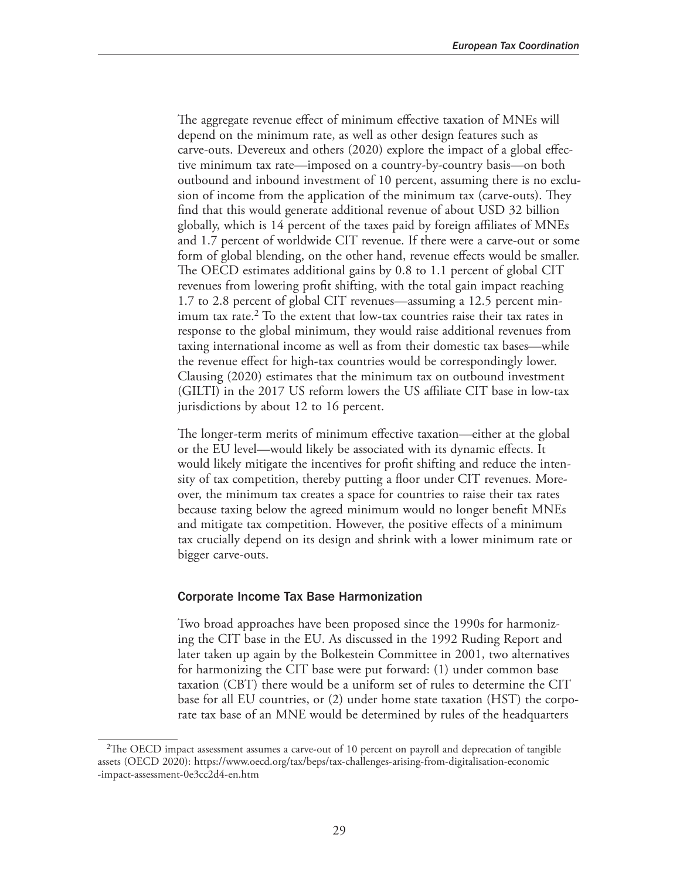The aggregate revenue effect of minimum effective taxation of MNEs will depend on the minimum rate, as well as other design features such as carve-outs. Devereux and others (2020) explore the impact of a global effective minimum tax rate—imposed on a country-by-country basis—on both outbound and inbound investment of 10 percent, assuming there is no exclusion of income from the application of the minimum tax (carve-outs). They find that this would generate additional revenue of about USD 32 billion globally, which is 14 percent of the taxes paid by foreign affiliates of MNEs and 1.7 percent of worldwide CIT revenue. If there were a carve-out or some form of global blending, on the other hand, revenue effects would be smaller. The OECD estimates additional gains by 0.8 to 1.1 percent of global CIT revenues from lowering profit shifting, with the total gain impact reaching 1.7 to 2.8 percent of global CIT revenues—assuming a 12.5 percent minimum tax rate.[2] To the extent that low-tax countries raise their tax rates in response to the global minimum, they would raise additional revenues from taxing international income as well as from their domestic tax bases—while the revenue effect for high-tax countries would be correspondingly lower. Clausing (2020) estimates that the minimum tax on outbound investment (GILTI) in the 2017 US reform lowers the US affiliate CIT base in low-tax jurisdictions by about 12 to 16 percent.

The longer-term merits of minimum effective taxation—either at the global or the EU level—would likely be associated with its dynamic effects. It would likely mitigate the incentives for profit shifting and reduce the intensity of tax competition, thereby putting a floor under CIT revenues. Moreover, the minimum tax creates a space for countries to raise their tax rates because taxing below the agreed minimum would no longer benefit MNEs and mitigate tax competition. However, the positive effects of a minimum tax crucially depend on its design and shrink with a lower minimum rate or bigger carve-outs.

### Corporate Income Tax Base Harmonization

Two broad approaches have been proposed since the 1990s for harmonizing the CIT base in the EU. As discussed in the 1992 Ruding Report and later taken up again by the Bolkestein Committee in 2001, two alternatives for harmonizing the CIT base were put forward: (1) under common base taxation (CBT) there would be a uniform set of rules to determine the CIT base for all EU countries, or (2) under home state taxation (HST) the corporate tax base of an MNE would be determined by rules of the headquarters

[2]The OECD impact assessment assumes a carve-out of 10 percent on payroll and deprecation of tangible assets (OECD 2020): https://www.oecd.org/tax/beps/tax-challenges-arising-from-digitalisation-economic-impact-assessment-0e3cc2d4-en.htm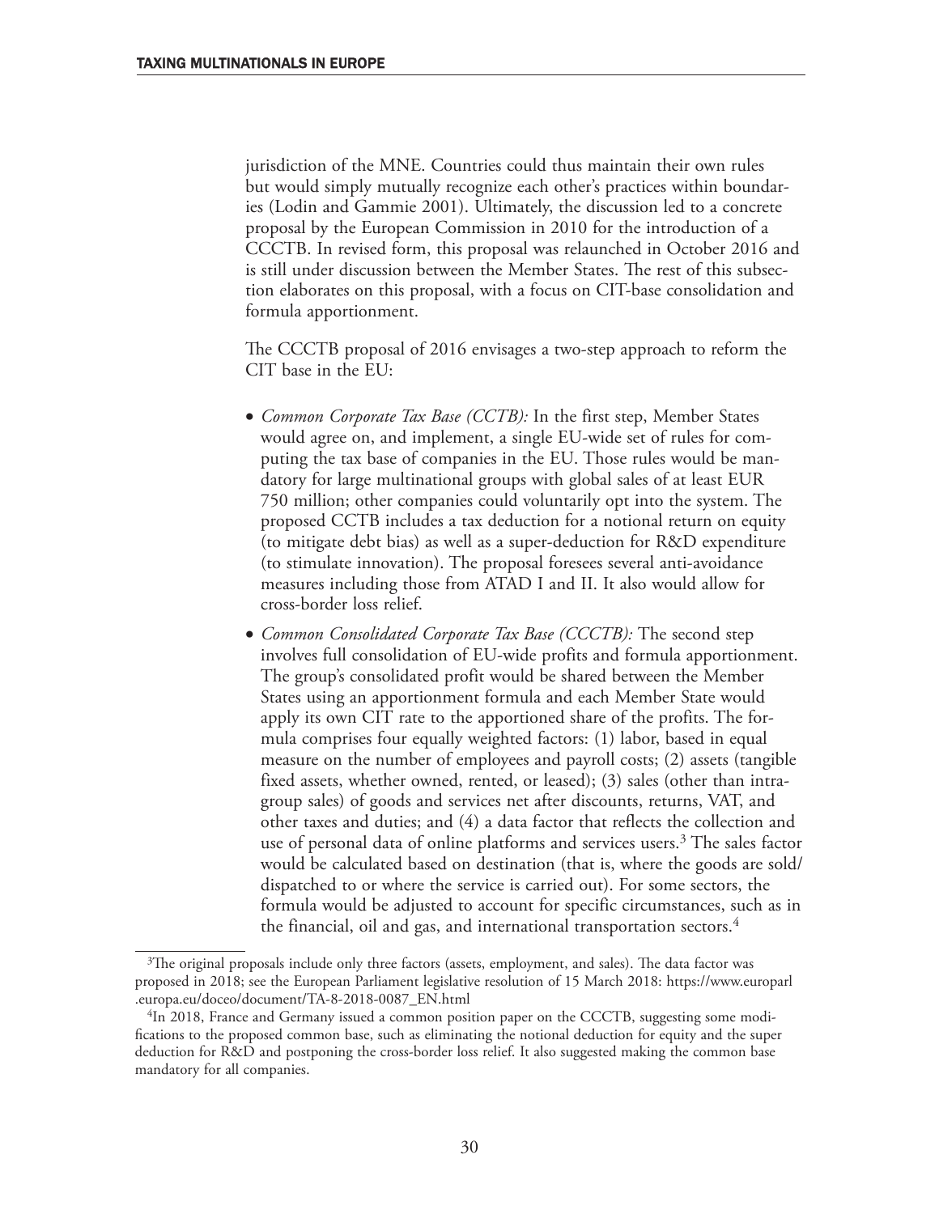jurisdiction of the MNE. Countries could thus maintain their own rules but would simply mutually recognize each other's practices within boundaries (Lodin and Gammie 2001). Ultimately, the discussion led to a concrete proposal by the European Commission in 2010 for the introduction of a CCCTB. In revised form, this proposal was relaunched in October 2016 and is still under discussion between the Member States. The rest of this subsection elaborates on this proposal, with a focus on CIT-base consolidation and formula apportionment.

The CCCTB proposal of 2016 envisages a two-step approach to reform the CIT base in the EU:

- *Common Corporate Tax Base (CCTB):* In the first step, Member States would agree on, and implement, a single EU-wide set of rules for computing the tax base of companies in the EU. Those rules would be mandatory for large multinational groups with global sales of at least EUR 750 million; other companies could voluntarily opt into the system. The proposed CCTB includes a tax deduction for a notional return on equity (to mitigate debt bias) as well as a super-deduction for R&D expenditure (to stimulate innovation). The proposal foresees several anti-avoidance measures including those from ATAD I and II. It also would allow for cross-border loss relief.
- *Common Consolidated Corporate Tax Base (CCCTB):* The second step involves full consolidation of EU-wide profits and formula apportionment. The group's consolidated profit would be shared between the Member States using an apportionment formula and each Member State would apply its own CIT rate to the apportioned share of the profits. The formula comprises four equally weighted factors: (1) labor, based in equal measure on the number of employees and payroll costs; (2) assets (tangible fixed assets, whether owned, rented, or leased); (3) sales (other than intragroup sales) of goods and services net after discounts, returns, VAT, and other taxes and duties; and (4) a data factor that reflects the collection and use of personal data of online platforms and services users.[3] The sales factor would be calculated based on destination (that is, where the goods are sold/dispatched to or where the service is carried out). For some sectors, the formula would be adjusted to account for specific circumstances, such as in the financial, oil and gas, and international transportation sectors.[4]

---

[3]The original proposals include only three factors (assets, employment, and sales). The data factor was proposed in 2018; see the European Parliament legislative resolution of 15 March 2018: https://www.europarl.europa.eu/doceo/document/TA-8-2018-0087_EN.html

[4]In 2018, France and Germany issued a common position paper on the CCCTB, suggesting some modifications to the proposed common base, such as eliminating the notional deduction for equity and the super deduction for R&D and postponing the cross-border loss relief. It also suggested making the common base mandatory for all companies.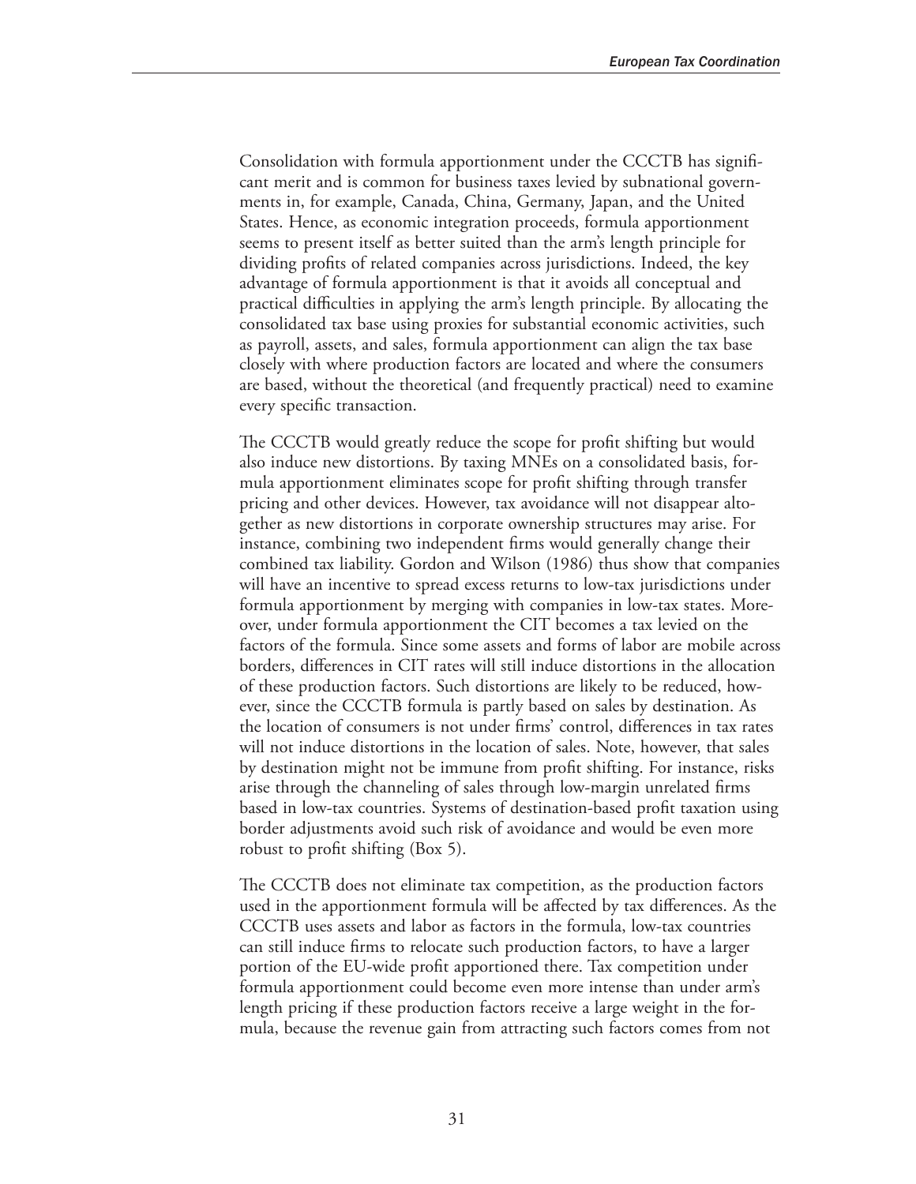Consolidation with formula apportionment under the CCCTB has significant merit and is common for business taxes levied by subnational governments in, for example, Canada, China, Germany, Japan, and the United States. Hence, as economic integration proceeds, formula apportionment seems to present itself as better suited than the arm's length principle for dividing profits of related companies across jurisdictions. Indeed, the key advantage of formula apportionment is that it avoids all conceptual and practical difficulties in applying the arm's length principle. By allocating the consolidated tax base using proxies for substantial economic activities, such as payroll, assets, and sales, formula apportionment can align the tax base closely with where production factors are located and where the consumers are based, without the theoretical (and frequently practical) need to examine every specific transaction.

The CCCTB would greatly reduce the scope for profit shifting but would also induce new distortions. By taxing MNEs on a consolidated basis, formula apportionment eliminates scope for profit shifting through transfer pricing and other devices. However, tax avoidance will not disappear altogether as new distortions in corporate ownership structures may arise. For instance, combining two independent firms would generally change their combined tax liability. Gordon and Wilson (1986) thus show that companies will have an incentive to spread excess returns to low-tax jurisdictions under formula apportionment by merging with companies in low-tax states. Moreover, under formula apportionment the CIT becomes a tax levied on the factors of the formula. Since some assets and forms of labor are mobile across borders, differences in CIT rates will still induce distortions in the allocation of these production factors. Such distortions are likely to be reduced, however, since the CCCTB formula is partly based on sales by destination. As the location of consumers is not under firms' control, differences in tax rates will not induce distortions in the location of sales. Note, however, that sales by destination might not be immune from profit shifting. For instance, risks arise through the channeling of sales through low-margin unrelated firms based in low-tax countries. Systems of destination-based profit taxation using border adjustments avoid such risk of avoidance and would be even more robust to profit shifting (Box 5).

The CCCTB does not eliminate tax competition, as the production factors used in the apportionment formula will be affected by tax differences. As the CCCTB uses assets and labor as factors in the formula, low-tax countries can still induce firms to relocate such production factors, to have a larger portion of the EU-wide profit apportioned there. Tax competition under formula apportionment could become even more intense than under arm's length pricing if these production factors receive a large weight in the formula, because the revenue gain from attracting such factors comes from not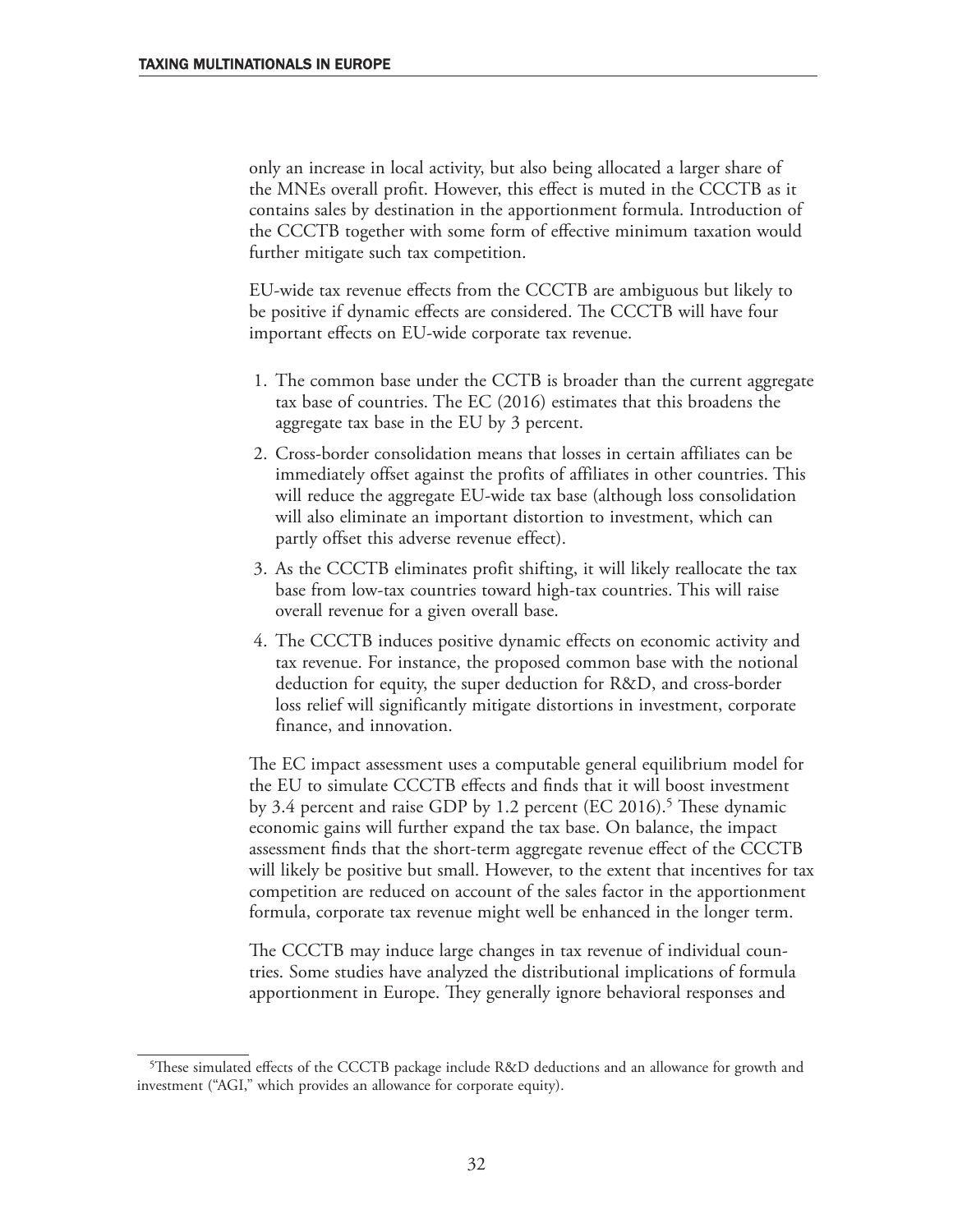only an increase in local activity, but also being allocated a larger share of the MNEs overall profit. However, this effect is muted in the CCCTB as it contains sales by destination in the apportionment formula. Introduction of the CCCTB together with some form of effective minimum taxation would further mitigate such tax competition.

EU-wide tax revenue effects from the CCCTB are ambiguous but likely to be positive if dynamic effects are considered. The CCCTB will have four important effects on EU-wide corporate tax revenue.

1. The common base under the CCTB is broader than the current aggregate tax base of countries. The EC (2016) estimates that this broadens the aggregate tax base in the EU by 3 percent.
2. Cross-border consolidation means that losses in certain affiliates can be immediately offset against the profits of affiliates in other countries. This will reduce the aggregate EU-wide tax base (although loss consolidation will also eliminate an important distortion to investment, which can partly offset this adverse revenue effect).
3. As the CCCTB eliminates profit shifting, it will likely reallocate the tax base from low-tax countries toward high-tax countries. This will raise overall revenue for a given overall base.
4. The CCCTB induces positive dynamic effects on economic activity and tax revenue. For instance, the proposed common base with the notional deduction for equity, the super deduction for R&D, and cross-border loss relief will significantly mitigate distortions in investment, corporate finance, and innovation.

The EC impact assessment uses a computable general equilibrium model for the EU to simulate CCCTB effects and finds that it will boost investment by 3.4 percent and raise GDP by 1.2 percent (EC 2016).[5] These dynamic economic gains will further expand the tax base. On balance, the impact assessment finds that the short-term aggregate revenue effect of the CCCTB will likely be positive but small. However, to the extent that incentives for tax competition are reduced on account of the sales factor in the apportionment formula, corporate tax revenue might well be enhanced in the longer term.

The CCCTB may induce large changes in tax revenue of individual countries. Some studies have analyzed the distributional implications of formula apportionment in Europe. They generally ignore behavioral responses and

[5] These simulated effects of the CCCTB package include R&D deductions and an allowance for growth and investment ("AGI," which provides an allowance for corporate equity).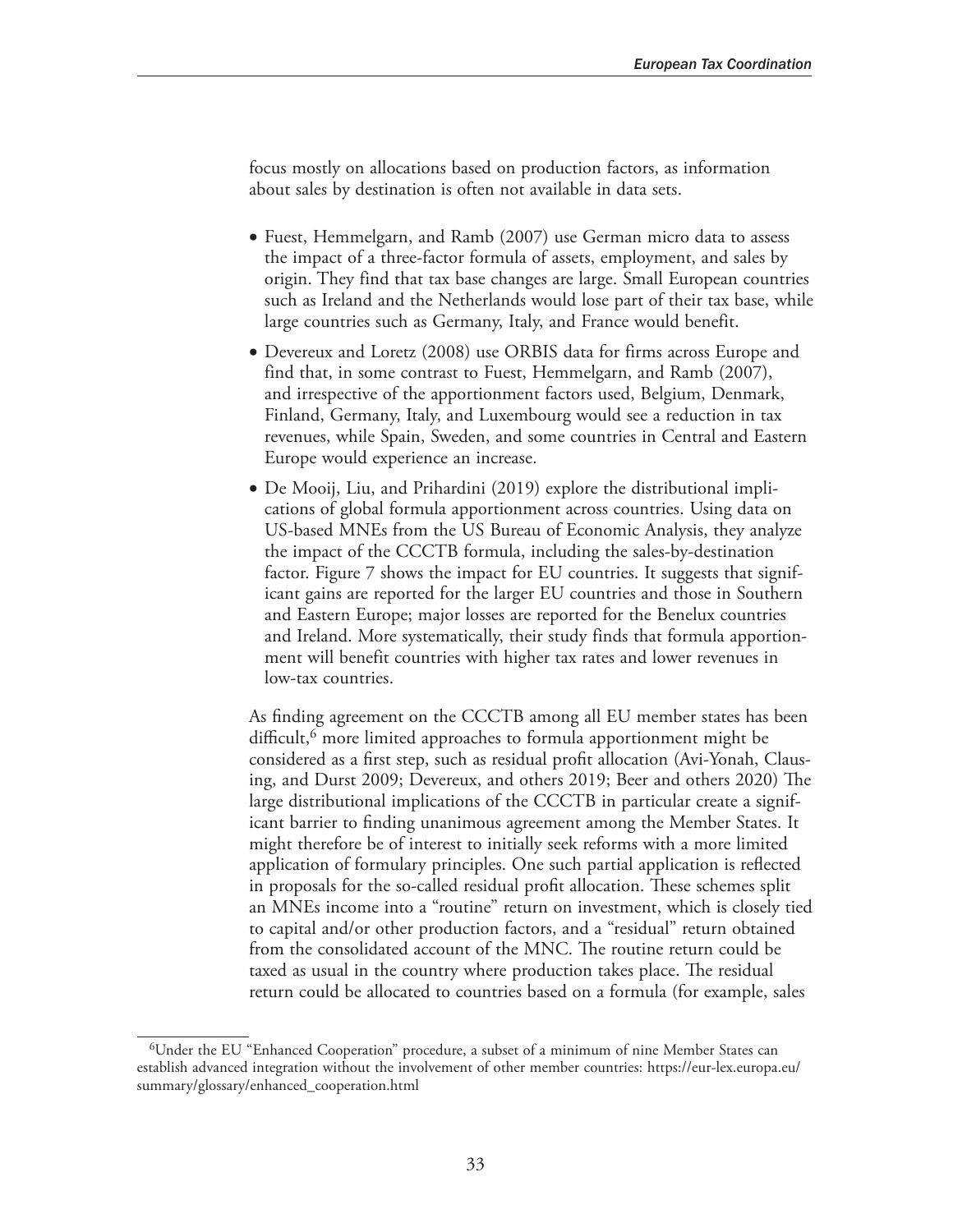focus mostly on allocations based on production factors, as information about sales by destination is often not available in data sets.

- Fuest, Hemmelgarn, and Ramb (2007) use German micro data to assess the impact of a three-factor formula of assets, employment, and sales by origin. They find that tax base changes are large. Small European countries such as Ireland and the Netherlands would lose part of their tax base, while large countries such as Germany, Italy, and France would benefit.
- Devereux and Loretz (2008) use ORBIS data for firms across Europe and find that, in some contrast to Fuest, Hemmelgarn, and Ramb (2007), and irrespective of the apportionment factors used, Belgium, Denmark, Finland, Germany, Italy, and Luxembourg would see a reduction in tax revenues, while Spain, Sweden, and some countries in Central and Eastern Europe would experience an increase.
- De Mooij, Liu, and Prihardini (2019) explore the distributional implications of global formula apportionment across countries. Using data on US-based MNEs from the US Bureau of Economic Analysis, they analyze the impact of the CCCTB formula, including the sales-by-destination factor. Figure 7 shows the impact for EU countries. It suggests that significant gains are reported for the larger EU countries and those in Southern and Eastern Europe; major losses are reported for the Benelux countries and Ireland. More systematically, their study finds that formula apportionment will benefit countries with higher tax rates and lower revenues in low-tax countries.

As finding agreement on the CCCTB among all EU member states has been difficult,[6] more limited approaches to formula apportionment might be considered as a first step, such as residual profit allocation (Avi-Yonah, Clausing, and Durst 2009; Devereux, and others 2019; Beer and others 2020) The large distributional implications of the CCCTB in particular create a significant barrier to finding unanimous agreement among the Member States. It might therefore be of interest to initially seek reforms with a more limited application of formulary principles. One such partial application is reflected in proposals for the so-called residual profit allocation. These schemes split an MNEs income into a "routine" return on investment, which is closely tied to capital and/or other production factors, and a "residual" return obtained from the consolidated account of the MNC. The routine return could be taxed as usual in the country where production takes place. The residual return could be allocated to countries based on a formula (for example, sales

[6] Under the EU "Enhanced Cooperation" procedure, a subset of a minimum of nine Member States can establish advanced integration without the involvement of other member countries: https://eur-lex.europa.eu/summary/glossary/enhanced_cooperation.html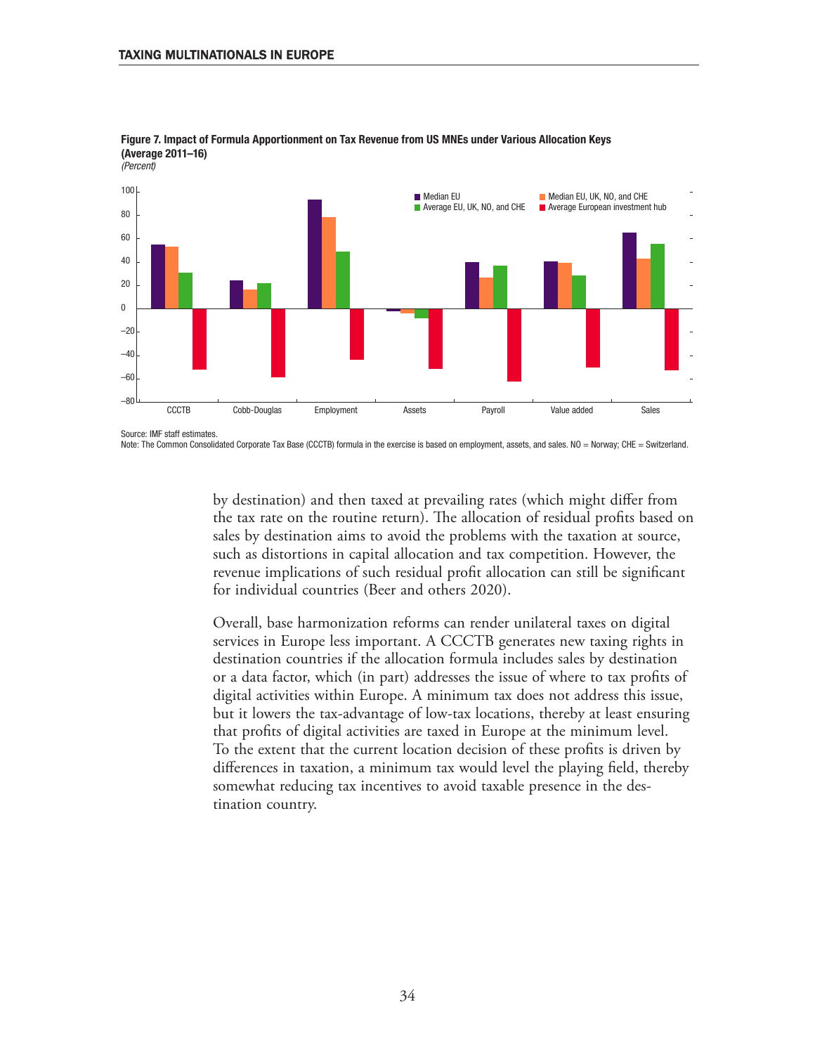**Figure 7. Impact of Formula Apportionment on Tax Revenue from US MNEs under Various Allocation Keys (Average 2011–16)**
*(Percent)*

Source: IMF staff estimates.
Note: The Common Consolidated Corporate Tax Base (CCCTB) formula in the exercise is based on employment, assets, and sales. NO = Norway; CHE = Switzerland.

by destination) and then taxed at prevailing rates (which might differ from the tax rate on the routine return). The allocation of residual profits based on sales by destination aims to avoid the problems with the taxation at source, such as distortions in capital allocation and tax competition. However, the revenue implications of such residual profit allocation can still be significant for individual countries (Beer and others 2020).

Overall, base harmonization reforms can render unilateral taxes on digital services in Europe less important. A CCCTB generates new taxing rights in destination countries if the allocation formula includes sales by destination or a data factor, which (in part) addresses the issue of where to tax profits of digital activities within Europe. A minimum tax does not address this issue, but it lowers the tax-advantage of low-tax locations, thereby at least ensuring that profits of digital activities are taxed in Europe at the minimum level. To the extent that the current location decision of these profits is driven by differences in taxation, a minimum tax would level the playing field, thereby somewhat reducing tax incentives to avoid taxable presence in the destination country.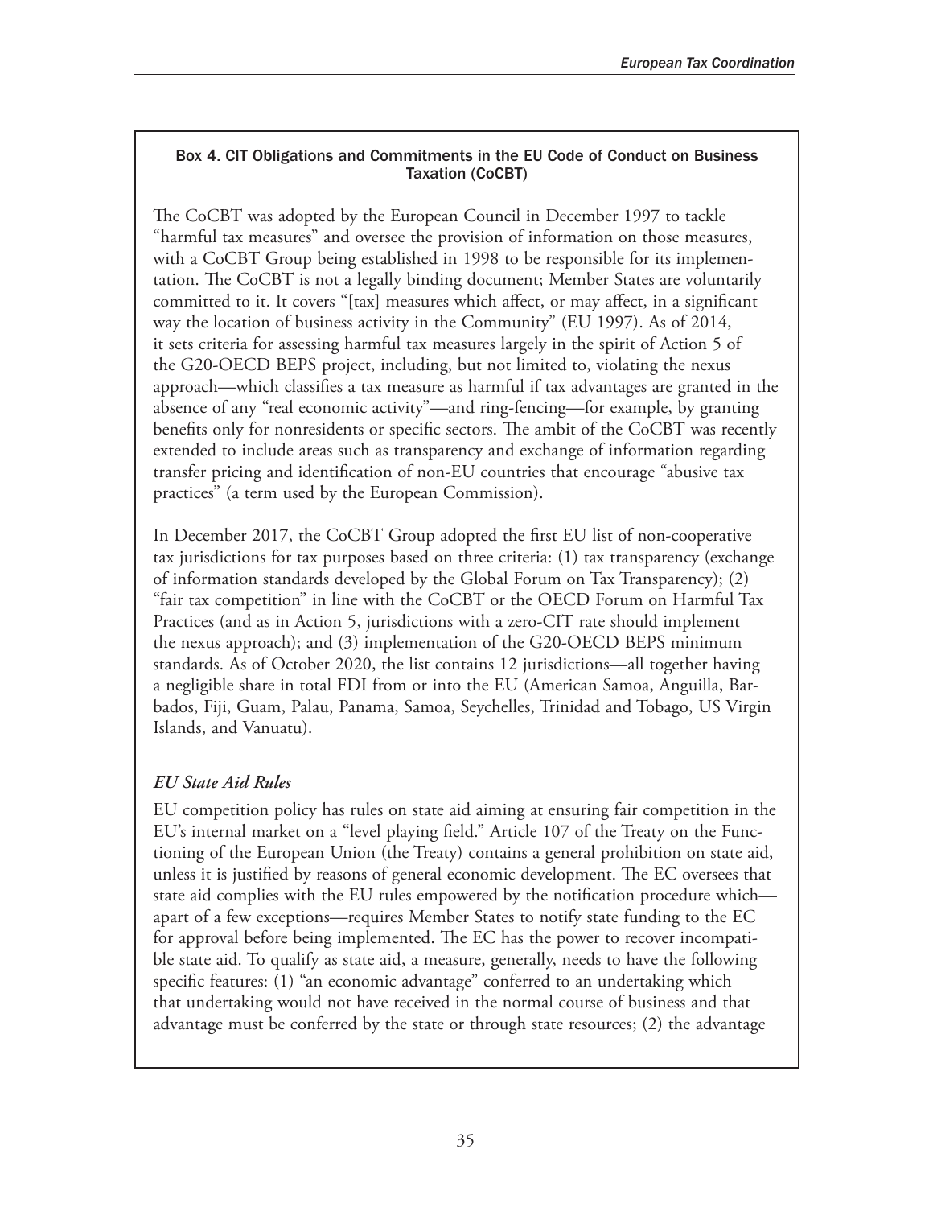### Box 4. CIT Obligations and Commitments in the EU Code of Conduct on Business Taxation (CoCBT)

The CoCBT was adopted by the European Council in December 1997 to tackle "harmful tax measures" and oversee the provision of information on those measures, with a CoCBT Group being established in 1998 to be responsible for its implementation. The CoCBT is not a legally binding document; Member States are voluntarily committed to it. It covers "[tax] measures which affect, or may affect, in a significant way the location of business activity in the Community" (EU 1997). As of 2014, it sets criteria for assessing harmful tax measures largely in the spirit of Action 5 of the G20-OECD BEPS project, including, but not limited to, violating the nexus approach—which classifies a tax measure as harmful if tax advantages are granted in the absence of any "real economic activity"—and ring-fencing—for example, by granting benefits only for nonresidents or specific sectors. The ambit of the CoCBT was recently extended to include areas such as transparency and exchange of information regarding transfer pricing and identification of non-EU countries that encourage "abusive tax practices" (a term used by the European Commission).

In December 2017, the CoCBT Group adopted the first EU list of non-cooperative tax jurisdictions for tax purposes based on three criteria: (1) tax transparency (exchange of information standards developed by the Global Forum on Tax Transparency); (2) "fair tax competition" in line with the CoCBT or the OECD Forum on Harmful Tax Practices (and as in Action 5, jurisdictions with a zero-CIT rate should implement the nexus approach); and (3) implementation of the G20-OECD BEPS minimum standards. As of October 2020, the list contains 12 jurisdictions—all together having a negligible share in total FDI from or into the EU (American Samoa, Anguilla, Barbados, Fiji, Guam, Palau, Panama, Samoa, Seychelles, Trinidad and Tobago, US Virgin Islands, and Vanuatu).

*EU State Aid Rules*

EU competition policy has rules on state aid aiming at ensuring fair competition in the EU's internal market on a "level playing field." Article 107 of the Treaty on the Functioning of the European Union (the Treaty) contains a general prohibition on state aid, unless it is justified by reasons of general economic development. The EC oversees that state aid complies with the EU rules empowered by the notification procedure which—apart of a few exceptions—requires Member States to notify state funding to the EC for approval before being implemented. The EC has the power to recover incompatible state aid. To qualify as state aid, a measure, generally, needs to have the following specific features: (1) "an economic advantage" conferred to an undertaking which that undertaking would not have received in the normal course of business and that advantage must be conferred by the state or through state resources; (2) the advantage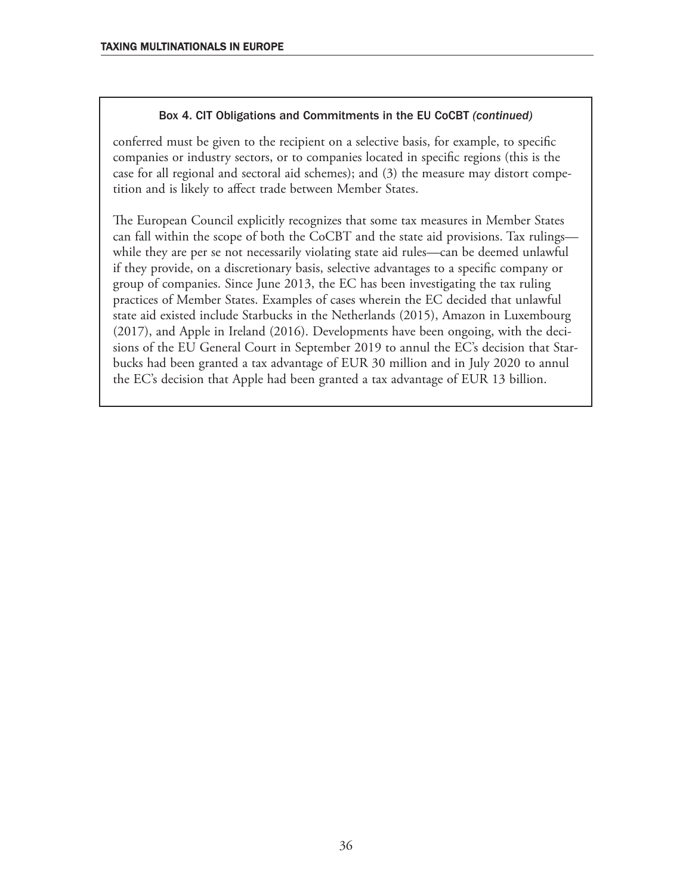**Box 4. CIT Obligations and Commitments in the EU CoCBT *(continued)***

conferred must be given to the recipient on a selective basis, for example, to specific companies or industry sectors, or to companies located in specific regions (this is the case for all regional and sectoral aid schemes); and (3) the measure may distort competition and is likely to affect trade between Member States.

The European Council explicitly recognizes that some tax measures in Member States can fall within the scope of both the CoCBT and the state aid provisions. Tax rulings—while they are per se not necessarily violating state aid rules—can be deemed unlawful if they provide, on a discretionary basis, selective advantages to a specific company or group of companies. Since June 2013, the EC has been investigating the tax ruling practices of Member States. Examples of cases wherein the EC decided that unlawful state aid existed include Starbucks in the Netherlands (2015), Amazon in Luxembourg (2017), and Apple in Ireland (2016). Developments have been ongoing, with the decisions of the EU General Court in September 2019 to annul the EC's decision that Starbucks had been granted a tax advantage of EUR 30 million and in July 2020 to annul the EC's decision that Apple had been granted a tax advantage of EUR 13 billion.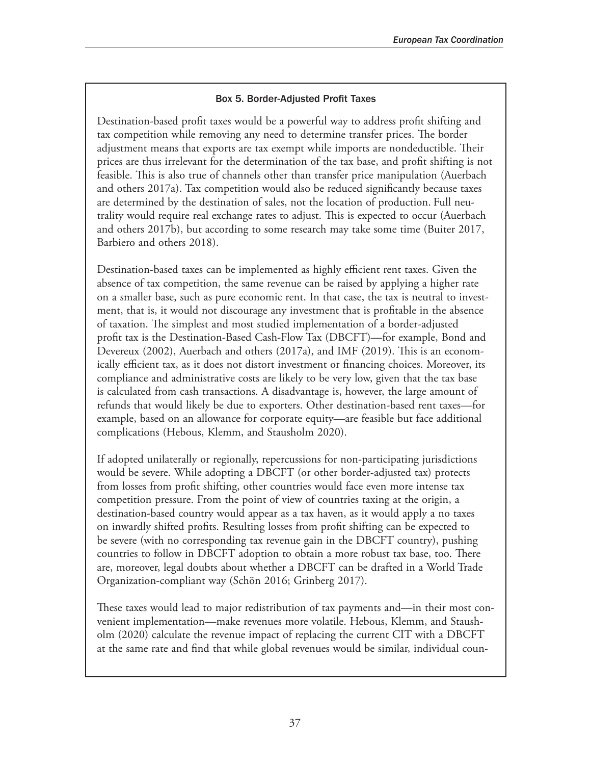### Box 5. Border-Adjusted Profit Taxes

Destination-based profit taxes would be a powerful way to address profit shifting and tax competition while removing any need to determine transfer prices. The border adjustment means that exports are tax exempt while imports are nondeductible. Their prices are thus irrelevant for the determination of the tax base, and profit shifting is not feasible. This is also true of channels other than transfer price manipulation (Auerbach and others 2017a). Tax competition would also be reduced significantly because taxes are determined by the destination of sales, not the location of production. Full neutrality would require real exchange rates to adjust. This is expected to occur (Auerbach and others 2017b), but according to some research may take some time (Buiter 2017, Barbiero and others 2018).

Destination-based taxes can be implemented as highly efficient rent taxes. Given the absence of tax competition, the same revenue can be raised by applying a higher rate on a smaller base, such as pure economic rent. In that case, the tax is neutral to investment, that is, it would not discourage any investment that is profitable in the absence of taxation. The simplest and most studied implementation of a border-adjusted profit tax is the Destination-Based Cash-Flow Tax (DBCFT)—for example, Bond and Devereux (2002), Auerbach and others (2017a), and IMF (2019). This is an economically efficient tax, as it does not distort investment or financing choices. Moreover, its compliance and administrative costs are likely to be very low, given that the tax base is calculated from cash transactions. A disadvantage is, however, the large amount of refunds that would likely be due to exporters. Other destination-based rent taxes—for example, based on an allowance for corporate equity—are feasible but face additional complications (Hebous, Klemm, and Stausholm 2020).

If adopted unilaterally or regionally, repercussions for non-participating jurisdictions would be severe. While adopting a DBCFT (or other border-adjusted tax) protects from losses from profit shifting, other countries would face even more intense tax competition pressure. From the point of view of countries taxing at the origin, a destination-based country would appear as a tax haven, as it would apply a no taxes on inwardly shifted profits. Resulting losses from profit shifting can be expected to be severe (with no corresponding tax revenue gain in the DBCFT country), pushing countries to follow in DBCFT adoption to obtain a more robust tax base, too. There are, moreover, legal doubts about whether a DBCFT can be drafted in a World Trade Organization-compliant way (Schön 2016; Grinberg 2017).

These taxes would lead to major redistribution of tax payments and—in their most convenient implementation—make revenues more volatile. Hebous, Klemm, and Stausholm (2020) calculate the revenue impact of replacing the current CIT with a DBCFT at the same rate and find that while global revenues would be similar, individual coun-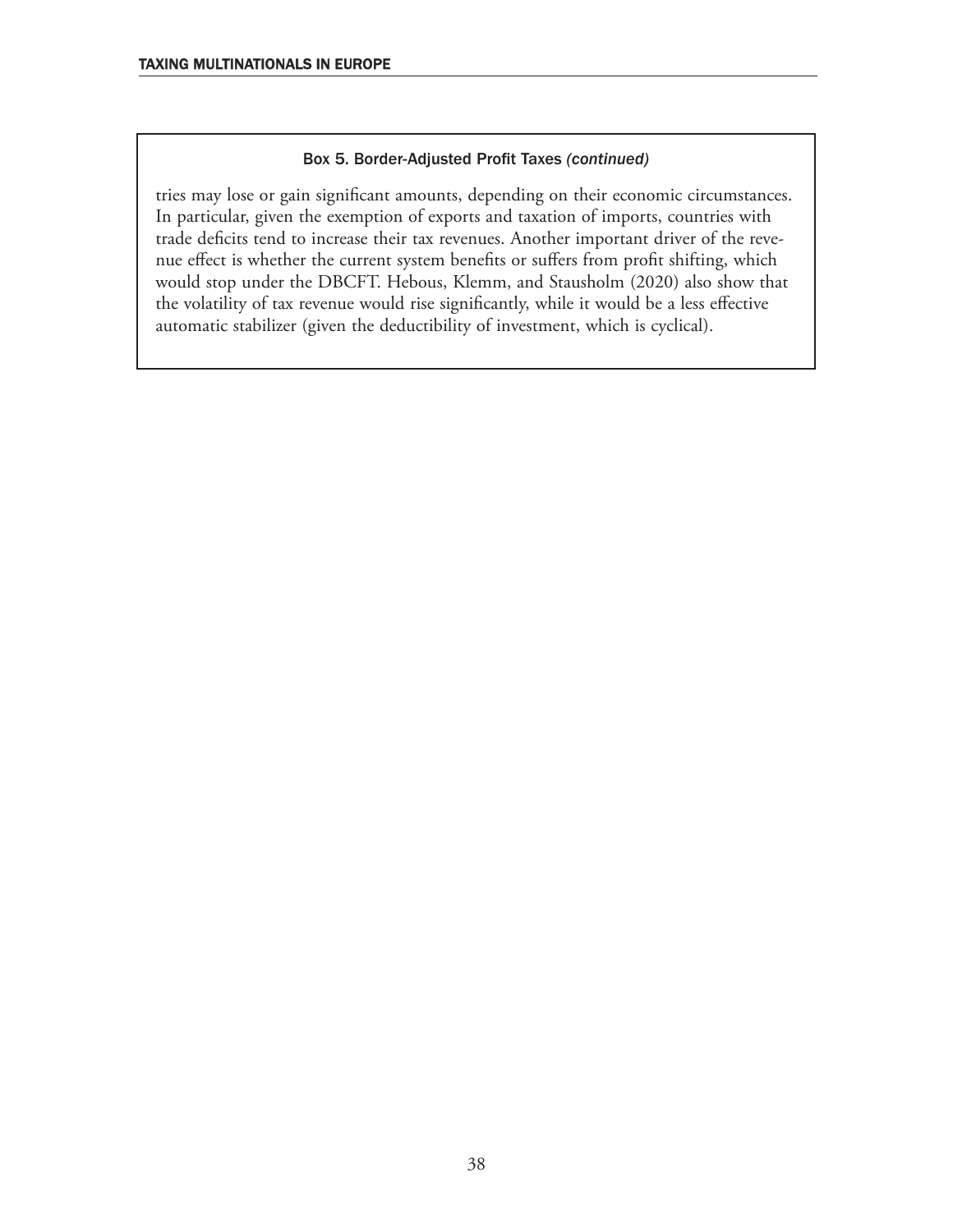### Box 5. Border-Adjusted Profit Taxes *(continued)*

tries may lose or gain significant amounts, depending on their economic circumstances. In particular, given the exemption of exports and taxation of imports, countries with trade deficits tend to increase their tax revenues. Another important driver of the revenue effect is whether the current system benefits or suffers from profit shifting, which would stop under the DBCFT. Hebous, Klemm, and Stausholm (2020) also show that the volatility of tax revenue would rise significantly, while it would be a less effective automatic stabilizer (given the deductibility of investment, which is cyclical).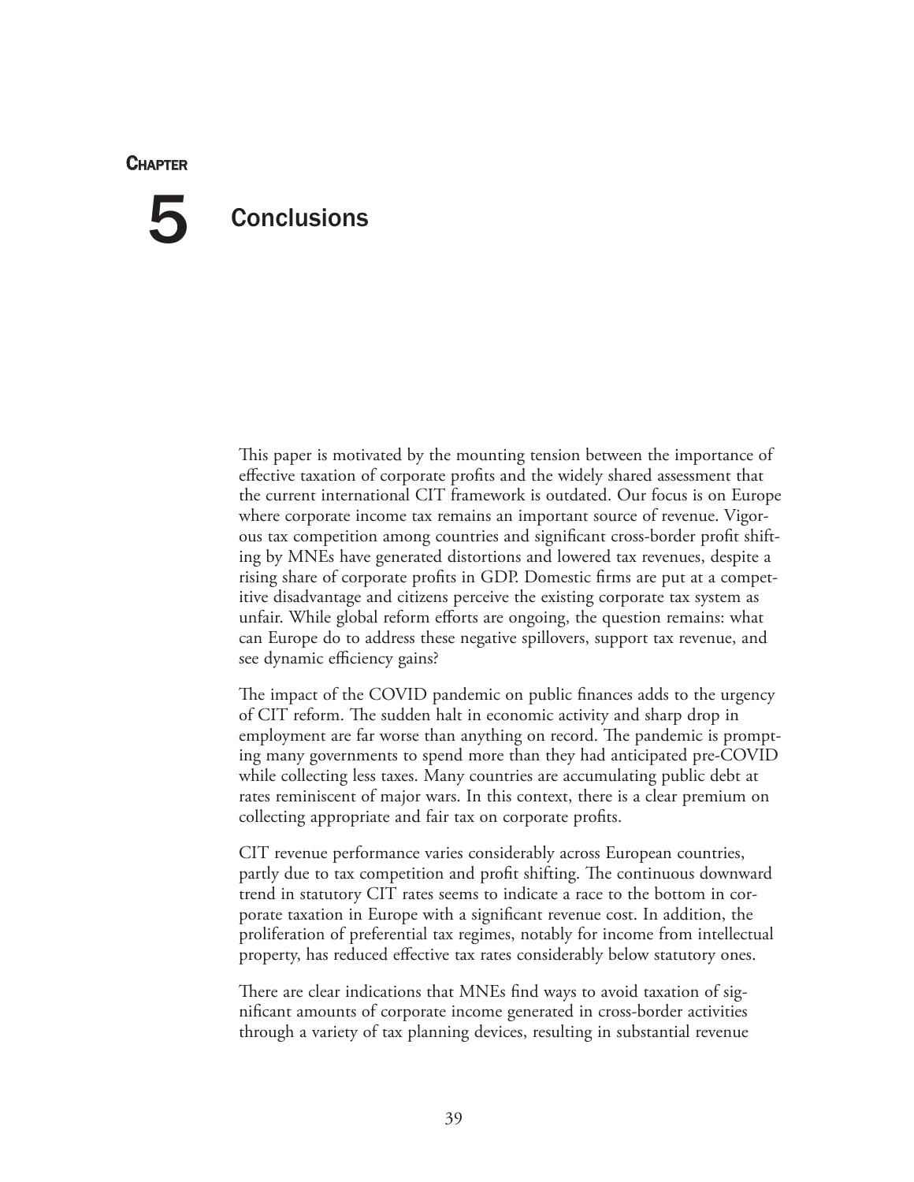# Chapter 5 Conclusions

This paper is motivated by the mounting tension between the importance of effective taxation of corporate profits and the widely shared assessment that the current international CIT framework is outdated. Our focus is on Europe where corporate income tax remains an important source of revenue. Vigorous tax competition among countries and significant cross-border profit shifting by MNEs have generated distortions and lowered tax revenues, despite a rising share of corporate profits in GDP. Domestic firms are put at a competitive disadvantage and citizens perceive the existing corporate tax system as unfair. While global reform efforts are ongoing, the question remains: what can Europe do to address these negative spillovers, support tax revenue, and see dynamic efficiency gains?

The impact of the COVID pandemic on public finances adds to the urgency of CIT reform. The sudden halt in economic activity and sharp drop in employment are far worse than anything on record. The pandemic is prompting many governments to spend more than they had anticipated pre-COVID while collecting less taxes. Many countries are accumulating public debt at rates reminiscent of major wars. In this context, there is a clear premium on collecting appropriate and fair tax on corporate profits.

CIT revenue performance varies considerably across European countries, partly due to tax competition and profit shifting. The continuous downward trend in statutory CIT rates seems to indicate a race to the bottom in corporate taxation in Europe with a significant revenue cost. In addition, the proliferation of preferential tax regimes, notably for income from intellectual property, has reduced effective tax rates considerably below statutory ones.

There are clear indications that MNEs find ways to avoid taxation of significant amounts of corporate income generated in cross-border activities through a variety of tax planning devices, resulting in substantial revenue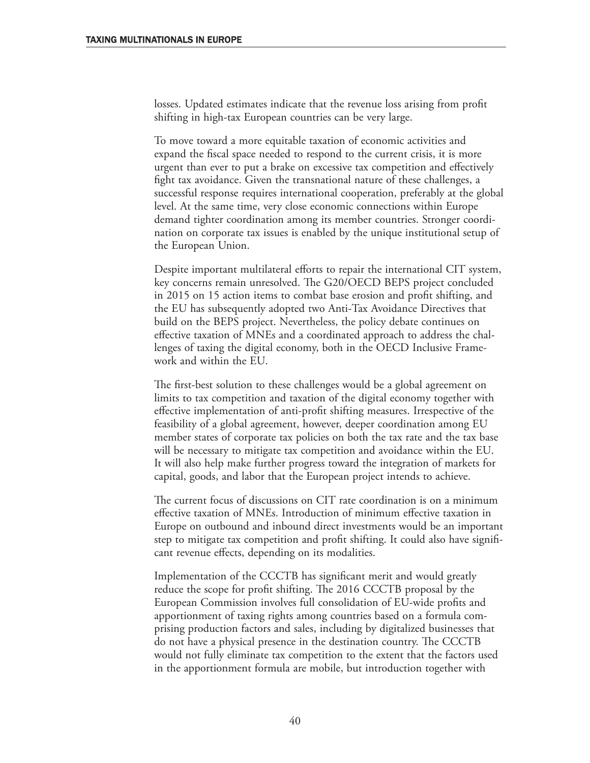losses. Updated estimates indicate that the revenue loss arising from profit shifting in high-tax European countries can be very large.

To move toward a more equitable taxation of economic activities and expand the fiscal space needed to respond to the current crisis, it is more urgent than ever to put a brake on excessive tax competition and effectively fight tax avoidance. Given the transnational nature of these challenges, a successful response requires international cooperation, preferably at the global level. At the same time, very close economic connections within Europe demand tighter coordination among its member countries. Stronger coordination on corporate tax issues is enabled by the unique institutional setup of the European Union.

Despite important multilateral efforts to repair the international CIT system, key concerns remain unresolved. The G20/OECD BEPS project concluded in 2015 on 15 action items to combat base erosion and profit shifting, and the EU has subsequently adopted two Anti-Tax Avoidance Directives that build on the BEPS project. Nevertheless, the policy debate continues on effective taxation of MNEs and a coordinated approach to address the challenges of taxing the digital economy, both in the OECD Inclusive Framework and within the EU.

The first-best solution to these challenges would be a global agreement on limits to tax competition and taxation of the digital economy together with effective implementation of anti-profit shifting measures. Irrespective of the feasibility of a global agreement, however, deeper coordination among EU member states of corporate tax policies on both the tax rate and the tax base will be necessary to mitigate tax competition and avoidance within the EU. It will also help make further progress toward the integration of markets for capital, goods, and labor that the European project intends to achieve.

The current focus of discussions on CIT rate coordination is on a minimum effective taxation of MNEs. Introduction of minimum effective taxation in Europe on outbound and inbound direct investments would be an important step to mitigate tax competition and profit shifting. It could also have significant revenue effects, depending on its modalities.

Implementation of the CCCTB has significant merit and would greatly reduce the scope for profit shifting. The 2016 CCCTB proposal by the European Commission involves full consolidation of EU-wide profits and apportionment of taxing rights among countries based on a formula comprising production factors and sales, including by digitalized businesses that do not have a physical presence in the destination country. The CCCTB would not fully eliminate tax competition to the extent that the factors used in the apportionment formula are mobile, but introduction together with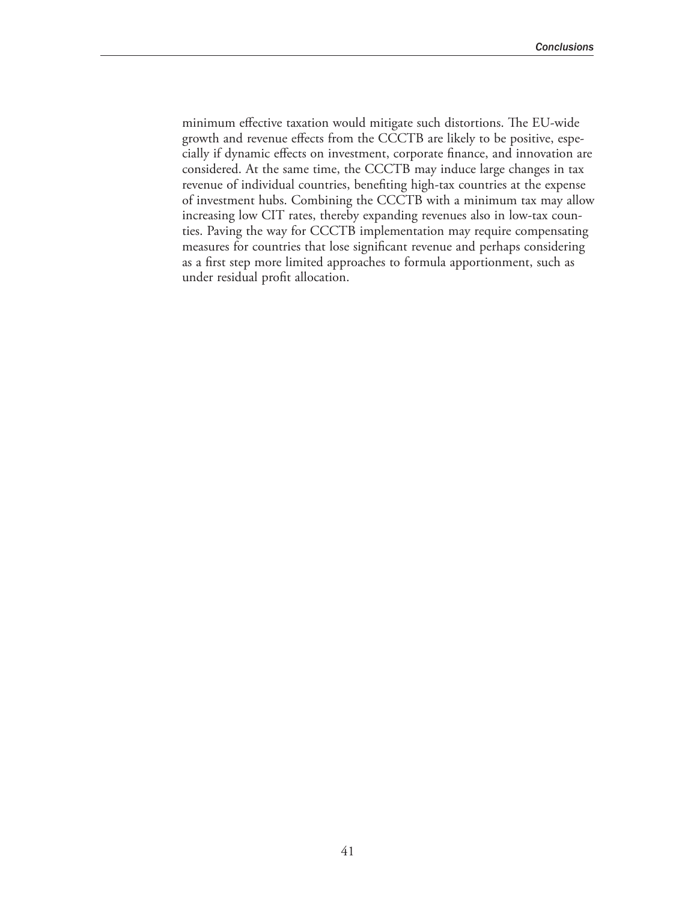minimum effective taxation would mitigate such distortions. The EU-wide growth and revenue effects from the CCCTB are likely to be positive, especially if dynamic effects on investment, corporate finance, and innovation are considered. At the same time, the CCCTB may induce large changes in tax revenue of individual countries, benefiting high-tax countries at the expense of investment hubs. Combining the CCCTB with a minimum tax may allow increasing low CIT rates, thereby expanding revenues also in low-tax counties. Paving the way for CCCTB implementation may require compensating measures for countries that lose significant revenue and perhaps considering as a first step more limited approaches to formula apportionment, such as under residual profit allocation.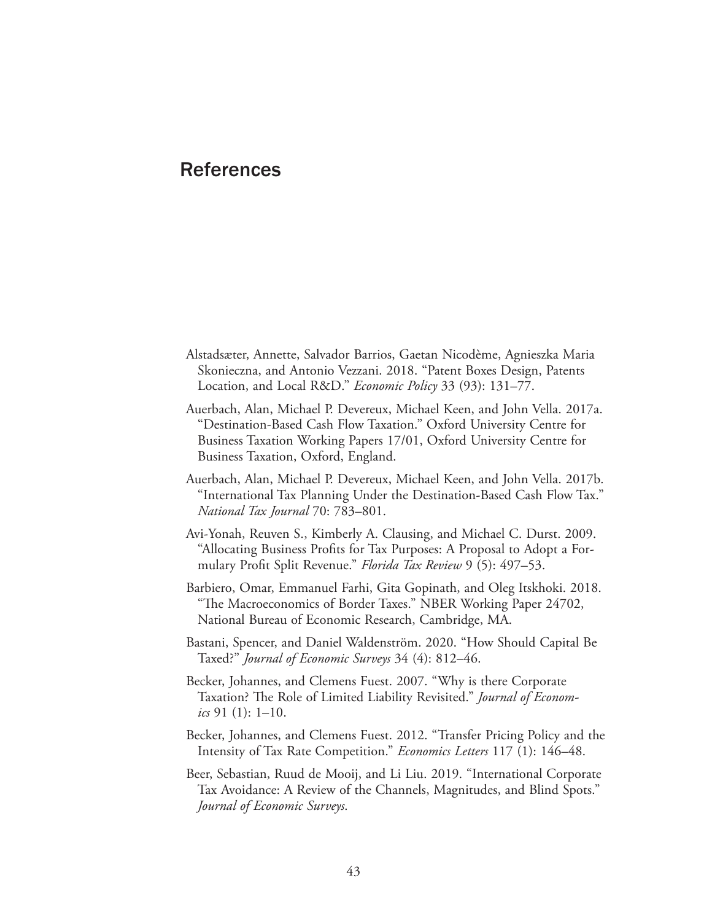# References

Alstadsæter, Annette, Salvador Barrios, Gaetan Nicodème, Agnieszka Maria Skonieczna, and Antonio Vezzani. 2018. "Patent Boxes Design, Patents Location, and Local R&D." *Economic Policy* 33 (93): 131–77.

Auerbach, Alan, Michael P. Devereux, Michael Keen, and John Vella. 2017a. "Destination-Based Cash Flow Taxation." Oxford University Centre for Business Taxation Working Papers 17/01, Oxford University Centre for Business Taxation, Oxford, England.

Auerbach, Alan, Michael P. Devereux, Michael Keen, and John Vella. 2017b. "International Tax Planning Under the Destination-Based Cash Flow Tax." *National Tax Journal* 70: 783–801.

Avi-Yonah, Reuven S., Kimberly A. Clausing, and Michael C. Durst. 2009. "Allocating Business Profits for Tax Purposes: A Proposal to Adopt a Formulary Profit Split Revenue." *Florida Tax Review* 9 (5): 497–53.

Barbiero, Omar, Emmanuel Farhi, Gita Gopinath, and Oleg Itskhoki. 2018. "The Macroeconomics of Border Taxes." NBER Working Paper 24702, National Bureau of Economic Research, Cambridge, MA.

Bastani, Spencer, and Daniel Waldenström. 2020. "How Should Capital Be Taxed?" *Journal of Economic Surveys* 34 (4): 812–46.

Becker, Johannes, and Clemens Fuest. 2007. "Why is there Corporate Taxation? The Role of Limited Liability Revisited." *Journal of Economics* 91 (1): 1–10.

Becker, Johannes, and Clemens Fuest. 2012. "Transfer Pricing Policy and the Intensity of Tax Rate Competition." *Economics Letters* 117 (1): 146–48.

Beer, Sebastian, Ruud de Mooij, and Li Liu. 2019. "International Corporate Tax Avoidance: A Review of the Channels, Magnitudes, and Blind Spots." *Journal of Economic Surveys*.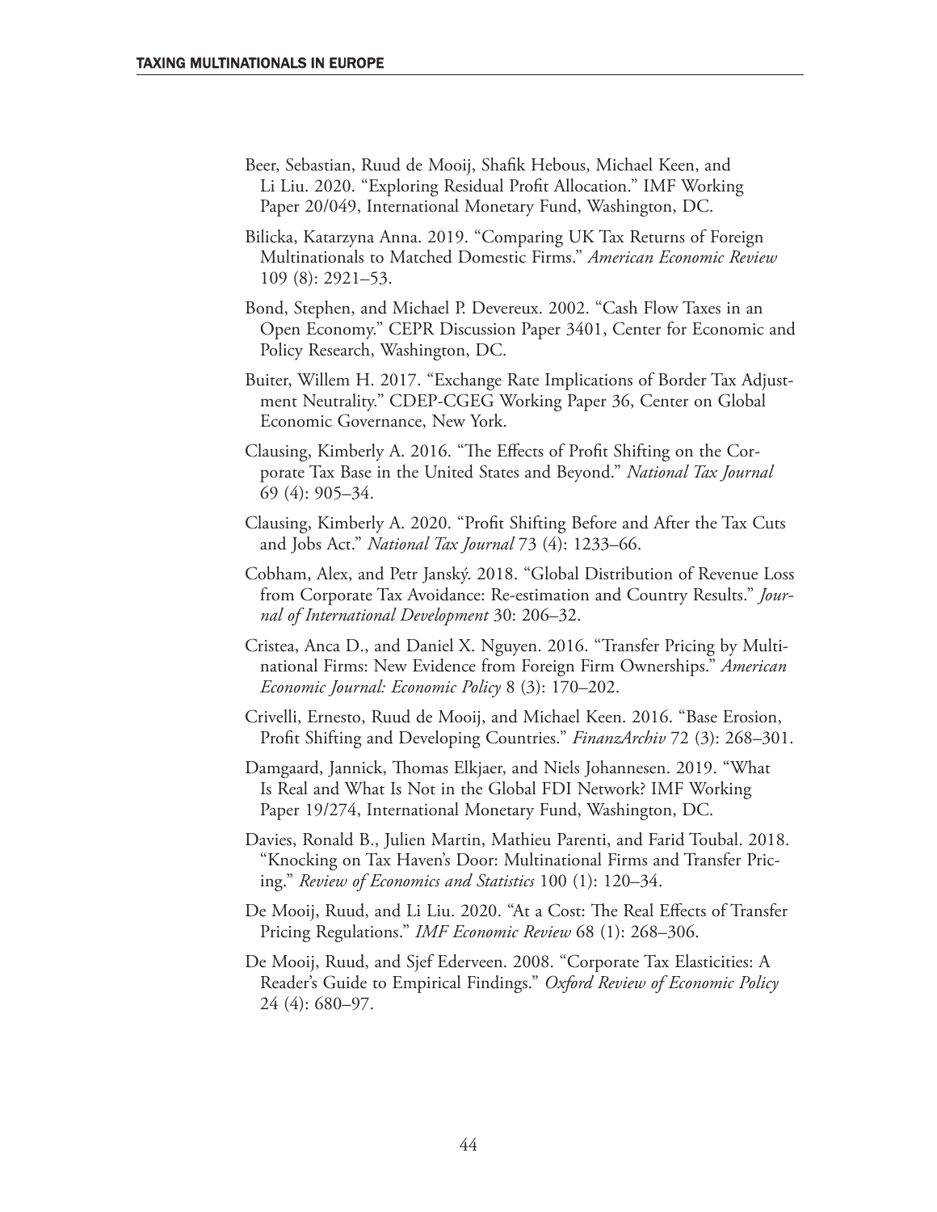Beer, Sebastian, Ruud de Mooij, Shafik Hebous, Michael Keen, and Li Liu. 2020. "Exploring Residual Profit Allocation." IMF Working Paper 20/049, International Monetary Fund, Washington, DC.

Bilicka, Katarzyna Anna. 2019. "Comparing UK Tax Returns of Foreign Multinationals to Matched Domestic Firms." *American Economic Review* 109 (8): 2921–53.

Bond, Stephen, and Michael P. Devereux. 2002. "Cash Flow Taxes in an Open Economy." CEPR Discussion Paper 3401, Center for Economic and Policy Research, Washington, DC.

Buiter, Willem H. 2017. "Exchange Rate Implications of Border Tax Adjustment Neutrality." CDEP-CGEG Working Paper 36, Center on Global Economic Governance, New York.

Clausing, Kimberly A. 2016. "The Effects of Profit Shifting on the Corporate Tax Base in the United States and Beyond." *National Tax Journal* 69 (4): 905–34.

Clausing, Kimberly A. 2020. "Profit Shifting Before and After the Tax Cuts and Jobs Act." *National Tax Journal* 73 (4): 1233–66.

Cobham, Alex, and Petr Janský. 2018. "Global Distribution of Revenue Loss from Corporate Tax Avoidance: Re-estimation and Country Results." *Journal of International Development* 30: 206–32.

Cristea, Anca D., and Daniel X. Nguyen. 2016. "Transfer Pricing by Multinational Firms: New Evidence from Foreign Firm Ownerships." *American Economic Journal: Economic Policy* 8 (3): 170–202.

Crivelli, Ernesto, Ruud de Mooij, and Michael Keen. 2016. "Base Erosion, Profit Shifting and Developing Countries." *FinanzArchiv* 72 (3): 268–301.

Damgaard, Jannick, Thomas Elkjaer, and Niels Johannesen. 2019. "What Is Real and What Is Not in the Global FDI Network? IMF Working Paper 19/274, International Monetary Fund, Washington, DC.

Davies, Ronald B., Julien Martin, Mathieu Parenti, and Farid Toubal. 2018. "Knocking on Tax Haven's Door: Multinational Firms and Transfer Pricing." *Review of Economics and Statistics* 100 (1): 120–34.

De Mooij, Ruud, and Li Liu. 2020. "At a Cost: The Real Effects of Transfer Pricing Regulations." *IMF Economic Review* 68 (1): 268–306.

De Mooij, Ruud, and Sjef Ederveen. 2008. "Corporate Tax Elasticities: A Reader's Guide to Empirical Findings." *Oxford Review of Economic Policy* 24 (4): 680–97.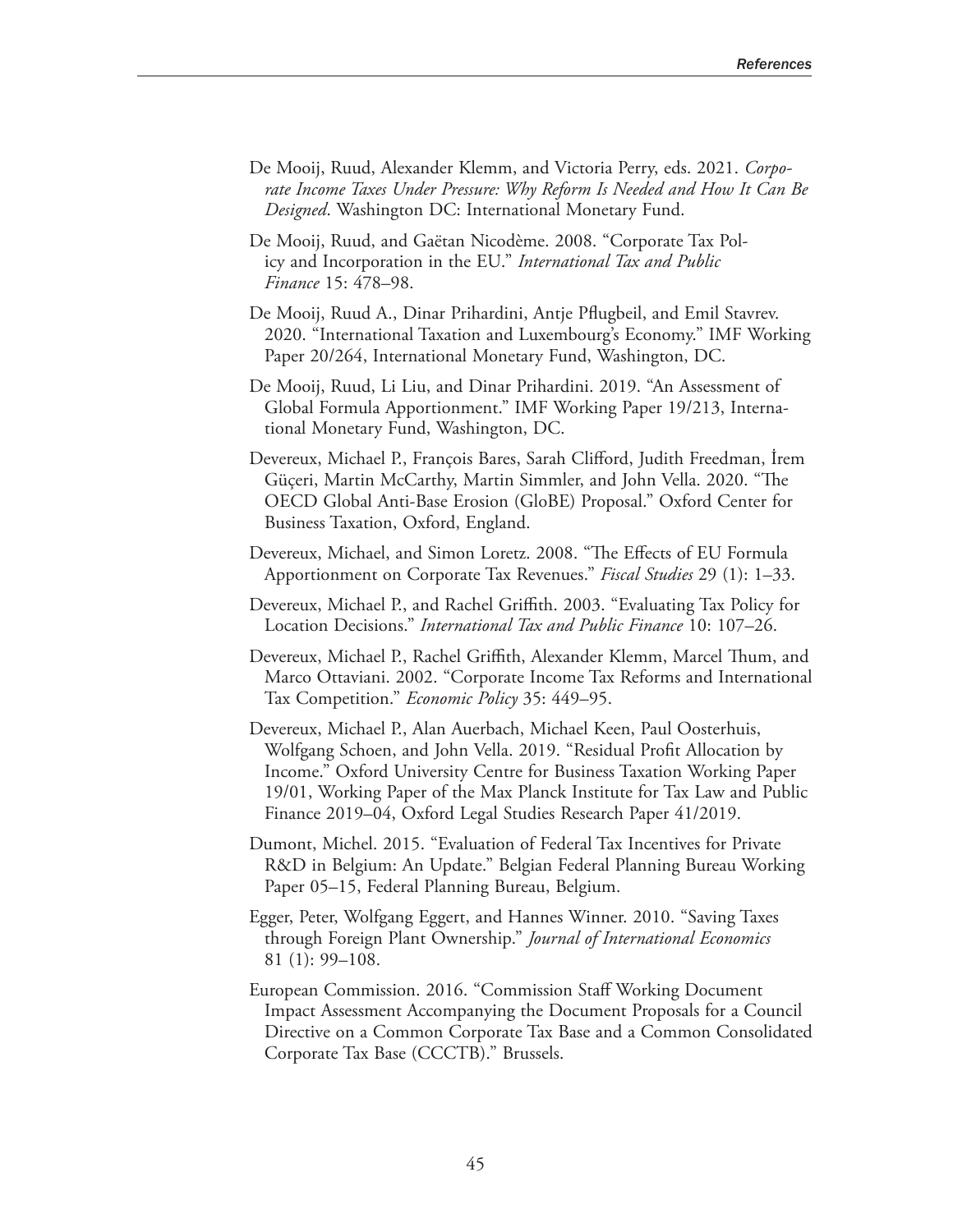De Mooij, Ruud, Alexander Klemm, and Victoria Perry, eds. 2021. *Corporate Income Taxes Under Pressure: Why Reform Is Needed and How It Can Be Designed*. Washington DC: International Monetary Fund.

De Mooij, Ruud, and Gaëtan Nicodème. 2008. "Corporate Tax Policy and Incorporation in the EU." *International Tax and Public Finance* 15: 478–98.

De Mooij, Ruud A., Dinar Prihardini, Antje Pflugbeil, and Emil Stavrev. 2020. "International Taxation and Luxembourg's Economy." IMF Working Paper 20/264, International Monetary Fund, Washington, DC.

De Mooij, Ruud, Li Liu, and Dinar Prihardini. 2019. "An Assessment of Global Formula Apportionment." IMF Working Paper 19/213, International Monetary Fund, Washington, DC.

Devereux, Michael P., François Bares, Sarah Clifford, Judith Freedman, İrem Güçeri, Martin McCarthy, Martin Simmler, and John Vella. 2020. "The OECD Global Anti-Base Erosion (GloBE) Proposal." Oxford Center for Business Taxation, Oxford, England.

Devereux, Michael, and Simon Loretz. 2008. "The Effects of EU Formula Apportionment on Corporate Tax Revenues." *Fiscal Studies* 29 (1): 1–33.

Devereux, Michael P., and Rachel Griffith. 2003. "Evaluating Tax Policy for Location Decisions." *International Tax and Public Finance* 10: 107–26.

Devereux, Michael P., Rachel Griffith, Alexander Klemm, Marcel Thum, and Marco Ottaviani. 2002. "Corporate Income Tax Reforms and International Tax Competition." *Economic Policy* 35: 449–95.

Devereux, Michael P., Alan Auerbach, Michael Keen, Paul Oosterhuis, Wolfgang Schoen, and John Vella. 2019. "Residual Profit Allocation by Income." Oxford University Centre for Business Taxation Working Paper 19/01, Working Paper of the Max Planck Institute for Tax Law and Public Finance 2019–04, Oxford Legal Studies Research Paper 41/2019.

Dumont, Michel. 2015. "Evaluation of Federal Tax Incentives for Private R&D in Belgium: An Update." Belgian Federal Planning Bureau Working Paper 05–15, Federal Planning Bureau, Belgium.

Egger, Peter, Wolfgang Eggert, and Hannes Winner. 2010. "Saving Taxes through Foreign Plant Ownership." *Journal of International Economics* 81 (1): 99–108.

European Commission. 2016. "Commission Staff Working Document Impact Assessment Accompanying the Document Proposals for a Council Directive on a Common Corporate Tax Base and a Common Consolidated Corporate Tax Base (CCCTB)." Brussels.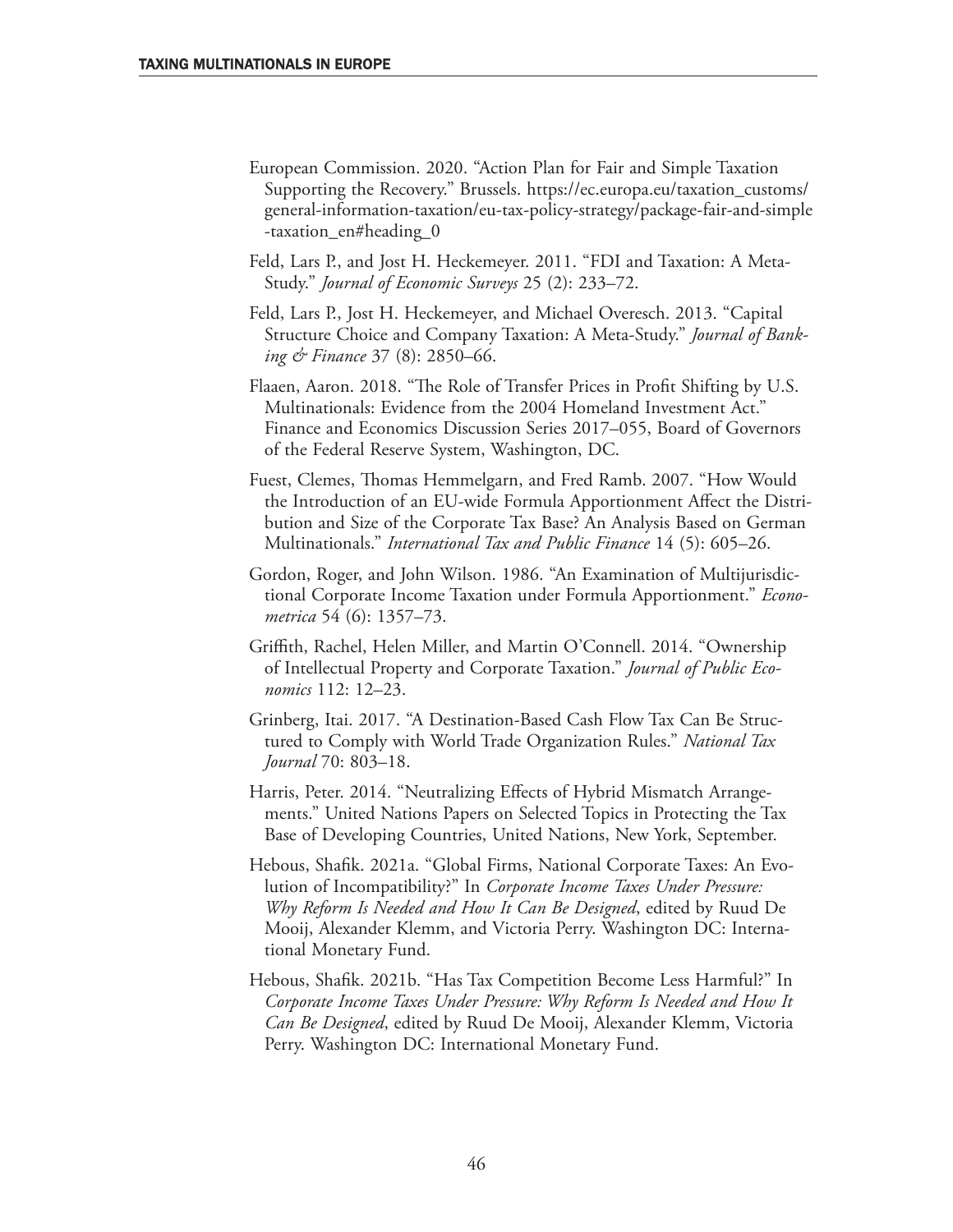European Commission. 2020. "Action Plan for Fair and Simple Taxation Supporting the Recovery." Brussels. https://ec.europa.eu/taxation_customs/general-information-taxation/eu-tax-policy-strategy/package-fair-and-simple-taxation_en#heading_0

Feld, Lars P., and Jost H. Heckemeyer. 2011. "FDI and Taxation: A Meta-Study." *Journal of Economic Surveys* 25 (2): 233–72.

Feld, Lars P., Jost H. Heckemeyer, and Michael Overesch. 2013. "Capital Structure Choice and Company Taxation: A Meta-Study." *Journal of Banking & Finance* 37 (8): 2850–66.

Flaaen, Aaron. 2018. "The Role of Transfer Prices in Profit Shifting by U.S. Multinationals: Evidence from the 2004 Homeland Investment Act." Finance and Economics Discussion Series 2017–055, Board of Governors of the Federal Reserve System, Washington, DC.

Fuest, Clemes, Thomas Hemmelgarn, and Fred Ramb. 2007. "How Would the Introduction of an EU-wide Formula Apportionment Affect the Distribution and Size of the Corporate Tax Base? An Analysis Based on German Multinationals." *International Tax and Public Finance* 14 (5): 605–26.

Gordon, Roger, and John Wilson. 1986. "An Examination of Multijurisdictional Corporate Income Taxation under Formula Apportionment." *Econometrica* 54 (6): 1357–73.

Griffith, Rachel, Helen Miller, and Martin O'Connell. 2014. "Ownership of Intellectual Property and Corporate Taxation." *Journal of Public Economics* 112: 12–23.

Grinberg, Itai. 2017. "A Destination-Based Cash Flow Tax Can Be Structured to Comply with World Trade Organization Rules." *National Tax Journal* 70: 803–18.

Harris, Peter. 2014. "Neutralizing Effects of Hybrid Mismatch Arrangements." United Nations Papers on Selected Topics in Protecting the Tax Base of Developing Countries, United Nations, New York, September.

Hebous, Shafik. 2021a. "Global Firms, National Corporate Taxes: An Evolution of Incompatibility?" In *Corporate Income Taxes Under Pressure: Why Reform Is Needed and How It Can Be Designed*, edited by Ruud De Mooij, Alexander Klemm, and Victoria Perry. Washington DC: International Monetary Fund.

Hebous, Shafik. 2021b. "Has Tax Competition Become Less Harmful?" In *Corporate Income Taxes Under Pressure: Why Reform Is Needed and How It Can Be Designed*, edited by Ruud De Mooij, Alexander Klemm, Victoria Perry. Washington DC: International Monetary Fund.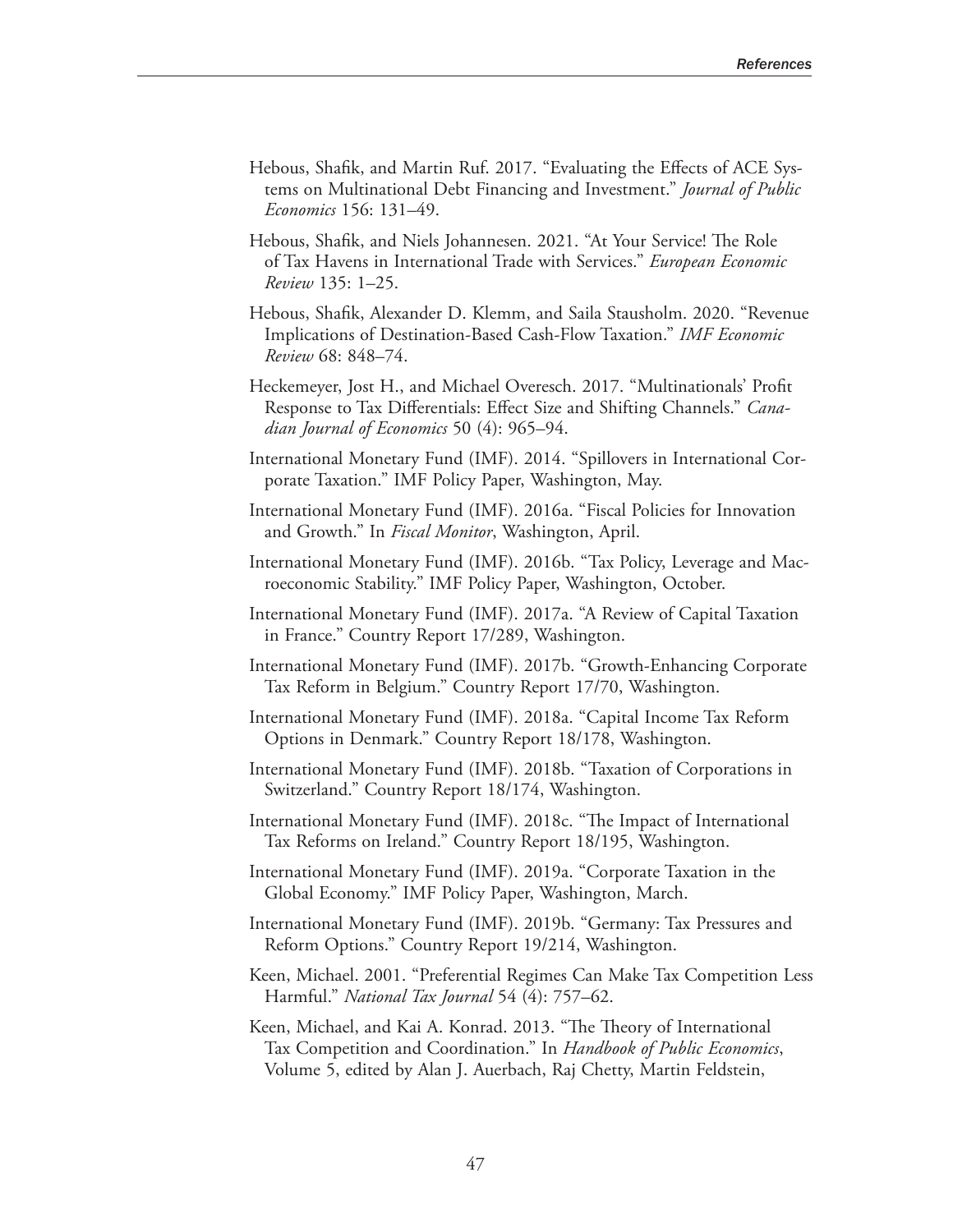Hebous, Shafik, and Martin Ruf. 2017. "Evaluating the Effects of ACE Systems on Multinational Debt Financing and Investment." *Journal of Public Economics* 156: 131–49.

Hebous, Shafik, and Niels Johannesen. 2021. "At Your Service! The Role of Tax Havens in International Trade with Services." *European Economic Review* 135: 1–25.

Hebous, Shafik, Alexander D. Klemm, and Saila Stausholm. 2020. "Revenue Implications of Destination-Based Cash-Flow Taxation." *IMF Economic Review* 68: 848–74.

Heckemeyer, Jost H., and Michael Overesch. 2017. "Multinationals' Profit Response to Tax Differentials: Effect Size and Shifting Channels." *Canadian Journal of Economics* 50 (4): 965–94.

International Monetary Fund (IMF). 2014. "Spillovers in International Corporate Taxation." IMF Policy Paper, Washington, May.

International Monetary Fund (IMF). 2016a. "Fiscal Policies for Innovation and Growth." In *Fiscal Monitor*, Washington, April.

International Monetary Fund (IMF). 2016b. "Tax Policy, Leverage and Macroeconomic Stability." IMF Policy Paper, Washington, October.

International Monetary Fund (IMF). 2017a. "A Review of Capital Taxation in France." Country Report 17/289, Washington.

International Monetary Fund (IMF). 2017b. "Growth-Enhancing Corporate Tax Reform in Belgium." Country Report 17/70, Washington.

International Monetary Fund (IMF). 2018a. "Capital Income Tax Reform Options in Denmark." Country Report 18/178, Washington.

International Monetary Fund (IMF). 2018b. "Taxation of Corporations in Switzerland." Country Report 18/174, Washington.

International Monetary Fund (IMF). 2018c. "The Impact of International Tax Reforms on Ireland." Country Report 18/195, Washington.

International Monetary Fund (IMF). 2019a. "Corporate Taxation in the Global Economy." IMF Policy Paper, Washington, March.

International Monetary Fund (IMF). 2019b. "Germany: Tax Pressures and Reform Options." Country Report 19/214, Washington.

Keen, Michael. 2001. "Preferential Regimes Can Make Tax Competition Less Harmful." *National Tax Journal* 54 (4): 757–62.

Keen, Michael, and Kai A. Konrad. 2013. "The Theory of International Tax Competition and Coordination." In *Handbook of Public Economics*, Volume 5, edited by Alan J. Auerbach, Raj Chetty, Martin Feldstein,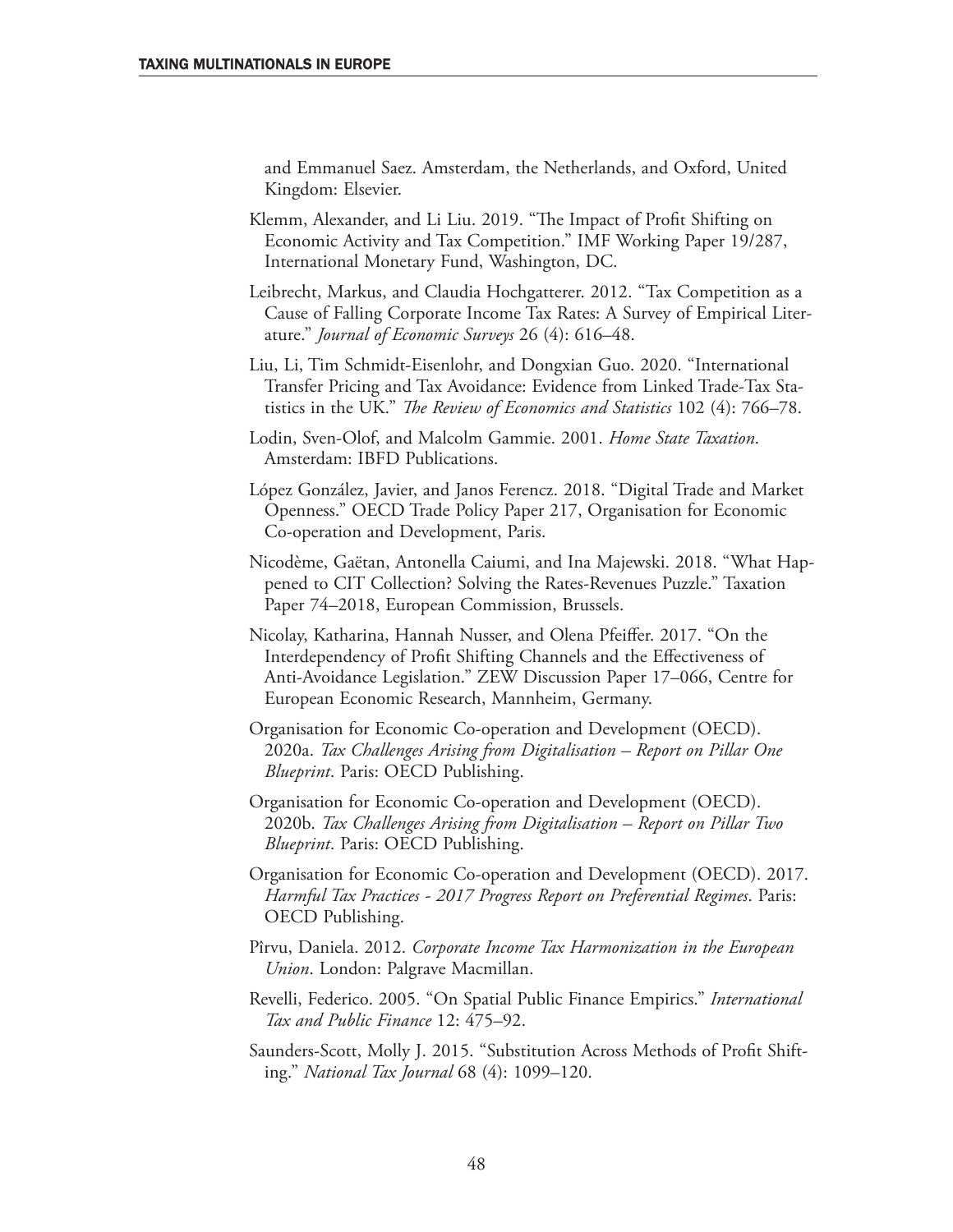and Emmanuel Saez. Amsterdam, the Netherlands, and Oxford, United Kingdom: Elsevier.

Klemm, Alexander, and Li Liu. 2019. "The Impact of Profit Shifting on Economic Activity and Tax Competition." IMF Working Paper 19/287, International Monetary Fund, Washington, DC.

Leibrecht, Markus, and Claudia Hochgatterer. 2012. "Tax Competition as a Cause of Falling Corporate Income Tax Rates: A Survey of Empirical Literature." *Journal of Economic Surveys* 26 (4): 616–48.

Liu, Li, Tim Schmidt-Eisenlohr, and Dongxian Guo. 2020. "International Transfer Pricing and Tax Avoidance: Evidence from Linked Trade-Tax Statistics in the UK." *The Review of Economics and Statistics* 102 (4): 766–78.

Lodin, Sven-Olof, and Malcolm Gammie. 2001. *Home State Taxation*. Amsterdam: IBFD Publications.

López González, Javier, and Janos Ferencz. 2018. "Digital Trade and Market Openness." OECD Trade Policy Paper 217, Organisation for Economic Co-operation and Development, Paris.

Nicodème, Gaëtan, Antonella Caiumi, and Ina Majewski. 2018. "What Happened to CIT Collection? Solving the Rates-Revenues Puzzle." Taxation Paper 74–2018, European Commission, Brussels.

Nicolay, Katharina, Hannah Nusser, and Olena Pfeiffer. 2017. "On the Interdependency of Profit Shifting Channels and the Effectiveness of Anti-Avoidance Legislation." ZEW Discussion Paper 17–066, Centre for European Economic Research, Mannheim, Germany.

Organisation for Economic Co-operation and Development (OECD). 2020a. *Tax Challenges Arising from Digitalisation – Report on Pillar One Blueprint*. Paris: OECD Publishing.

Organisation for Economic Co-operation and Development (OECD). 2020b. *Tax Challenges Arising from Digitalisation – Report on Pillar Two Blueprint*. Paris: OECD Publishing.

Organisation for Economic Co-operation and Development (OECD). 2017. *Harmful Tax Practices - 2017 Progress Report on Preferential Regimes*. Paris: OECD Publishing.

Pîrvu, Daniela. 2012. *Corporate Income Tax Harmonization in the European Union*. London: Palgrave Macmillan.

Revelli, Federico. 2005. "On Spatial Public Finance Empirics." *International Tax and Public Finance* 12: 475–92.

Saunders-Scott, Molly J. 2015. "Substitution Across Methods of Profit Shifting." *National Tax Journal* 68 (4): 1099–120.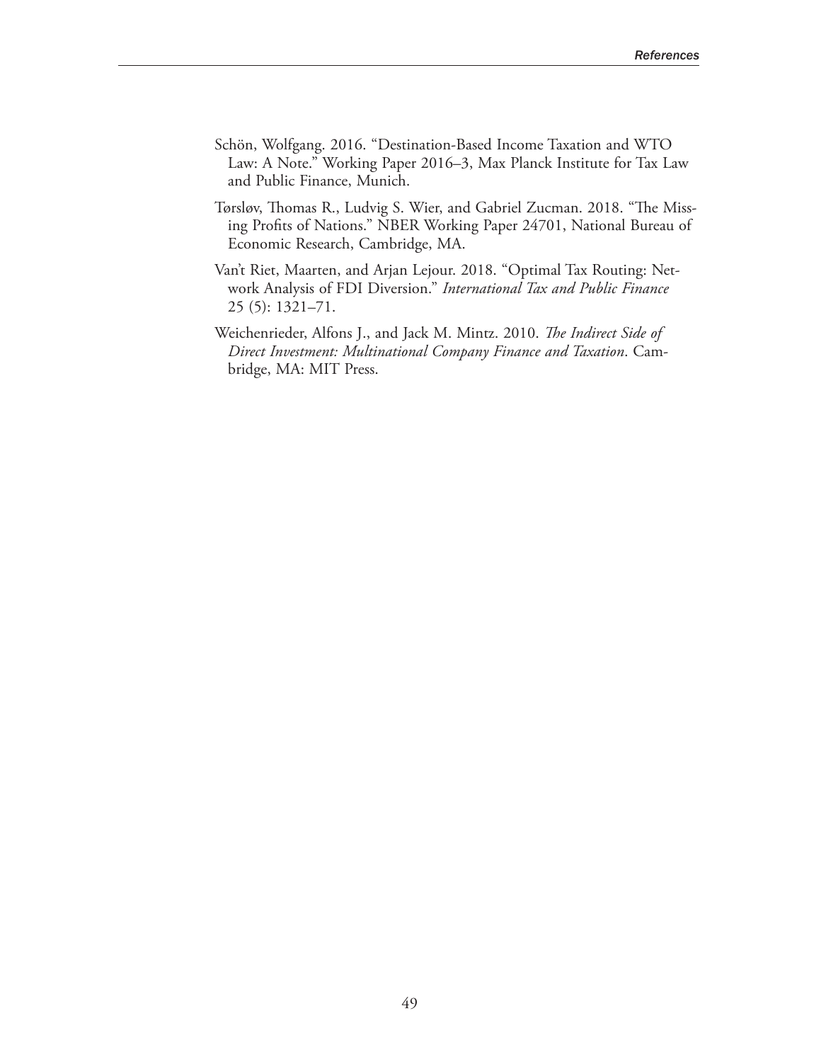Schön, Wolfgang. 2016. "Destination-Based Income Taxation and WTO Law: A Note." Working Paper 2016–3, Max Planck Institute for Tax Law and Public Finance, Munich.

Tørsløv, Thomas R., Ludvig S. Wier, and Gabriel Zucman. 2018. "The Missing Profits of Nations." NBER Working Paper 24701, National Bureau of Economic Research, Cambridge, MA.

Van't Riet, Maarten, and Arjan Lejour. 2018. "Optimal Tax Routing: Network Analysis of FDI Diversion." *International Tax and Public Finance* 25 (5): 1321–71.

Weichenrieder, Alfons J., and Jack M. Mintz. 2010. *The Indirect Side of Direct Investment: Multinational Company Finance and Taxation*. Cambridge, MA: MIT Press.